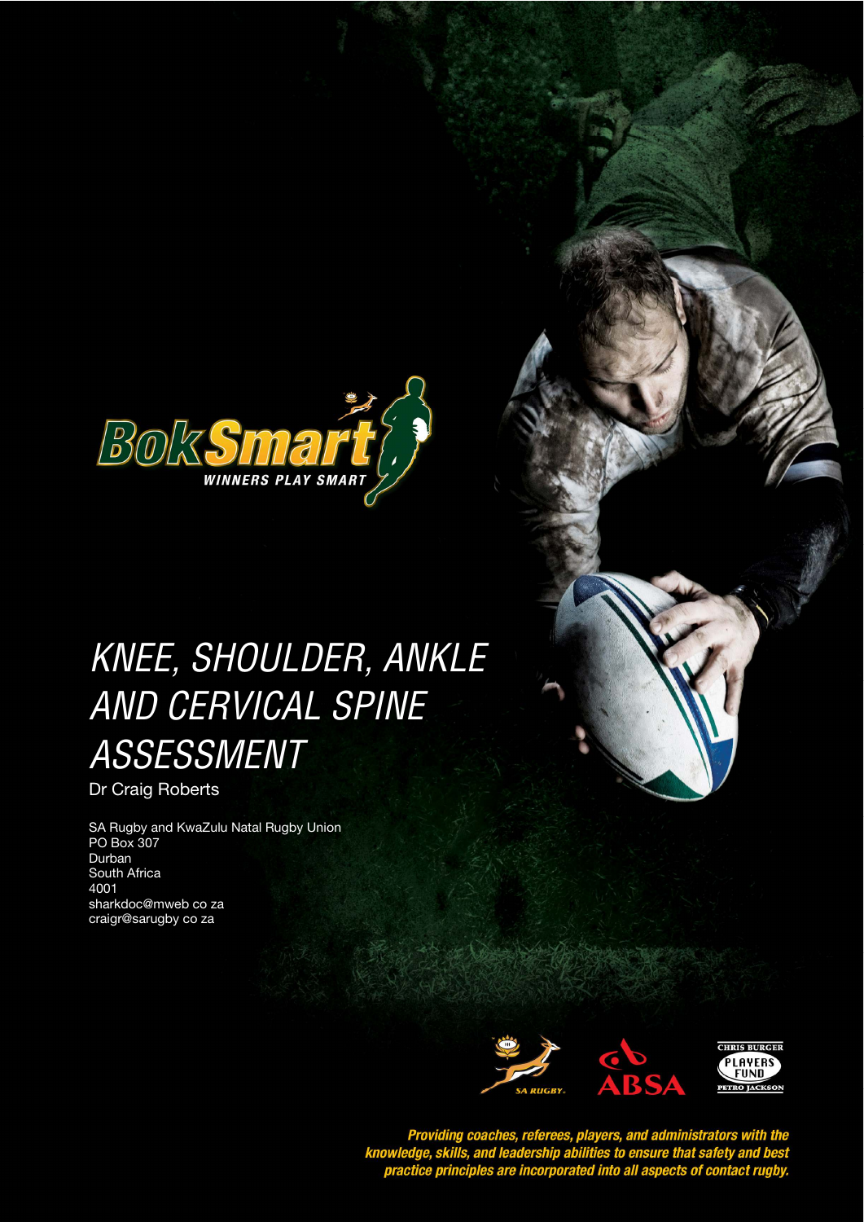BokSmart

WINNERS PLAY SMART

# KNEE, SHOULDER, ANKLE AND CERVICAL SPINE ASSESSMENT

Dr Craig Roberts

SA Rugby and KwaZulu Natal Rugby Union
PO Box 307
Durban
South Africa
4001
sharkdoc@mweb co za
craigr@sarugby co za

SA RUGBY

ABSA

CHRIS BURGER PLAYERS FUND PETRO JACKSON

***Providing coaches, referees, players, and administrators with the knowledge, skills, and leadership abilities to ensure that safety and best practice principles are incorporated into all aspects of contact rugby.***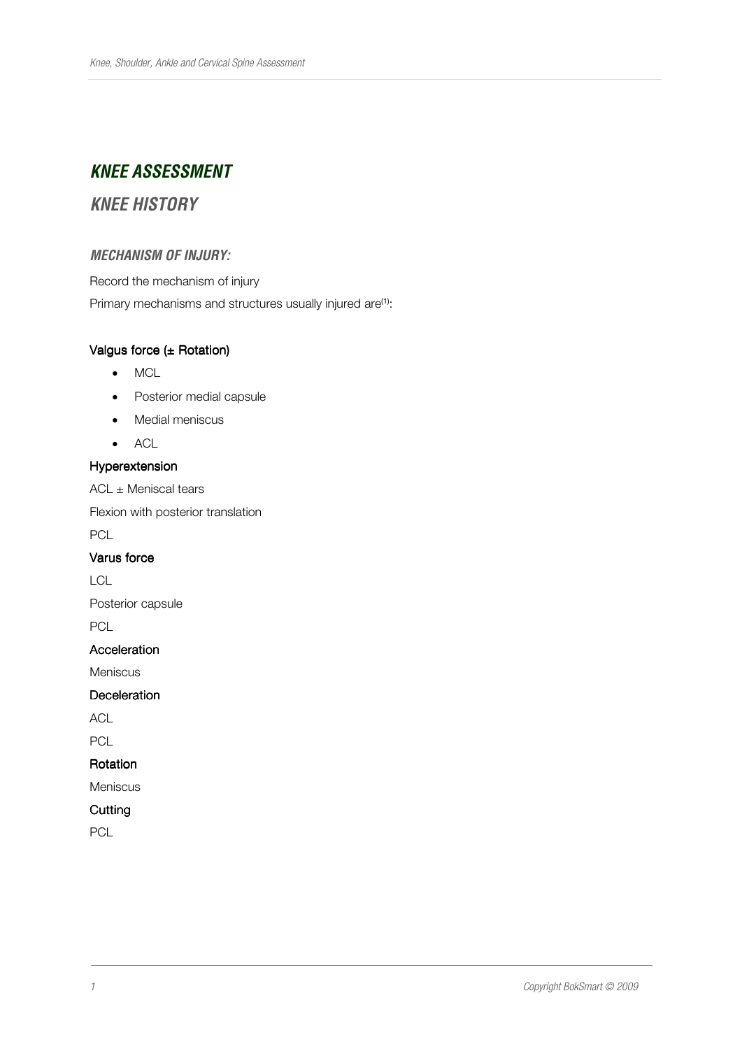# KNEE ASSESSMENT

## KNEE HISTORY

### MECHANISM OF INJURY:

Record the mechanism of injury

Primary mechanisms and structures usually injured are[1]:

**Valgus force (± Rotation)**

- MCL
- Posterior medial capsule
- Medial meniscus
- ACL

**Hyperextension**

ACL ± Meniscal tears

Flexion with posterior translation

PCL

**Varus force**

LCL

Posterior capsule

PCL

**Acceleration**

Meniscus

**Deceleration**

ACL

PCL

**Rotation**

Meniscus

**Cutting**

PCL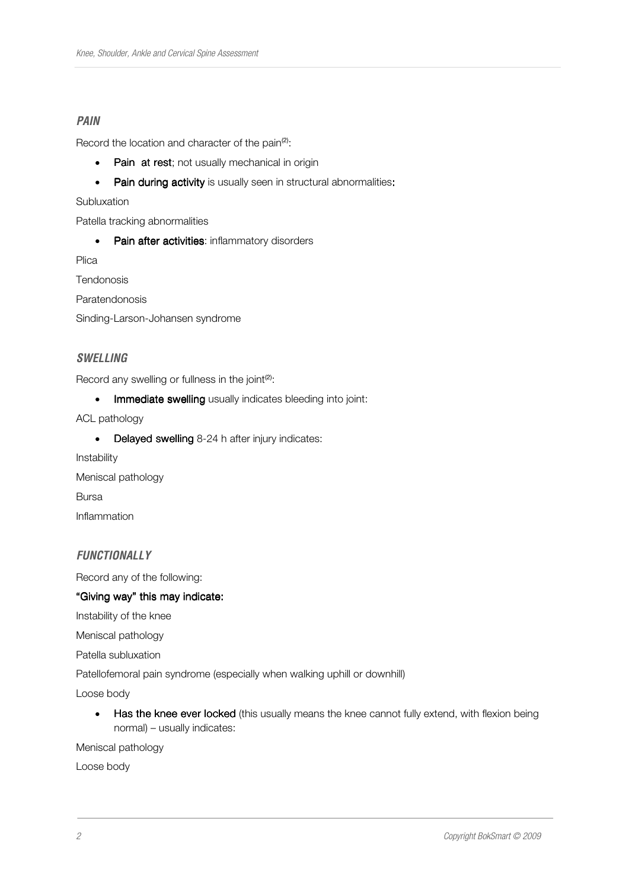### *PAIN*

Record the location and character of the pain[2]:

- **Pain at rest**; not usually mechanical in origin
- **Pain during activity** is usually seen in structural abnormalities:

Subluxation

Patella tracking abnormalities

- **Pain after activities**: inflammatory disorders

Plica

Tendonosis

Paratendonosis

Sinding-Larson-Johansen syndrome

### *SWELLING*

Record any swelling or fullness in the joint[2]:

- **Immediate swelling** usually indicates bleeding into joint:

ACL pathology

- **Delayed swelling** 8-24 h after injury indicates:

Instability

Meniscal pathology

Bursa

Inflammation

### *FUNCTIONALLY*

Record any of the following:

**"Giving way" this may indicate:**

Instability of the knee

Meniscal pathology

Patella subluxation

Patellofemoral pain syndrome (especially when walking uphill or downhill)

Loose body

- **Has the knee ever locked** (this usually means the knee cannot fully extend, with flexion being normal) – usually indicates:

Meniscal pathology

Loose body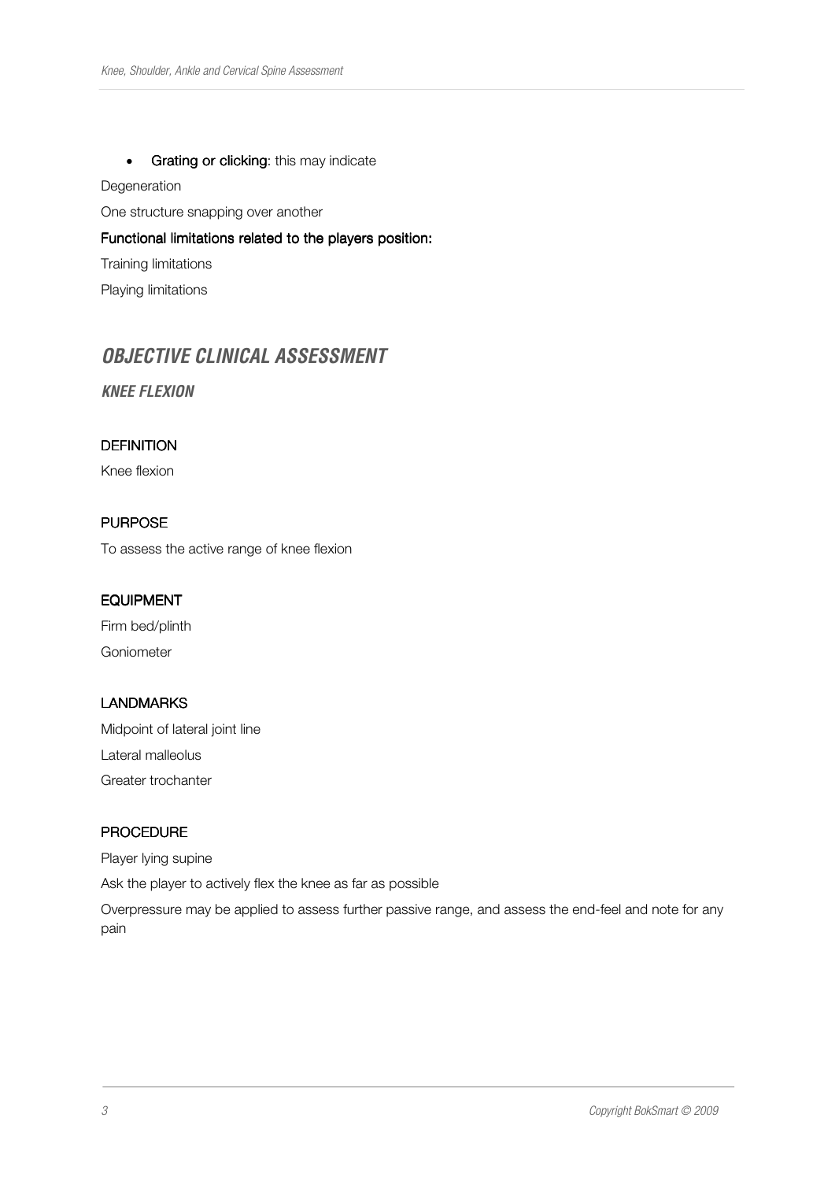- **Grating or clicking**: this may indicate

Degeneration

One structure snapping over another

**Functional limitations related to the players position:**

Training limitations

Playing limitations

## *OBJECTIVE CLINICAL ASSESSMENT*

### *KNEE FLEXION*

#### DEFINITION

Knee flexion

#### PURPOSE

To assess the active range of knee flexion

#### EQUIPMENT

Firm bed/plinth

Goniometer

#### LANDMARKS

Midpoint of lateral joint line

Lateral malleolus

Greater trochanter

#### PROCEDURE

Player lying supine

Ask the player to actively flex the knee as far as possible

Overpressure may be applied to assess further passive range, and assess the end-feel and note for any pain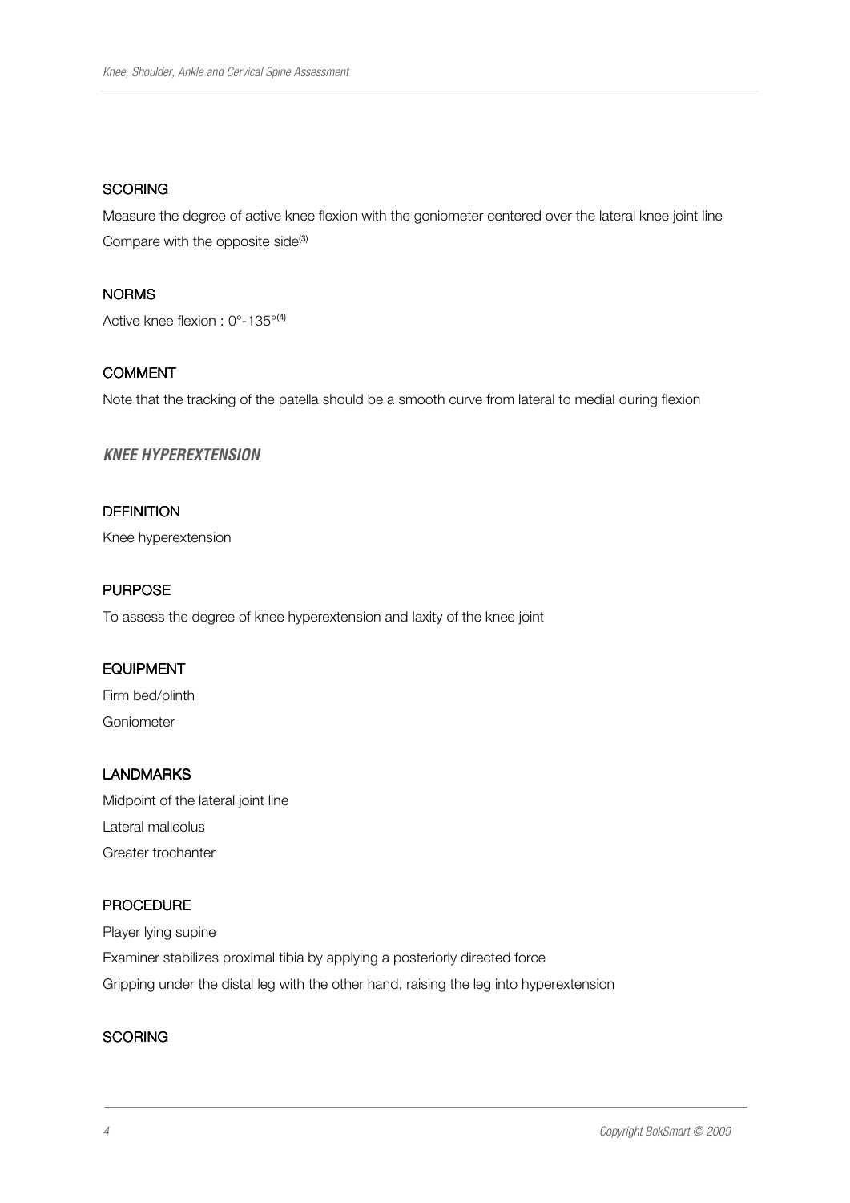### SCORING

Measure the degree of active knee flexion with the goniometer centered over the lateral knee joint line

Compare with the opposite side[3]

### NORMS

Active knee flexion : 0°-135°[4]

### COMMENT

Note that the tracking of the patella should be a smooth curve from lateral to medial during flexion

## *KNEE HYPEREXTENSION*

### DEFINITION

Knee hyperextension

### PURPOSE

To assess the degree of knee hyperextension and laxity of the knee joint

### EQUIPMENT

Firm bed/plinth

Goniometer

### LANDMARKS

Midpoint of the lateral joint line

Lateral malleolus

Greater trochanter

### PROCEDURE

Player lying supine

Examiner stabilizes proximal tibia by applying a posteriorly directed force

Gripping under the distal leg with the other hand, raising the leg into hyperextension

### SCORING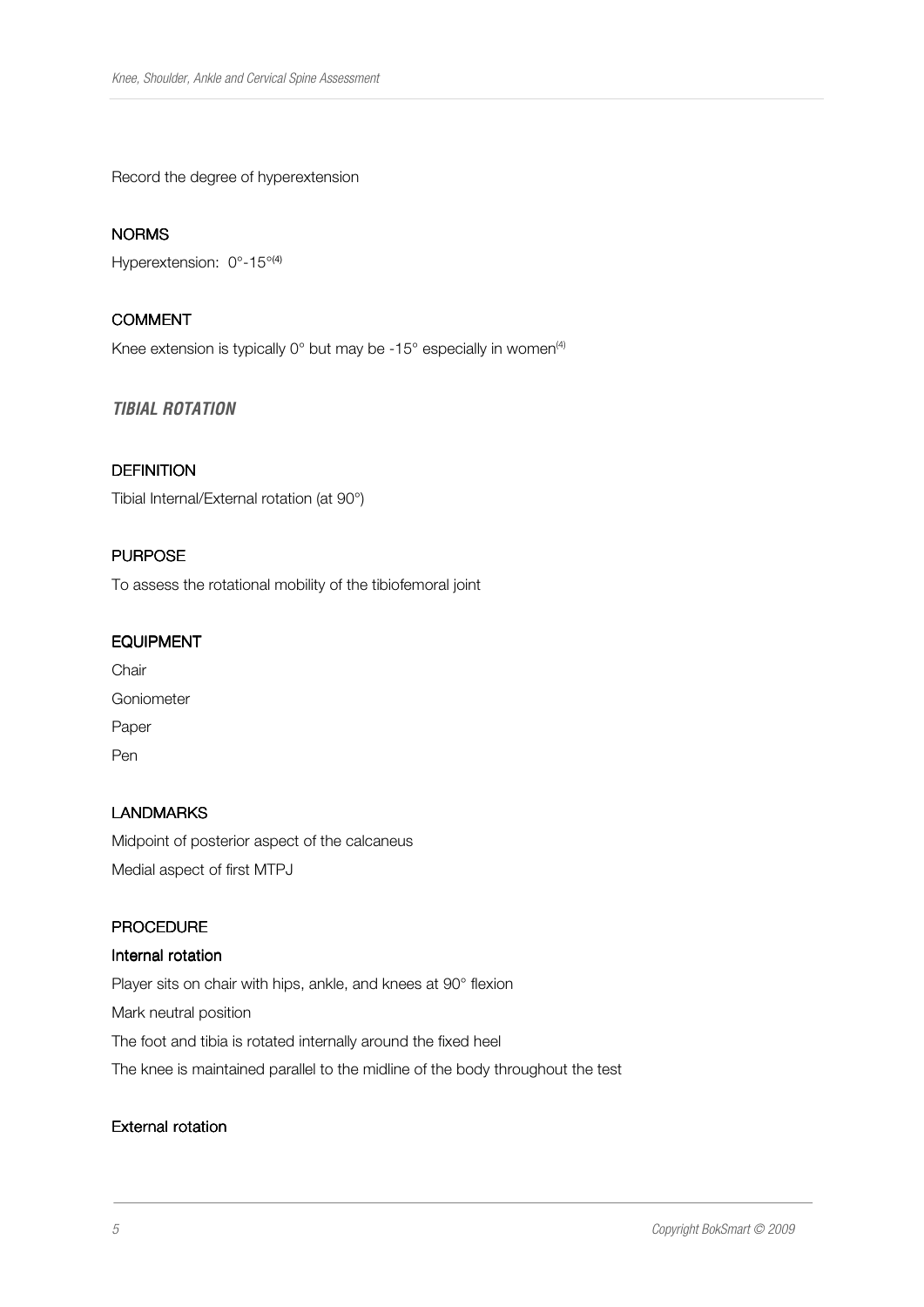Record the degree of hyperextension

### NORMS

Hyperextension: 0°-15°[4]

### COMMENT

Knee extension is typically 0° but may be -15° especially in women[4]

## *TIBIAL ROTATION*

### DEFINITION

Tibial Internal/External rotation (at 90°)

### PURPOSE

To assess the rotational mobility of the tibiofemoral joint

### EQUIPMENT

Chair

Goniometer

Paper

Pen

### LANDMARKS

Midpoint of posterior aspect of the calcaneus

Medial aspect of first MTPJ

### PROCEDURE

#### Internal rotation

Player sits on chair with hips, ankle, and knees at 90° flexion

Mark neutral position

The foot and tibia is rotated internally around the fixed heel

The knee is maintained parallel to the midline of the body throughout the test

#### External rotation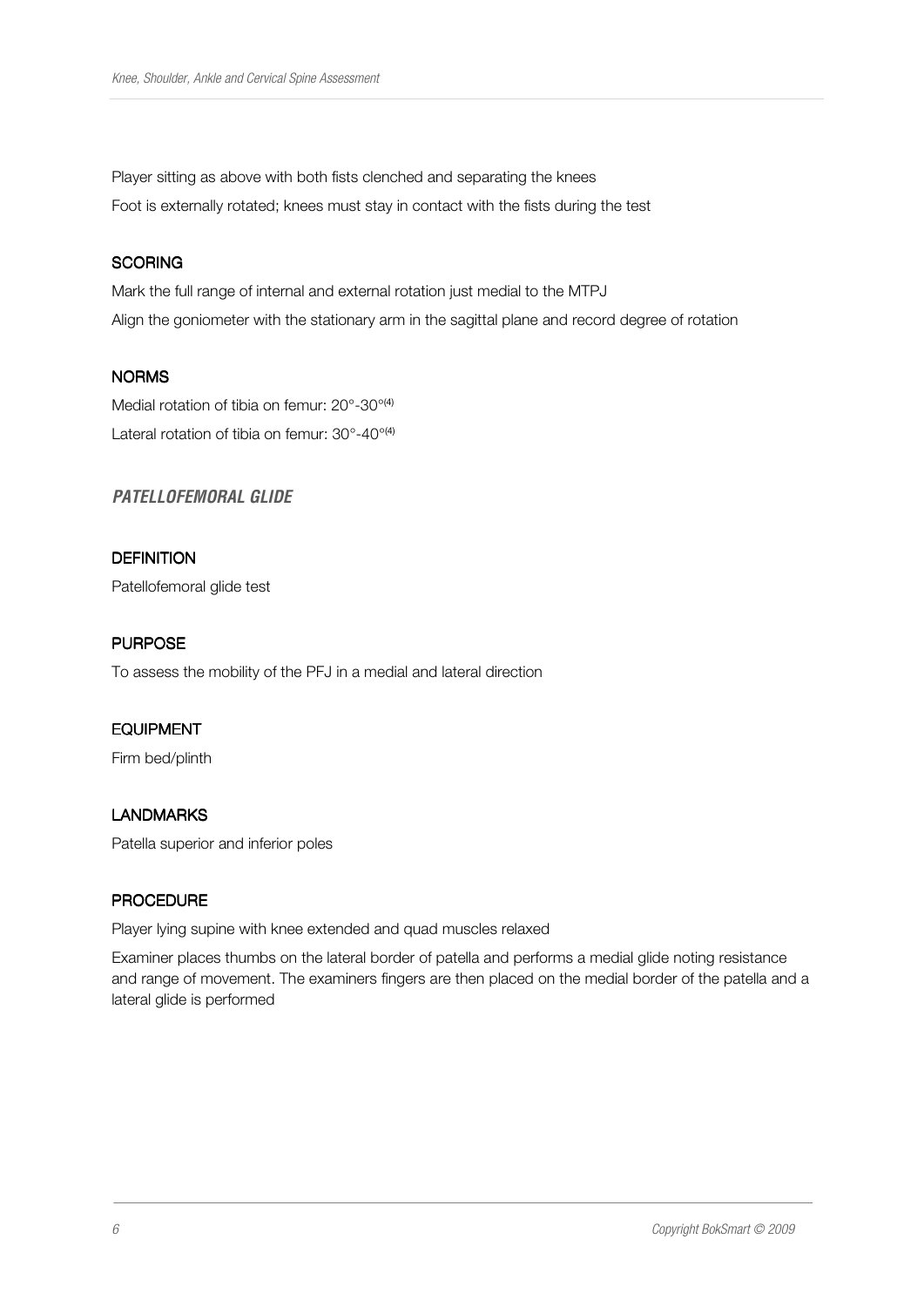Player sitting as above with both fists clenched and separating the knees

Foot is externally rotated; knees must stay in contact with the fists during the test

#### SCORING

Mark the full range of internal and external rotation just medial to the MTPJ

Align the goniometer with the stationary arm in the sagittal plane and record degree of rotation

#### NORMS

Medial rotation of tibia on femur: 20°-30°[4]

Lateral rotation of tibia on femur: 30°-40°[4]

### *PATELLOFEMORAL GLIDE*

#### DEFINITION

Patellofemoral glide test

#### PURPOSE

To assess the mobility of the PFJ in a medial and lateral direction

#### EQUIPMENT

Firm bed/plinth

#### LANDMARKS

Patella superior and inferior poles

#### PROCEDURE

Player lying supine with knee extended and quad muscles relaxed

Examiner places thumbs on the lateral border of patella and performs a medial glide noting resistance and range of movement. The examiners fingers are then placed on the medial border of the patella and a lateral glide is performed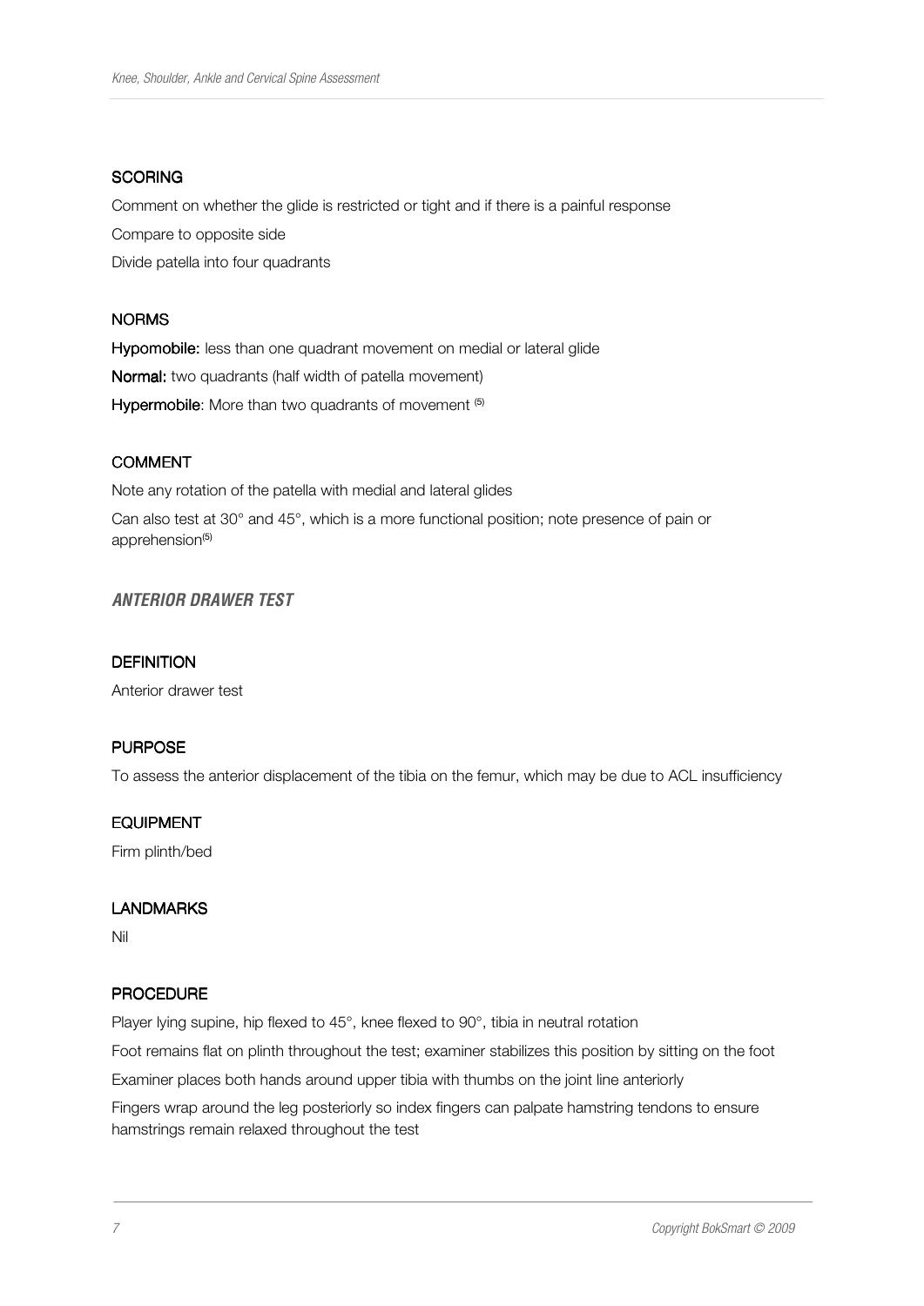#### SCORING

Comment on whether the glide is restricted or tight and if there is a painful response

Compare to opposite side

Divide patella into four quadrants

#### NORMS

**Hypomobile:** less than one quadrant movement on medial or lateral glide

**Normal:** two quadrants (half width of patella movement)

**Hypermobile**: More than two quadrants of movement [5]

#### COMMENT

Note any rotation of the patella with medial and lateral glides

Can also test at 30° and 45°, which is a more functional position; note presence of pain or apprehension[5]

### *ANTERIOR DRAWER TEST*

#### DEFINITION

Anterior drawer test

#### PURPOSE

To assess the anterior displacement of the tibia on the femur, which may be due to ACL insufficiency

#### EQUIPMENT

Firm plinth/bed

#### LANDMARKS

Nil

#### PROCEDURE

Player lying supine, hip flexed to 45°, knee flexed to 90°, tibia in neutral rotation

Foot remains flat on plinth throughout the test; examiner stabilizes this position by sitting on the foot

Examiner places both hands around upper tibia with thumbs on the joint line anteriorly

Fingers wrap around the leg posteriorly so index fingers can palpate hamstring tendons to ensure hamstrings remain relaxed throughout the test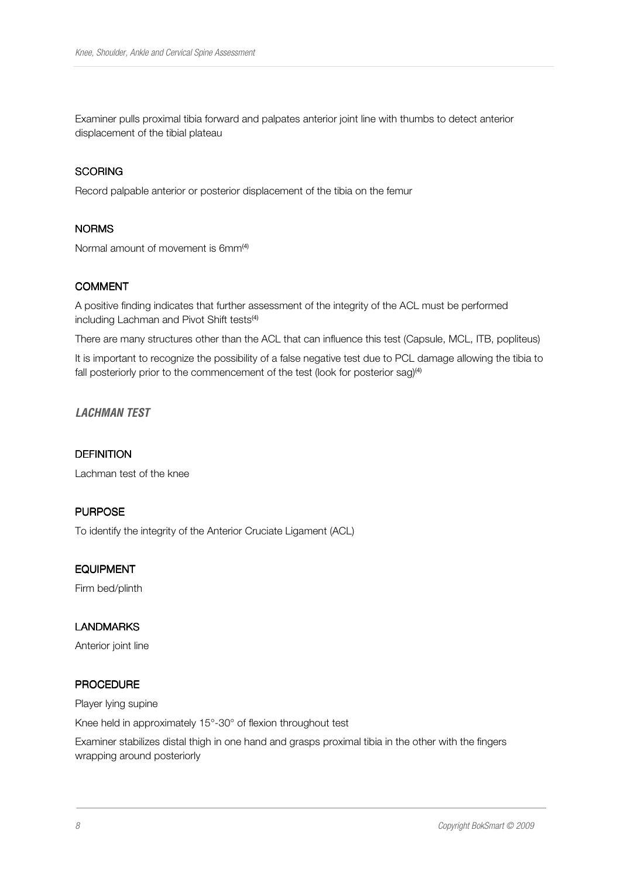Examiner pulls proximal tibia forward and palpates anterior joint line with thumbs to detect anterior displacement of the tibial plateau

#### SCORING

Record palpable anterior or posterior displacement of the tibia on the femur

#### NORMS

Normal amount of movement is 6mm[4]

#### COMMENT

A positive finding indicates that further assessment of the integrity of the ACL must be performed including Lachman and Pivot Shift tests[4]

There are many structures other than the ACL that can influence this test (Capsule, MCL, ITB, popliteus)

It is important to recognize the possibility of a false negative test due to PCL damage allowing the tibia to fall posteriorly prior to the commencement of the test (look for posterior sag)[4]

### *LACHMAN TEST*

#### DEFINITION

Lachman test of the knee

#### PURPOSE

To identify the integrity of the Anterior Cruciate Ligament (ACL)

#### EQUIPMENT

Firm bed/plinth

#### LANDMARKS

Anterior joint line

#### PROCEDURE

Player lying supine

Knee held in approximately 15°-30° of flexion throughout test

Examiner stabilizes distal thigh in one hand and grasps proximal tibia in the other with the fingers wrapping around posteriorly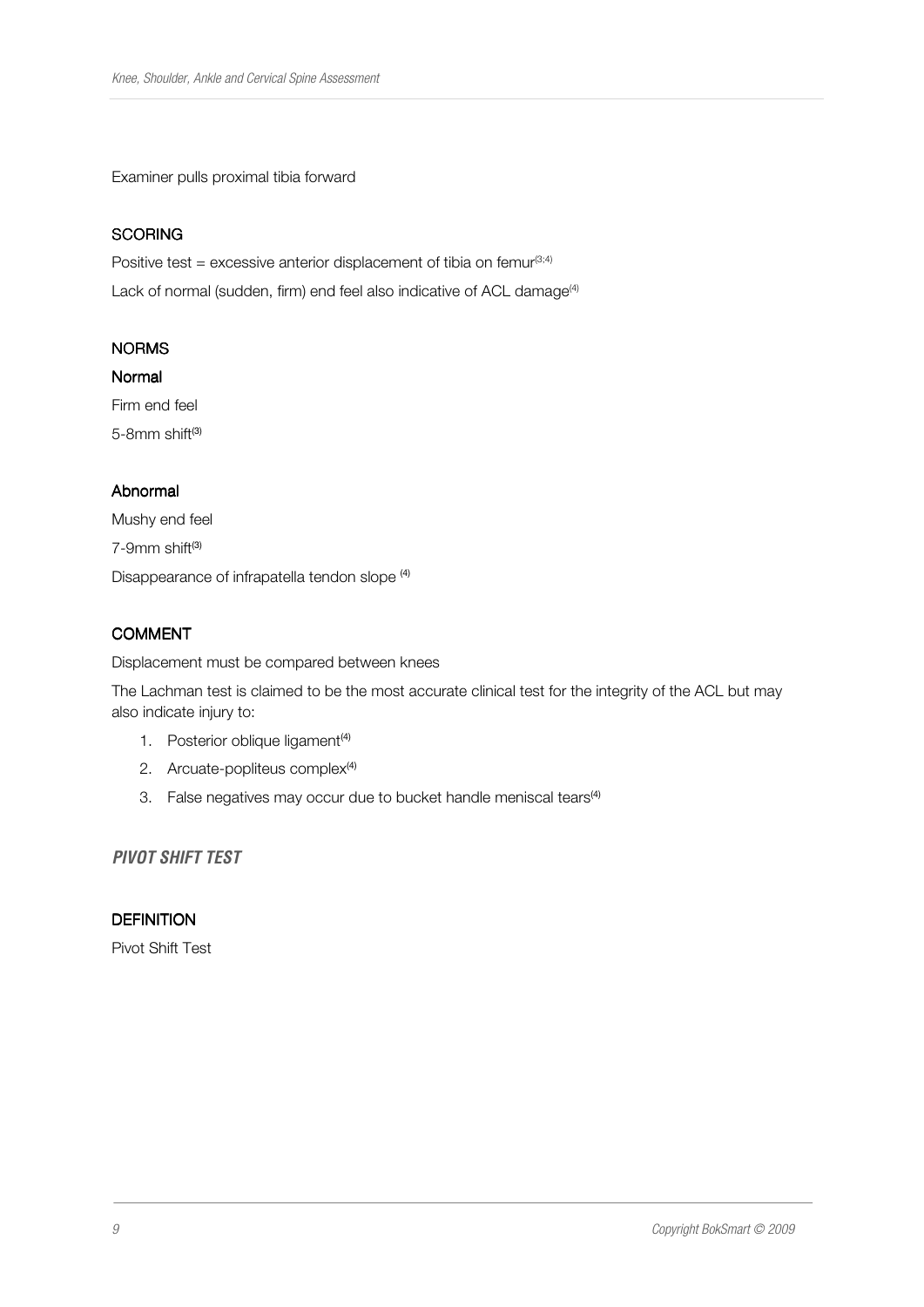Examiner pulls proximal tibia forward

#### SCORING

Positive test = excessive anterior displacement of tibia on femur[3;4]

Lack of normal (sudden, firm) end feel also indicative of ACL damage[4]

#### NORMS

**Normal**

Firm end feel

5-8mm shift[3]

**Abnormal**

Mushy end feel

7-9mm shift[3]

Disappearance of infrapatella tendon slope [4]

#### COMMENT

Displacement must be compared between knees

The Lachman test is claimed to be the most accurate clinical test for the integrity of the ACL but may also indicate injury to:

1. Posterior oblique ligament[4]
2. Arcuate-popliteus complex[4]
3. False negatives may occur due to bucket handle meniscal tears[4]

### *PIVOT SHIFT TEST*

#### DEFINITION

Pivot Shift Test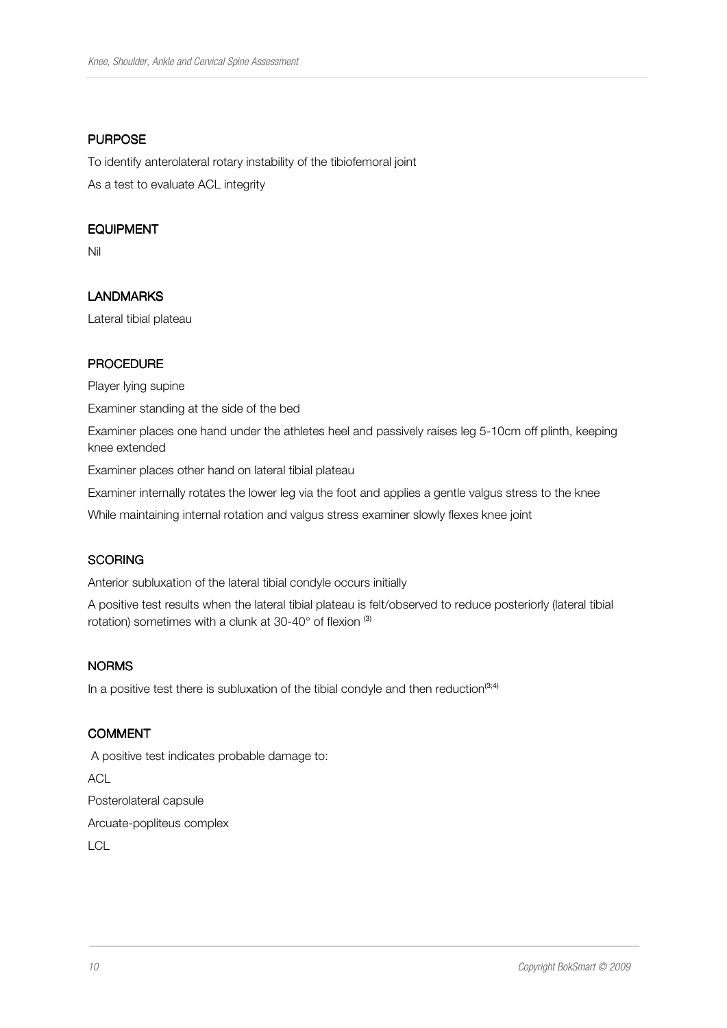## PURPOSE

To identify anterolateral rotary instability of the tibiofemoral joint

As a test to evaluate ACL integrity

## EQUIPMENT

Nil

## LANDMARKS

Lateral tibial plateau

## PROCEDURE

Player lying supine

Examiner standing at the side of the bed

Examiner places one hand under the athletes heel and passively raises leg 5-10cm off plinth, keeping knee extended

Examiner places other hand on lateral tibial plateau

Examiner internally rotates the lower leg via the foot and applies a gentle valgus stress to the knee

While maintaining internal rotation and valgus stress examiner slowly flexes knee joint

## SCORING

Anterior subluxation of the lateral tibial condyle occurs initially

A positive test results when the lateral tibial plateau is felt/observed to reduce posteriorly (lateral tibial rotation) sometimes with a clunk at 30-40° of flexion [3]

## NORMS

In a positive test there is subluxation of the tibial condyle and then reduction[3;4]

## COMMENT

A positive test indicates probable damage to:

ACL

Posterolateral capsule

Arcuate-popliteus complex

LCL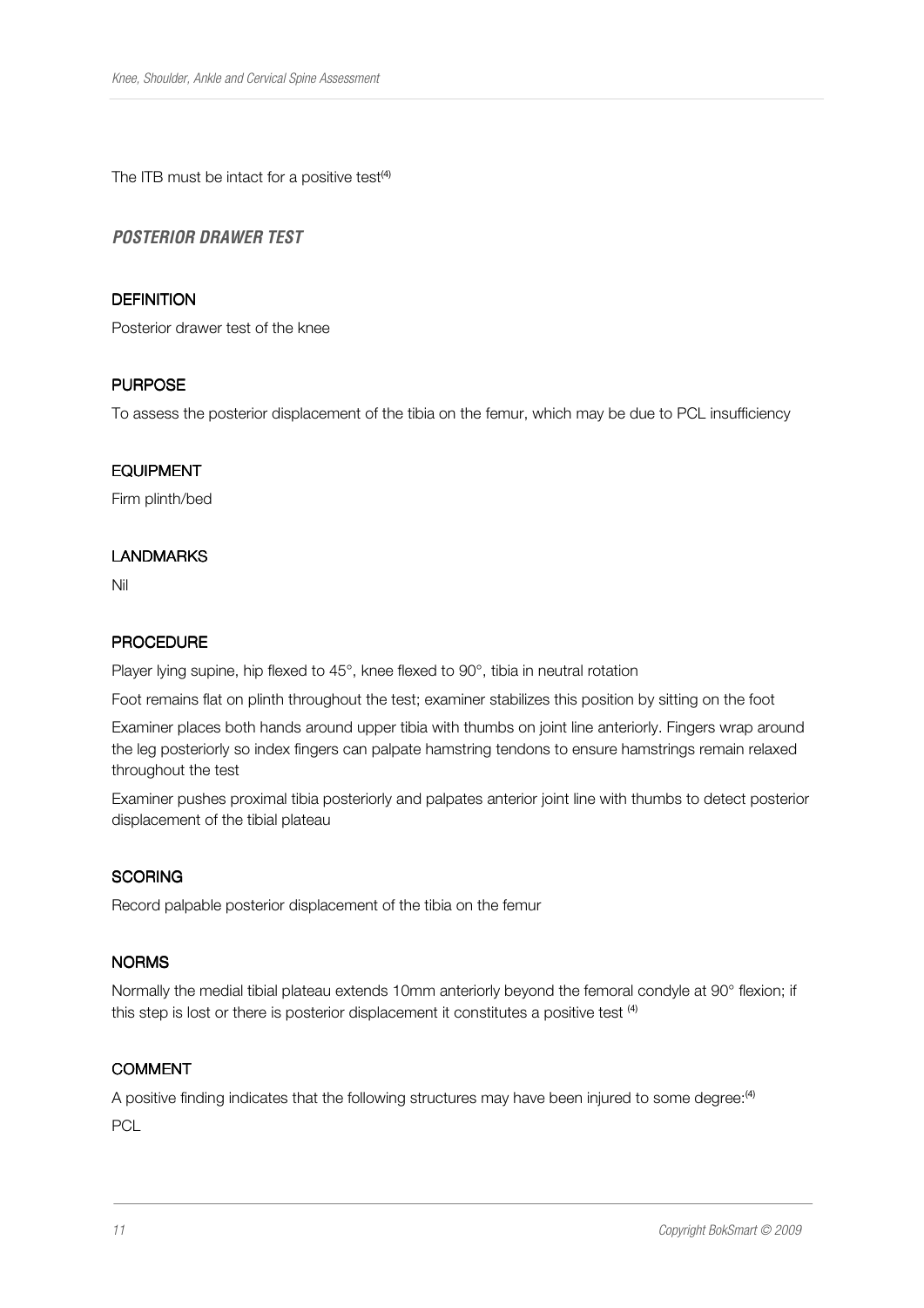The ITB must be intact for a positive test[4]

### *POSTERIOR DRAWER TEST*

#### DEFINITION

Posterior drawer test of the knee

#### PURPOSE

To assess the posterior displacement of the tibia on the femur, which may be due to PCL insufficiency

#### EQUIPMENT

Firm plinth/bed

#### LANDMARKS

Nil

#### PROCEDURE

Player lying supine, hip flexed to 45°, knee flexed to 90°, tibia in neutral rotation

Foot remains flat on plinth throughout the test; examiner stabilizes this position by sitting on the foot

Examiner places both hands around upper tibia with thumbs on joint line anteriorly. Fingers wrap around the leg posteriorly so index fingers can palpate hamstring tendons to ensure hamstrings remain relaxed throughout the test

Examiner pushes proximal tibia posteriorly and palpates anterior joint line with thumbs to detect posterior displacement of the tibial plateau

#### SCORING

Record palpable posterior displacement of the tibia on the femur

#### NORMS

Normally the medial tibial plateau extends 10mm anteriorly beyond the femoral condyle at 90° flexion; if this step is lost or there is posterior displacement it constitutes a positive test [4]

#### COMMENT

A positive finding indicates that the following structures may have been injured to some degree:[4]

PCL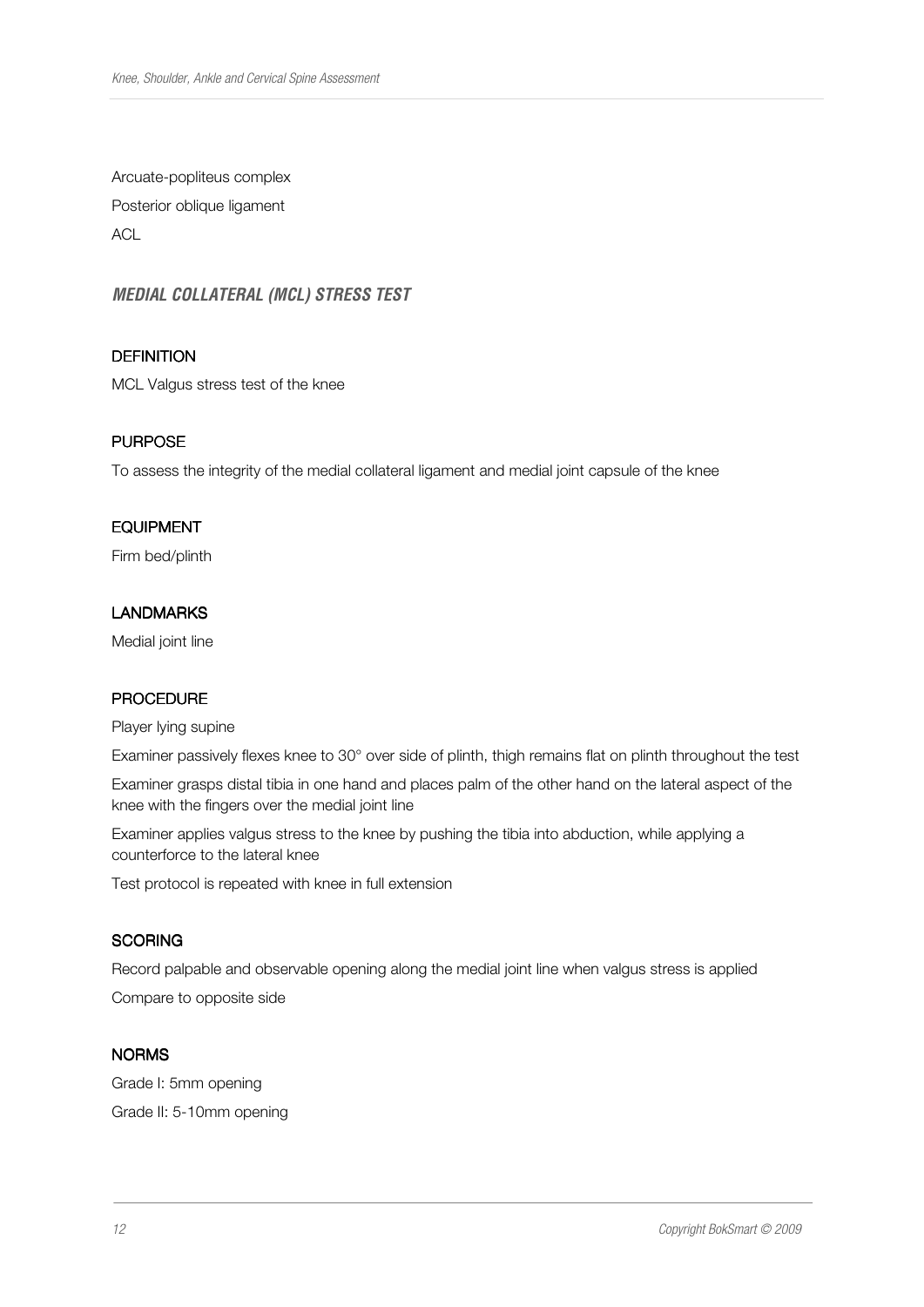Arcuate-popliteus complex

Posterior oblique ligament

ACL

### *MEDIAL COLLATERAL (MCL) STRESS TEST*

#### DEFINITION

MCL Valgus stress test of the knee

#### PURPOSE

To assess the integrity of the medial collateral ligament and medial joint capsule of the knee

#### EQUIPMENT

Firm bed/plinth

#### LANDMARKS

Medial joint line

#### PROCEDURE

Player lying supine

Examiner passively flexes knee to 30° over side of plinth, thigh remains flat on plinth throughout the test

Examiner grasps distal tibia in one hand and places palm of the other hand on the lateral aspect of the knee with the fingers over the medial joint line

Examiner applies valgus stress to the knee by pushing the tibia into abduction, while applying a counterforce to the lateral knee

Test protocol is repeated with knee in full extension

#### SCORING

Record palpable and observable opening along the medial joint line when valgus stress is applied

Compare to opposite side

#### NORMS

Grade I: 5mm opening

Grade II: 5-10mm opening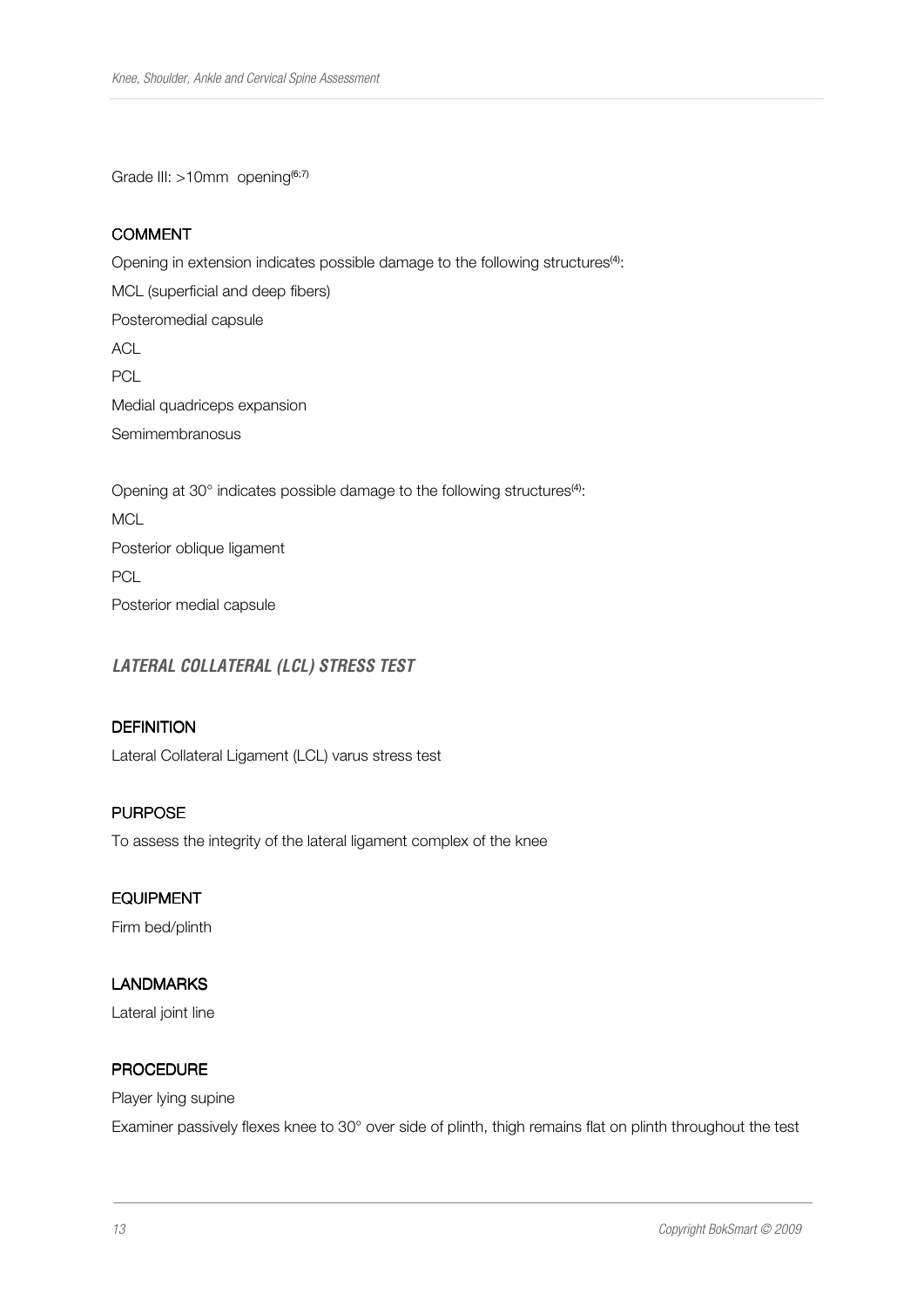Grade III: >10mm opening[6;7]

#### COMMENT

Opening in extension indicates possible damage to the following structures[4]:

MCL (superficial and deep fibers)

Posteromedial capsule

ACL

PCL

Medial quadriceps expansion

Semimembranosus

Opening at 30° indicates possible damage to the following structures[4]:

MCL

Posterior oblique ligament

PCL

Posterior medial capsule

### *LATERAL COLLATERAL (LCL) STRESS TEST*

#### DEFINITION

Lateral Collateral Ligament (LCL) varus stress test

#### PURPOSE

To assess the integrity of the lateral ligament complex of the knee

#### EQUIPMENT

Firm bed/plinth

#### LANDMARKS

Lateral joint line

#### PROCEDURE

Player lying supine

Examiner passively flexes knee to 30° over side of plinth, thigh remains flat on plinth throughout the test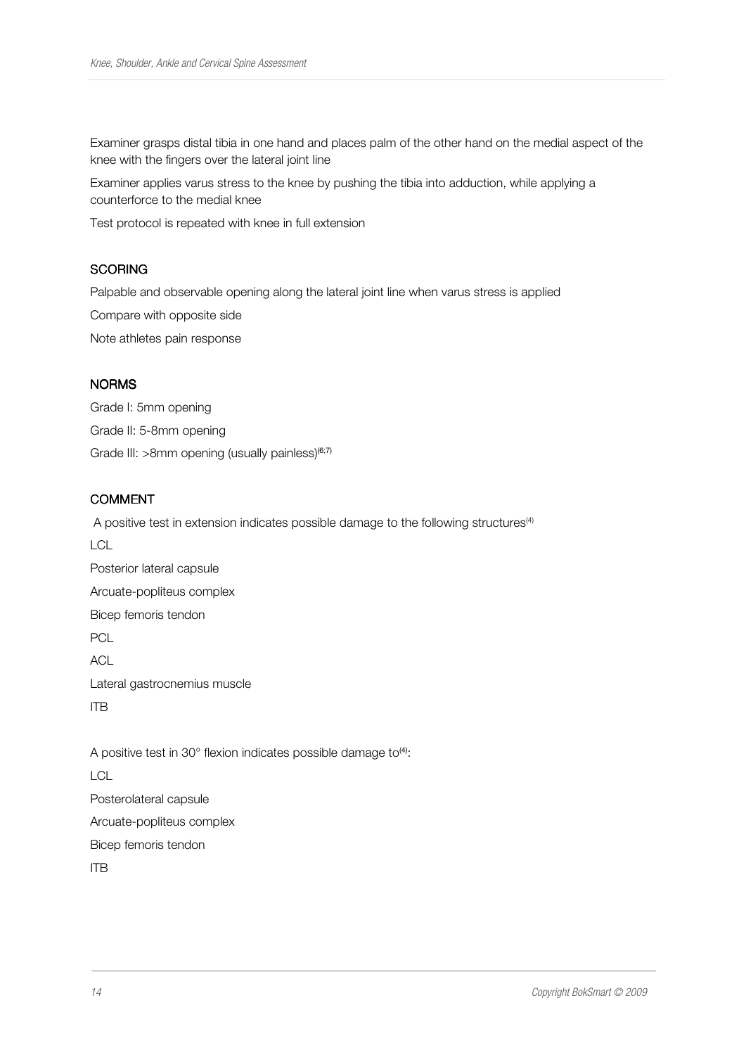Examiner grasps distal tibia in one hand and places palm of the other hand on the medial aspect of the knee with the fingers over the lateral joint line

Examiner applies varus stress to the knee by pushing the tibia into adduction, while applying a counterforce to the medial knee

Test protocol is repeated with knee in full extension

## SCORING

Palpable and observable opening along the lateral joint line when varus stress is applied

Compare with opposite side

Note athletes pain response

## NORMS

Grade I: 5mm opening

Grade II: 5-8mm opening

Grade III: >8mm opening (usually painless)[6;7]

## COMMENT

A positive test in extension indicates possible damage to the following structures[4]

LCL

Posterior lateral capsule

Arcuate-popliteus complex

Bicep femoris tendon

PCL

ACL

Lateral gastrocnemius muscle

ITB

A positive test in 30° flexion indicates possible damage to[4]:

LCL

Posterolateral capsule

Arcuate-popliteus complex

Bicep femoris tendon

ITB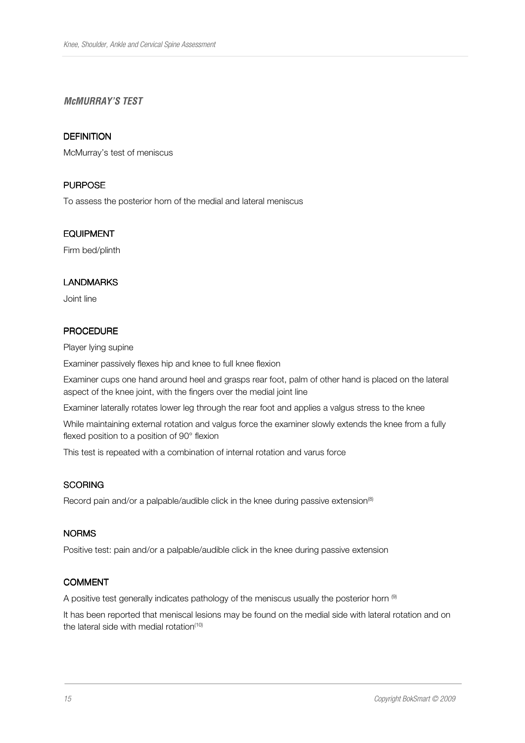### *McMURRAY'S TEST*

#### DEFINITION

McMurray's test of meniscus

#### PURPOSE

To assess the posterior horn of the medial and lateral meniscus

#### EQUIPMENT

Firm bed/plinth

#### LANDMARKS

Joint line

#### PROCEDURE

Player lying supine

Examiner passively flexes hip and knee to full knee flexion

Examiner cups one hand around heel and grasps rear foot, palm of other hand is placed on the lateral aspect of the knee joint, with the fingers over the medial joint line

Examiner laterally rotates lower leg through the rear foot and applies a valgus stress to the knee

While maintaining external rotation and valgus force the examiner slowly extends the knee from a fully flexed position to a position of 90° flexion

This test is repeated with a combination of internal rotation and varus force

#### SCORING

Record pain and/or a palpable/audible click in the knee during passive extension[8]

#### NORMS

Positive test: pain and/or a palpable/audible click in the knee during passive extension

#### COMMENT

A positive test generally indicates pathology of the meniscus usually the posterior horn [9]

It has been reported that meniscal lesions may be found on the medial side with lateral rotation and on the lateral side with medial rotation[10]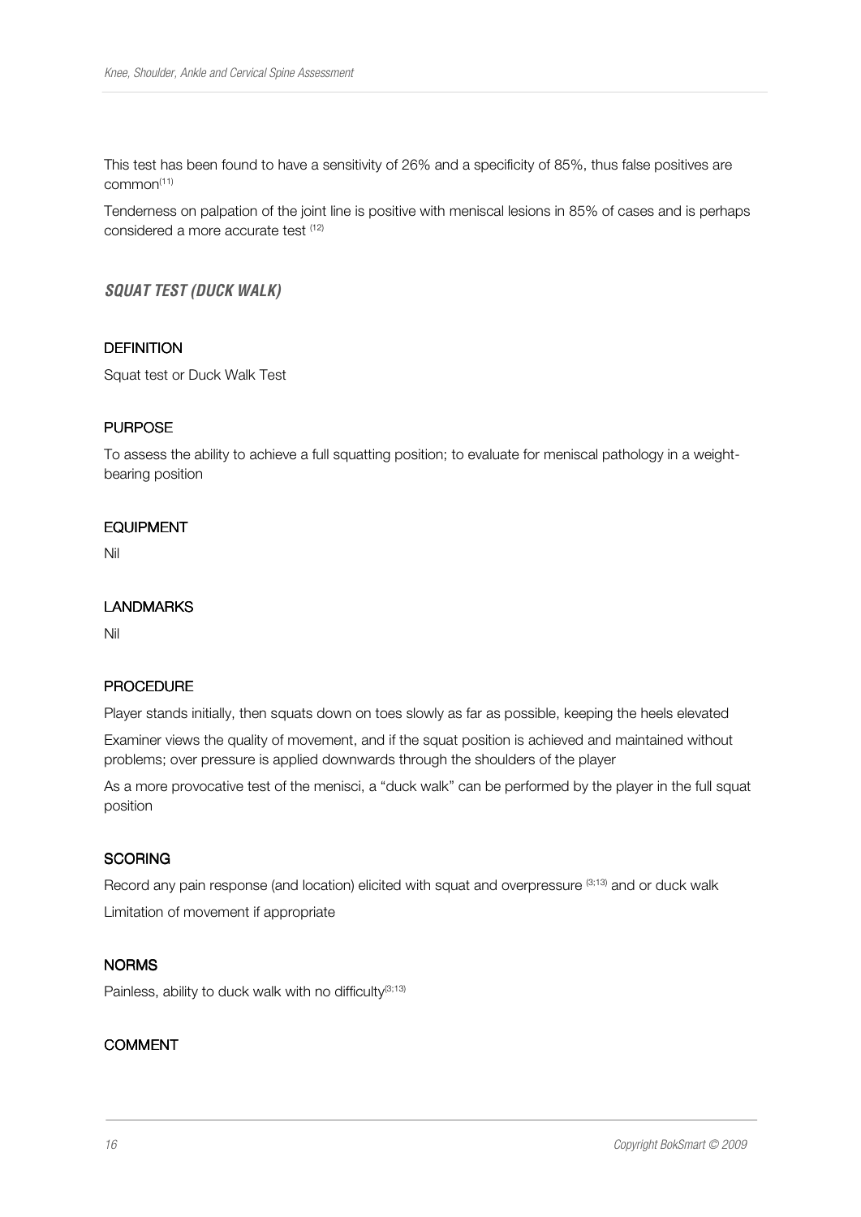This test has been found to have a sensitivity of 26% and a specificity of 85%, thus false positives are common[11]

Tenderness on palpation of the joint line is positive with meniscal lesions in 85% of cases and is perhaps considered a more accurate test [12]

### *SQUAT TEST (DUCK WALK)*

#### DEFINITION

Squat test or Duck Walk Test

#### PURPOSE

To assess the ability to achieve a full squatting position; to evaluate for meniscal pathology in a weight-bearing position

#### EQUIPMENT

Nil

#### LANDMARKS

Nil

#### PROCEDURE

Player stands initially, then squats down on toes slowly as far as possible, keeping the heels elevated

Examiner views the quality of movement, and if the squat position is achieved and maintained without problems; over pressure is applied downwards through the shoulders of the player

As a more provocative test of the menisci, a "duck walk" can be performed by the player in the full squat position

#### SCORING

Record any pain response (and location) elicited with squat and overpressure [3;13] and or duck walk

Limitation of movement if appropriate

#### NORMS

Painless, ability to duck walk with no difficulty[3;13]

#### COMMENT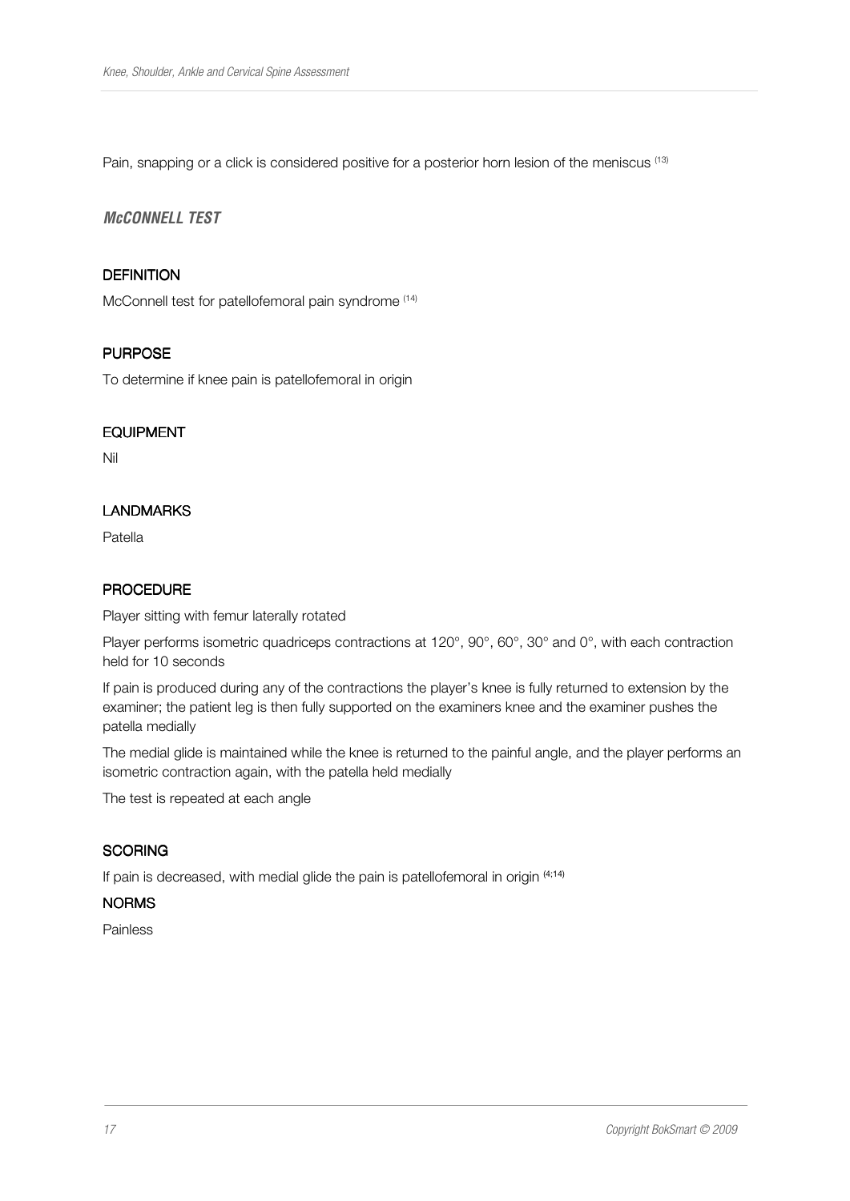Pain, snapping or a click is considered positive for a posterior horn lesion of the meniscus [13]

### *McCONNELL TEST*

#### DEFINITION

McConnell test for patellofemoral pain syndrome [14]

#### PURPOSE

To determine if knee pain is patellofemoral in origin

#### EQUIPMENT

Nil

#### LANDMARKS

Patella

#### PROCEDURE

Player sitting with femur laterally rotated

Player performs isometric quadriceps contractions at 120°, 90°, 60°, 30° and 0°, with each contraction held for 10 seconds

If pain is produced during any of the contractions the player's knee is fully returned to extension by the examiner; the patient leg is then fully supported on the examiners knee and the examiner pushes the patella medially

The medial glide is maintained while the knee is returned to the painful angle, and the player performs an isometric contraction again, with the patella held medially

The test is repeated at each angle

#### SCORING

If pain is decreased, with medial glide the pain is patellofemoral in origin [4;14]

#### NORMS

Painless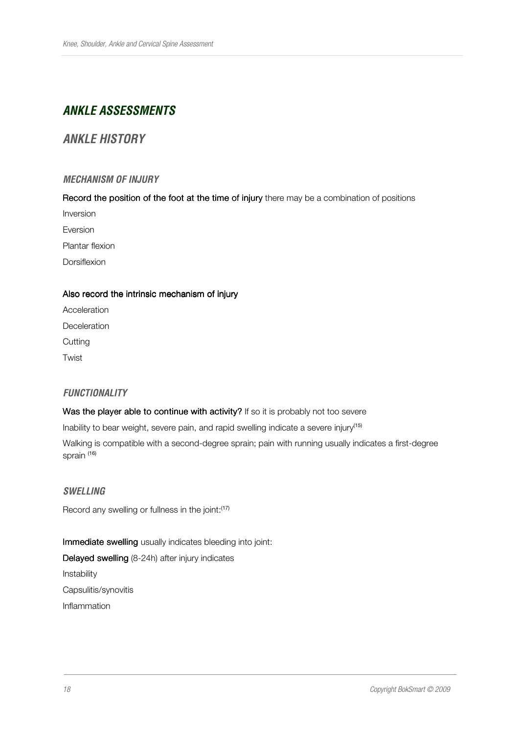# *ANKLE ASSESSMENTS*

## *ANKLE HISTORY*

### *MECHANISM OF INJURY*

**Record the position of the foot at the time of injury** there may be a combination of positions

Inversion

Eversion

Plantar flexion

Dorsiflexion

**Also record the intrinsic mechanism of injury**

Acceleration

Deceleration

Cutting

Twist

### *FUNCTIONALITY*

**Was the player able to continue with activity?** If so it is probably not too severe

Inability to bear weight, severe pain, and rapid swelling indicate a severe injury[15]

Walking is compatible with a second-degree sprain; pain with running usually indicates a first-degree sprain [16]

### *SWELLING*

Record any swelling or fullness in the joint:[17]

**Immediate swelling** usually indicates bleeding into joint:

**Delayed swelling** (8-24h) after injury indicates

Instability

Capsulitis/synovitis

Inflammation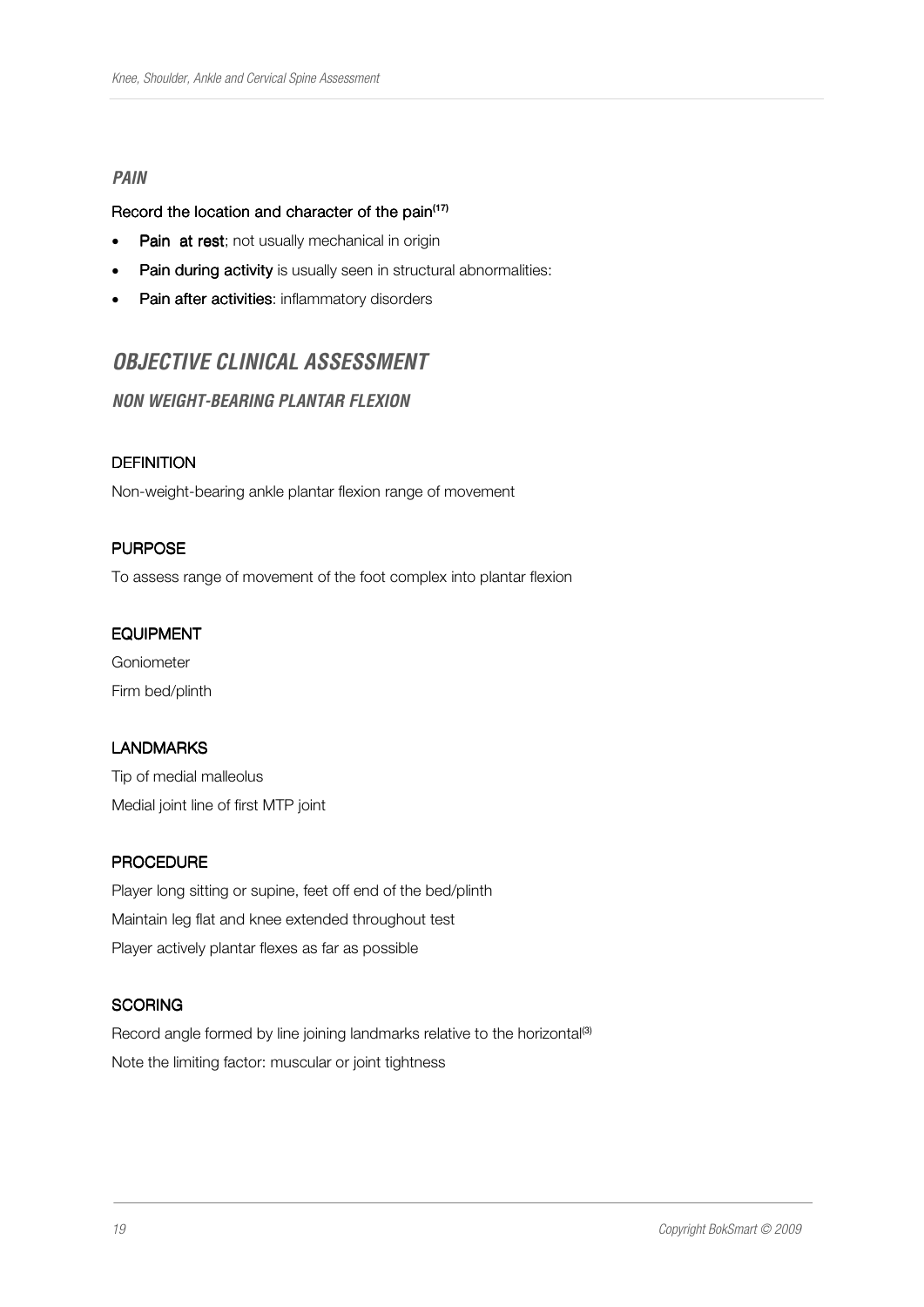### *PAIN*

Record the location and character of the pain[17]

- **Pain at rest**; not usually mechanical in origin
- **Pain during activity** is usually seen in structural abnormalities:
- **Pain after activities**: inflammatory disorders

## *OBJECTIVE CLINICAL ASSESSMENT*

### *NON WEIGHT-BEARING PLANTAR FLEXION*

#### DEFINITION

Non-weight-bearing ankle plantar flexion range of movement

#### PURPOSE

To assess range of movement of the foot complex into plantar flexion

#### EQUIPMENT

Goniometer

Firm bed/plinth

#### LANDMARKS

Tip of medial malleolus

Medial joint line of first MTP joint

#### PROCEDURE

Player long sitting or supine, feet off end of the bed/plinth

Maintain leg flat and knee extended throughout test

Player actively plantar flexes as far as possible

#### SCORING

Record angle formed by line joining landmarks relative to the horizontal[3]

Note the limiting factor: muscular or joint tightness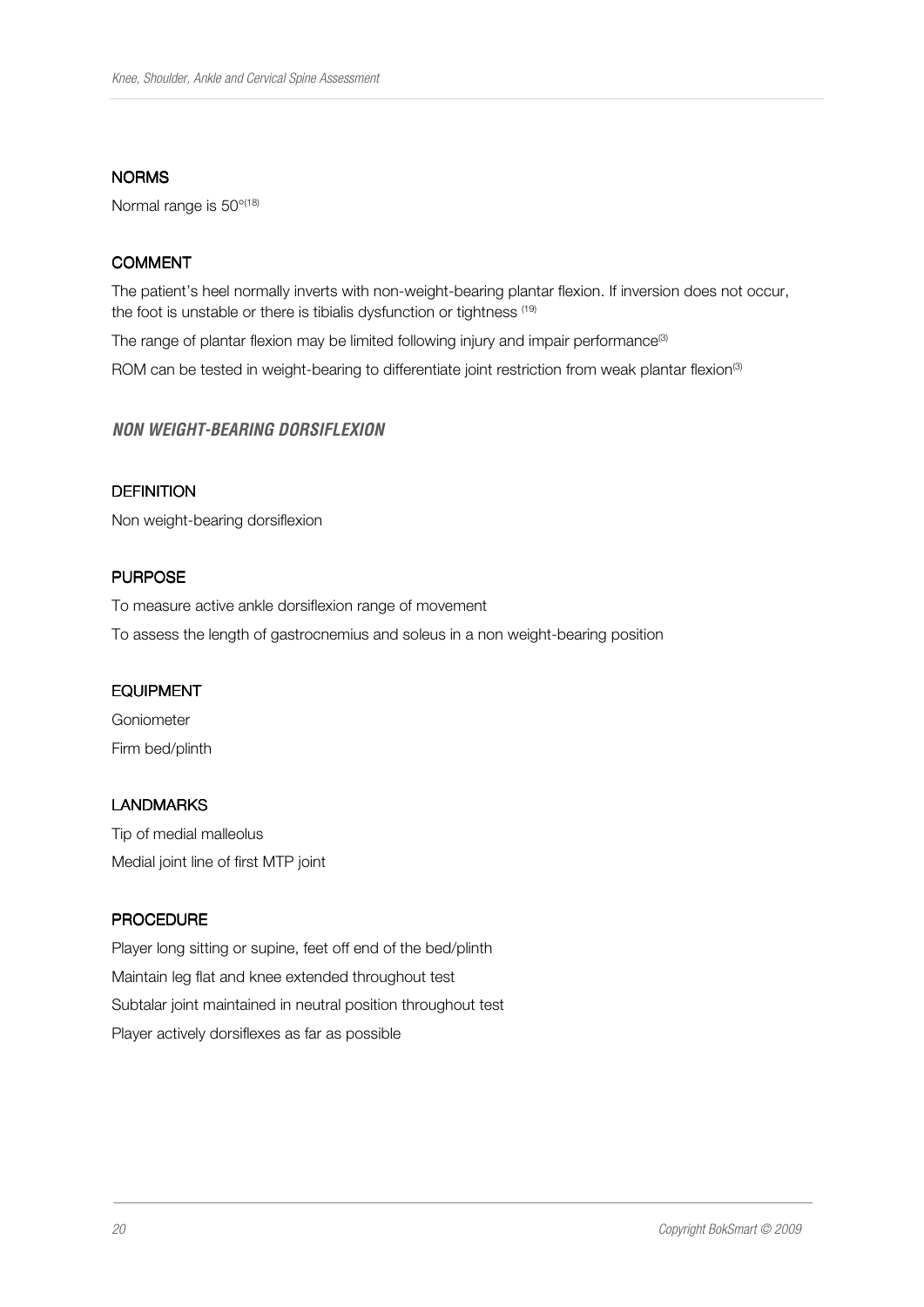### NORMS

Normal range is 50°[18]

### COMMENT

The patient's heel normally inverts with non-weight-bearing plantar flexion. If inversion does not occur, the foot is unstable or there is tibialis dysfunction or tightness [19]

The range of plantar flexion may be limited following injury and impair performance[3]

ROM can be tested in weight-bearing to differentiate joint restriction from weak plantar flexion[3]

## *NON WEIGHT-BEARING DORSIFLEXION*

### DEFINITION

Non weight-bearing dorsiflexion

### PURPOSE

To measure active ankle dorsiflexion range of movement

To assess the length of gastrocnemius and soleus in a non weight-bearing position

### EQUIPMENT

Goniometer

Firm bed/plinth

### LANDMARKS

Tip of medial malleolus

Medial joint line of first MTP joint

### PROCEDURE

Player long sitting or supine, feet off end of the bed/plinth

Maintain leg flat and knee extended throughout test

Subtalar joint maintained in neutral position throughout test

Player actively dorsiflexes as far as possible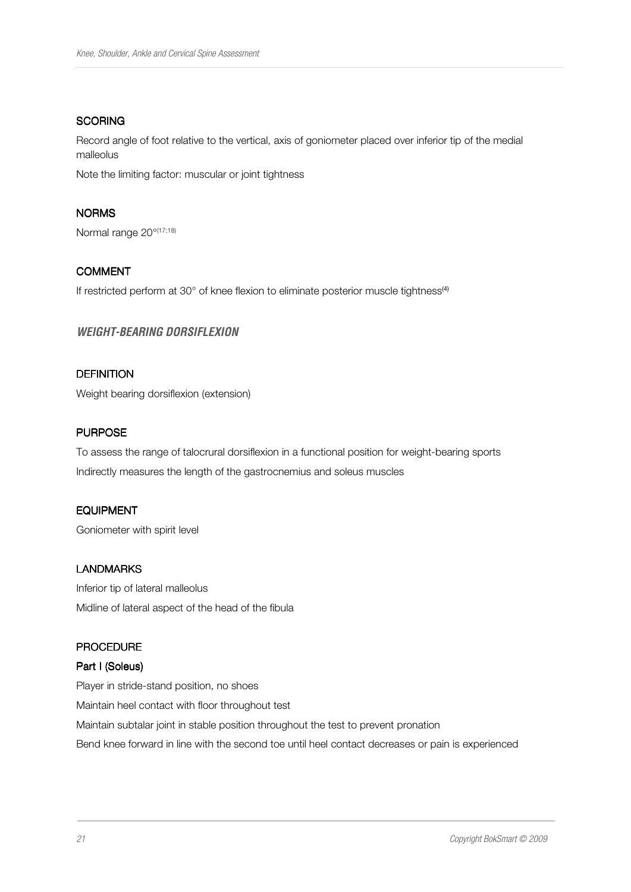#### SCORING

Record angle of foot relative to the vertical, axis of goniometer placed over inferior tip of the medial malleolus

Note the limiting factor: muscular or joint tightness

#### NORMS

Normal range 20°[17;18]

#### COMMENT

If restricted perform at 30° of knee flexion to eliminate posterior muscle tightness[4]

### *WEIGHT-BEARING DORSIFLEXION*

#### DEFINITION

Weight bearing dorsiflexion (extension)

#### PURPOSE

To assess the range of talocrural dorsiflexion in a functional position for weight-bearing sports

Indirectly measures the length of the gastrocnemius and soleus muscles

#### EQUIPMENT

Goniometer with spirit level

#### LANDMARKS

Inferior tip of lateral malleolus

Midline of lateral aspect of the head of the fibula

#### PROCEDURE

**Part I (Soleus)**

Player in stride-stand position, no shoes

Maintain heel contact with floor throughout test

Maintain subtalar joint in stable position throughout the test to prevent pronation

Bend knee forward in line with the second toe until heel contact decreases or pain is experienced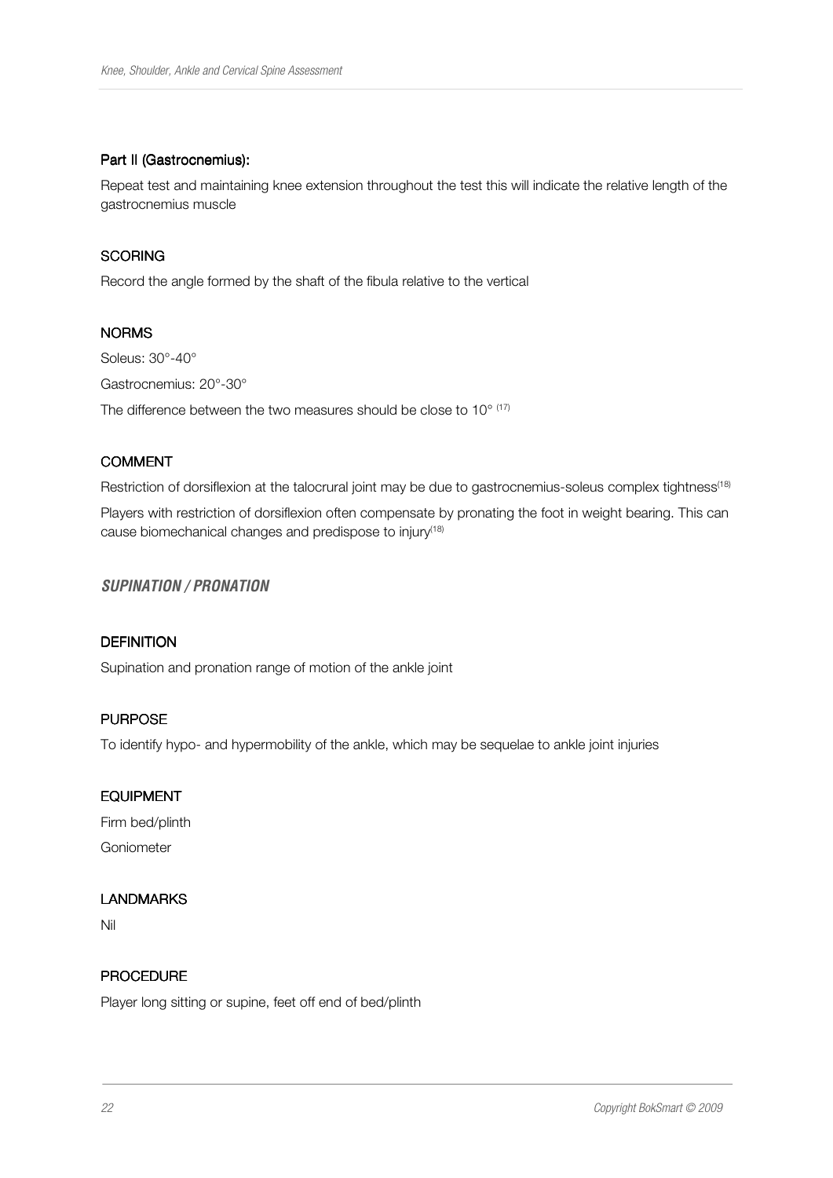#### Part II (Gastrocnemius):

Repeat test and maintaining knee extension throughout the test this will indicate the relative length of the gastrocnemius muscle

#### SCORING

Record the angle formed by the shaft of the fibula relative to the vertical

#### NORMS

Soleus: 30°-40°

Gastrocnemius: 20°-30°

The difference between the two measures should be close to 10° [17]

#### COMMENT

Restriction of dorsiflexion at the talocrural joint may be due to gastrocnemius-soleus complex tightness[18]

Players with restriction of dorsiflexion often compensate by pronating the foot in weight bearing. This can cause biomechanical changes and predispose to injury[18]

### *SUPINATION / PRONATION*

#### DEFINITION

Supination and pronation range of motion of the ankle joint

#### PURPOSE

To identify hypo- and hypermobility of the ankle, which may be sequelae to ankle joint injuries

#### EQUIPMENT

Firm bed/plinth

Goniometer

#### LANDMARKS

Nil

#### PROCEDURE

Player long sitting or supine, feet off end of bed/plinth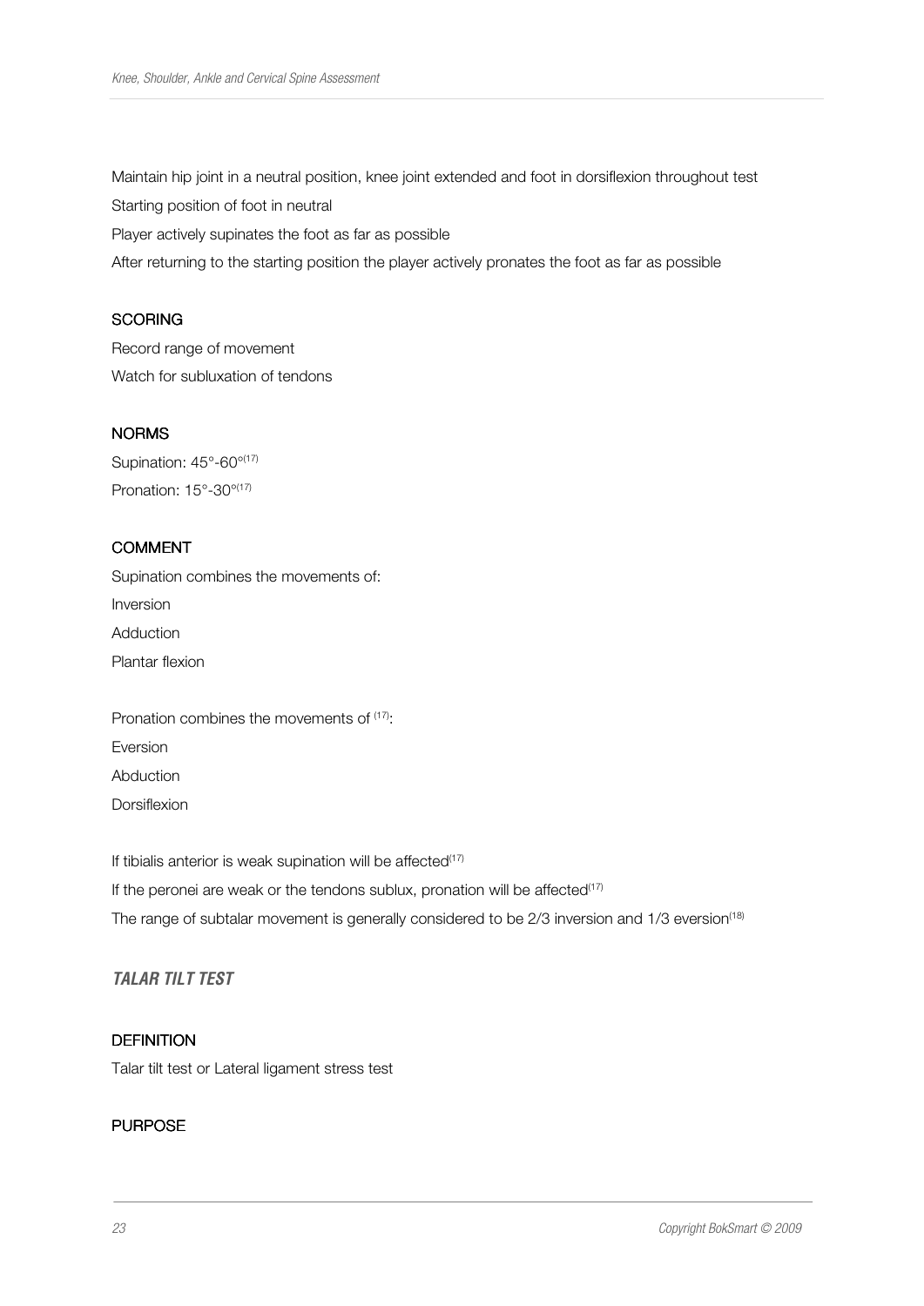Maintain hip joint in a neutral position, knee joint extended and foot in dorsiflexion throughout test

Starting position of foot in neutral

Player actively supinates the foot as far as possible

After returning to the starting position the player actively pronates the foot as far as possible

#### SCORING

Record range of movement

Watch for subluxation of tendons

#### NORMS

Supination: 45°-60°[17]

Pronation: 15°-30°[17]

#### COMMENT

Supination combines the movements of:

Inversion

Adduction

Plantar flexion

Pronation combines the movements of [17]:

Eversion

Abduction

Dorsiflexion

If tibialis anterior is weak supination will be affected[17]

If the peronei are weak or the tendons sublux, pronation will be affected[17]

The range of subtalar movement is generally considered to be 2/3 inversion and 1/3 eversion[18]

### *TALAR TILT TEST*

#### DEFINITION

Talar tilt test or Lateral ligament stress test

#### PURPOSE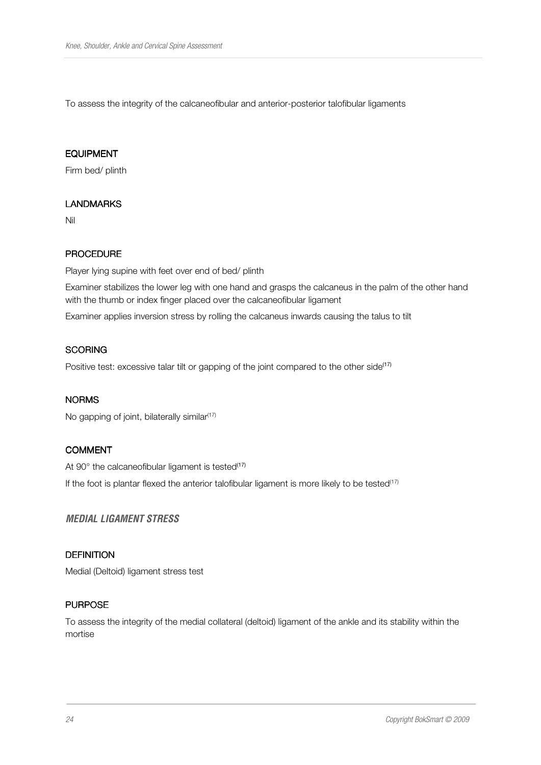To assess the integrity of the calcaneofibular and anterior-posterior talofibular ligaments

#### EQUIPMENT

Firm bed/ plinth

#### LANDMARKS

Nil

#### PROCEDURE

Player lying supine with feet over end of bed/ plinth

Examiner stabilizes the lower leg with one hand and grasps the calcaneus in the palm of the other hand with the thumb or index finger placed over the calcaneofibular ligament

Examiner applies inversion stress by rolling the calcaneus inwards causing the talus to tilt

#### SCORING

Positive test: excessive talar tilt or gapping of the joint compared to the other side[17]

#### NORMS

No gapping of joint, bilaterally similar[17]

#### COMMENT

At 90° the calcaneofibular ligament is tested[17]

If the foot is plantar flexed the anterior talofibular ligament is more likely to be tested[17]

### *MEDIAL LIGAMENT STRESS*

#### DEFINITION

Medial (Deltoid) ligament stress test

#### PURPOSE

To assess the integrity of the medial collateral (deltoid) ligament of the ankle and its stability within the mortise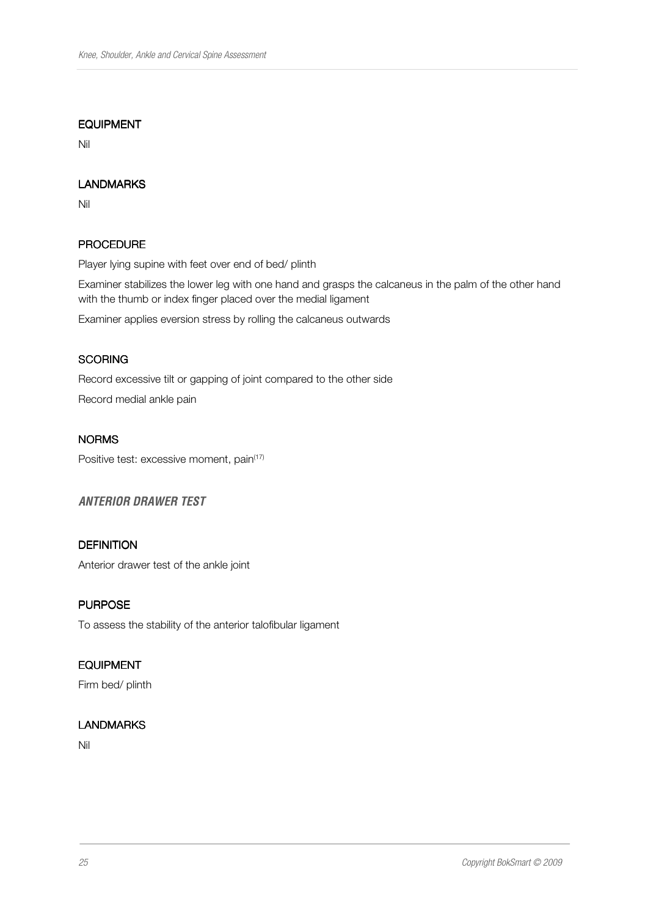#### EQUIPMENT

Nil

#### LANDMARKS

Nil

#### PROCEDURE

Player lying supine with feet over end of bed/ plinth

Examiner stabilizes the lower leg with one hand and grasps the calcaneus in the palm of the other hand with the thumb or index finger placed over the medial ligament

Examiner applies eversion stress by rolling the calcaneus outwards

#### SCORING

Record excessive tilt or gapping of joint compared to the other side

Record medial ankle pain

#### NORMS

Positive test: excessive moment, pain[17]

### *ANTERIOR DRAWER TEST*

#### DEFINITION

Anterior drawer test of the ankle joint

#### PURPOSE

To assess the stability of the anterior talofibular ligament

#### EQUIPMENT

Firm bed/ plinth

#### LANDMARKS

Nil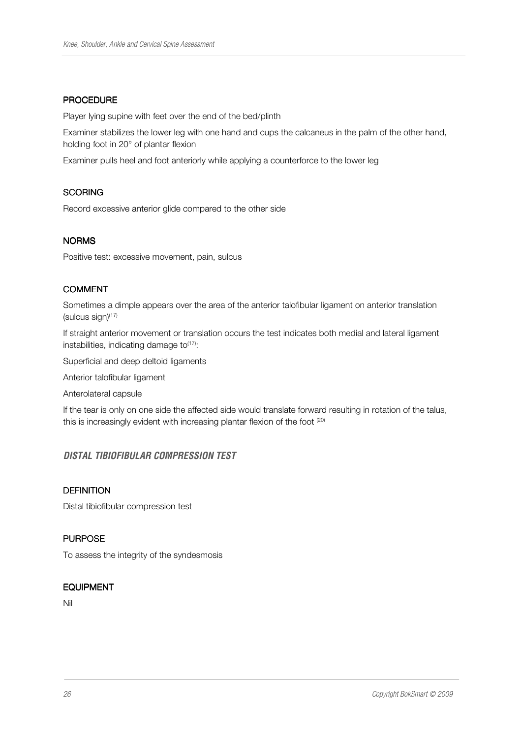#### PROCEDURE

Player lying supine with feet over the end of the bed/plinth

Examiner stabilizes the lower leg with one hand and cups the calcaneus in the palm of the other hand, holding foot in 20° of plantar flexion

Examiner pulls heel and foot anteriorly while applying a counterforce to the lower leg

#### SCORING

Record excessive anterior glide compared to the other side

#### NORMS

Positive test: excessive movement, pain, sulcus

#### COMMENT

Sometimes a dimple appears over the area of the anterior talofibular ligament on anterior translation (sulcus sign)[17]

If straight anterior movement or translation occurs the test indicates both medial and lateral ligament instabilities, indicating damage to[17]:

Superficial and deep deltoid ligaments

Anterior talofibular ligament

Anterolateral capsule

If the tear is only on one side the affected side would translate forward resulting in rotation of the talus, this is increasingly evident with increasing plantar flexion of the foot [20]

### *DISTAL TIBIOFIBULAR COMPRESSION TEST*

#### DEFINITION

Distal tibiofibular compression test

#### PURPOSE

To assess the integrity of the syndesmosis

#### EQUIPMENT

Nil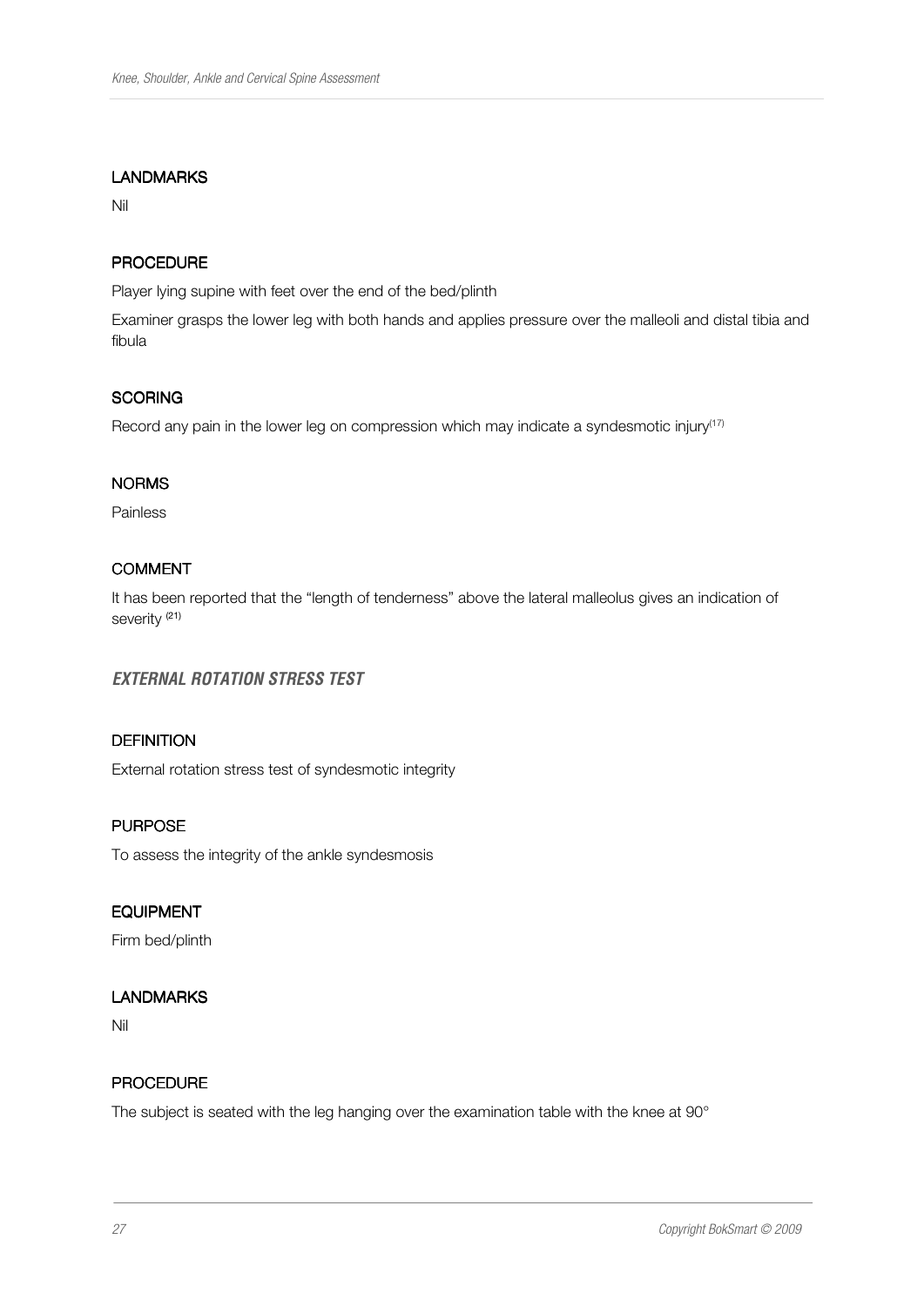#### LANDMARKS

Nil

#### PROCEDURE

Player lying supine with feet over the end of the bed/plinth

Examiner grasps the lower leg with both hands and applies pressure over the malleoli and distal tibia and fibula

#### SCORING

Record any pain in the lower leg on compression which may indicate a syndesmotic injury[17]

#### NORMS

Painless

#### COMMENT

It has been reported that the "length of tenderness" above the lateral malleolus gives an indication of severity [21]

### *EXTERNAL ROTATION STRESS TEST*

#### DEFINITION

External rotation stress test of syndesmotic integrity

#### PURPOSE

To assess the integrity of the ankle syndesmosis

#### EQUIPMENT

Firm bed/plinth

#### LANDMARKS

Nil

#### PROCEDURE

The subject is seated with the leg hanging over the examination table with the knee at 90°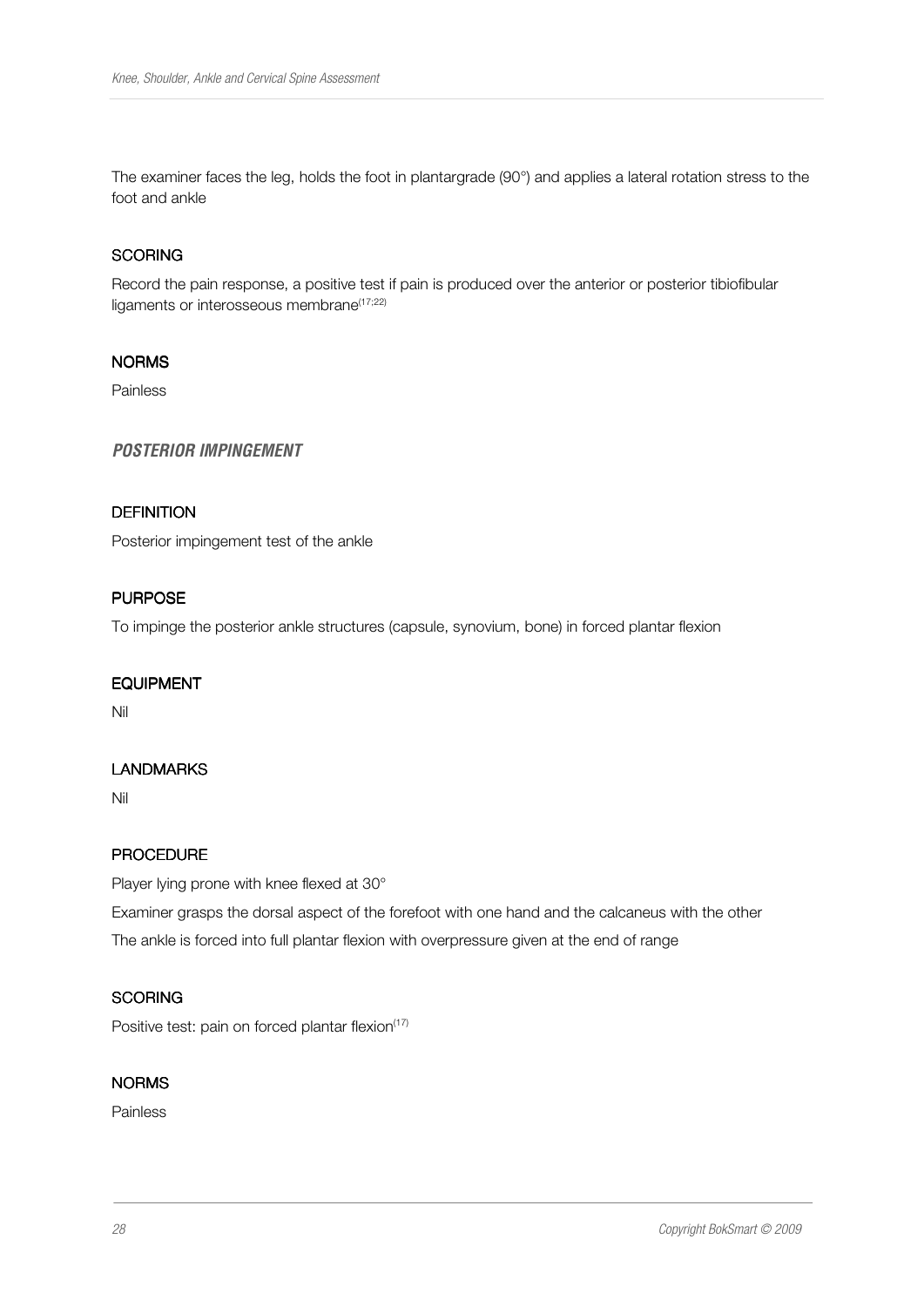The examiner faces the leg, holds the foot in plantargrade (90°) and applies a lateral rotation stress to the foot and ankle

#### SCORING

Record the pain response, a positive test if pain is produced over the anterior or posterior tibiofibular ligaments or interosseous membrane[17;22]

#### NORMS

Painless

### *POSTERIOR IMPINGEMENT*

#### DEFINITION

Posterior impingement test of the ankle

#### PURPOSE

To impinge the posterior ankle structures (capsule, synovium, bone) in forced plantar flexion

#### EQUIPMENT

Nil

#### LANDMARKS

Nil

#### PROCEDURE

Player lying prone with knee flexed at 30°

Examiner grasps the dorsal aspect of the forefoot with one hand and the calcaneus with the other

The ankle is forced into full plantar flexion with overpressure given at the end of range

#### SCORING

Positive test: pain on forced plantar flexion[17]

#### NORMS

Painless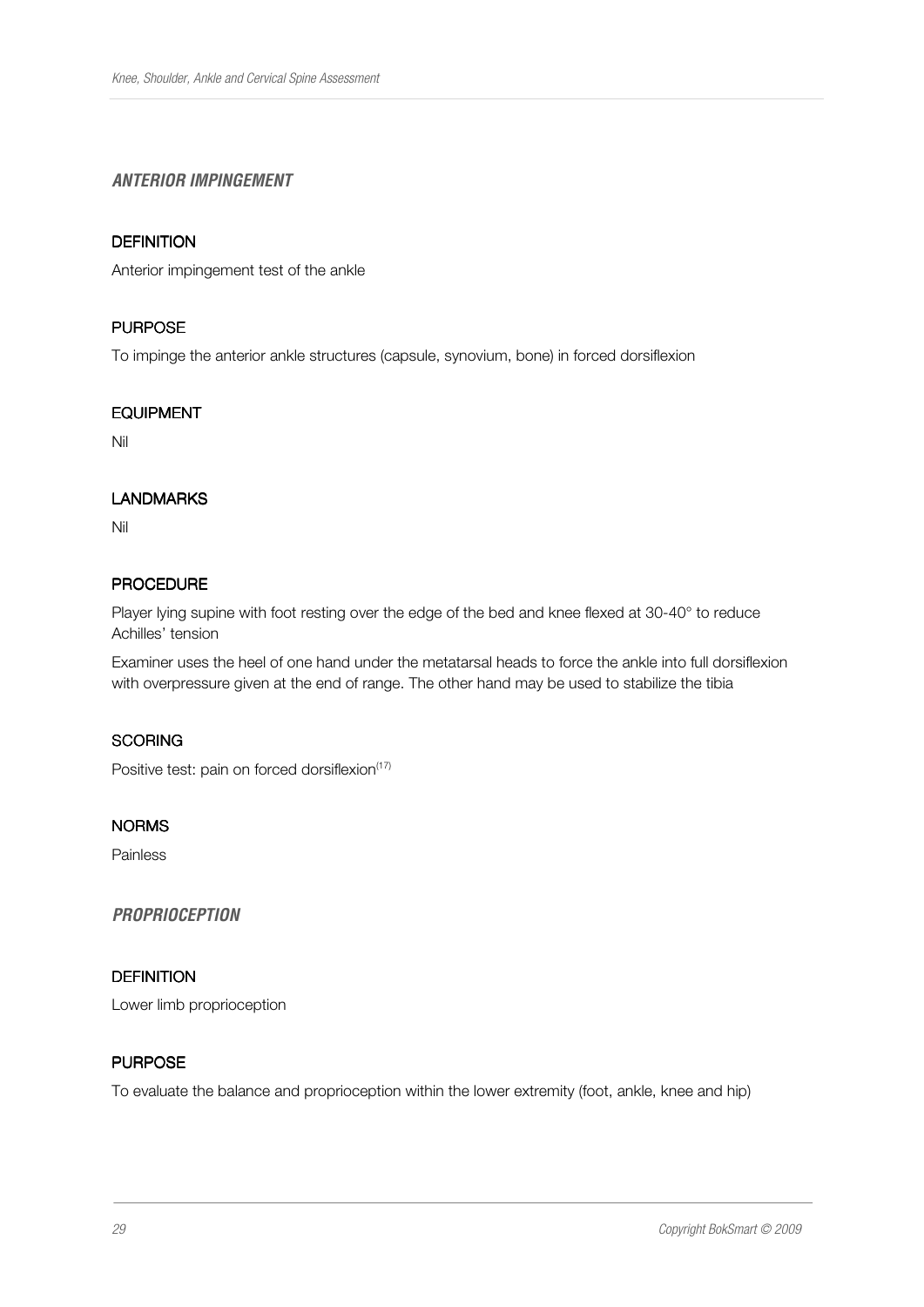### *ANTERIOR IMPINGEMENT*

#### DEFINITION

Anterior impingement test of the ankle

#### PURPOSE

To impinge the anterior ankle structures (capsule, synovium, bone) in forced dorsiflexion

#### EQUIPMENT

Nil

#### LANDMARKS

Nil

#### PROCEDURE

Player lying supine with foot resting over the edge of the bed and knee flexed at 30-40° to reduce Achilles' tension

Examiner uses the heel of one hand under the metatarsal heads to force the ankle into full dorsiflexion with overpressure given at the end of range. The other hand may be used to stabilize the tibia

#### SCORING

Positive test: pain on forced dorsiflexion[17]

#### NORMS

Painless

### *PROPRIOCEPTION*

#### DEFINITION

Lower limb proprioception

#### PURPOSE

To evaluate the balance and proprioception within the lower extremity (foot, ankle, knee and hip)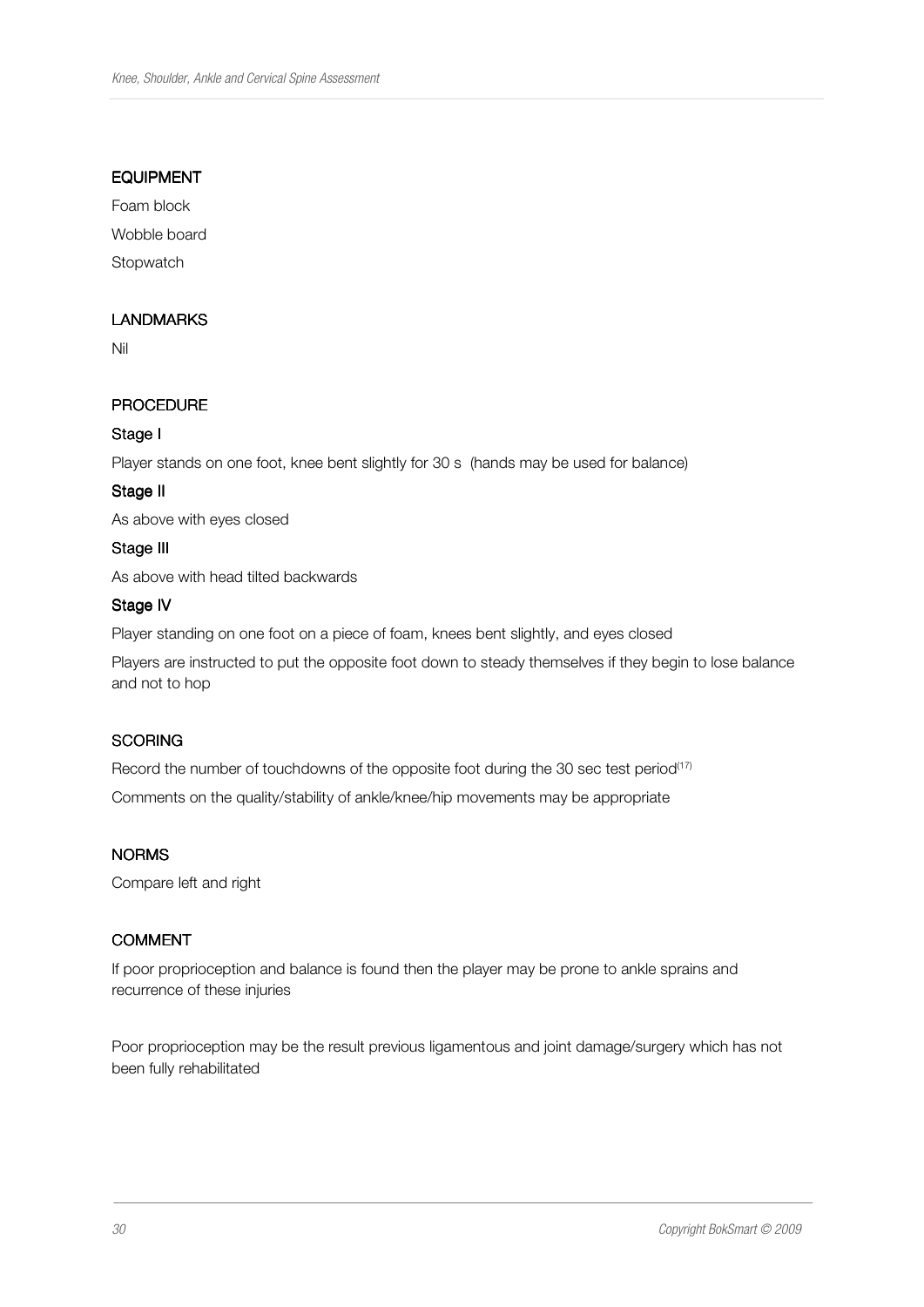## EQUIPMENT

Foam block

Wobble board

Stopwatch

## LANDMARKS

Nil

## PROCEDURE

### Stage I

Player stands on one foot, knee bent slightly for 30 s (hands may be used for balance)

### Stage II

As above with eyes closed

### Stage III

As above with head tilted backwards

### Stage IV

Player standing on one foot on a piece of foam, knees bent slightly, and eyes closed

Players are instructed to put the opposite foot down to steady themselves if they begin to lose balance and not to hop

## SCORING

Record the number of touchdowns of the opposite foot during the 30 sec test period[17]

Comments on the quality/stability of ankle/knee/hip movements may be appropriate

## NORMS

Compare left and right

## COMMENT

If poor proprioception and balance is found then the player may be prone to ankle sprains and recurrence of these injuries

Poor proprioception may be the result previous ligamentous and joint damage/surgery which has not been fully rehabilitated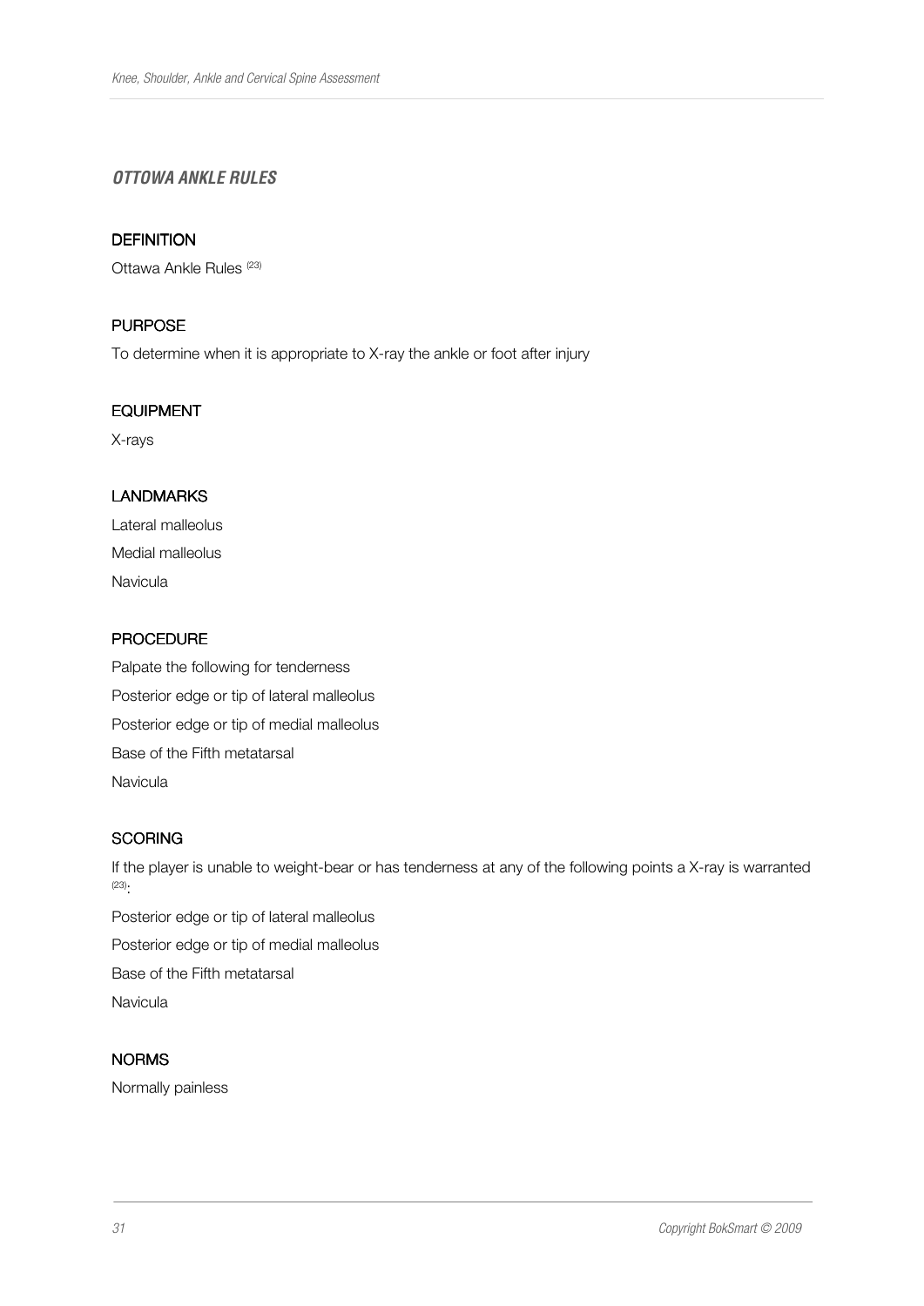## *OTTOWA ANKLE RULES*

### DEFINITION

Ottawa Ankle Rules [23]

### PURPOSE

To determine when it is appropriate to X-ray the ankle or foot after injury

### EQUIPMENT

X-rays

### LANDMARKS

Lateral malleolus

Medial malleolus

Navicula

### PROCEDURE

Palpate the following for tenderness

Posterior edge or tip of lateral malleolus

Posterior edge or tip of medial malleolus

Base of the Fifth metatarsal

Navicula

### SCORING

If the player is unable to weight-bear or has tenderness at any of the following points a X-ray is warranted [23]:

Posterior edge or tip of lateral malleolus

Posterior edge or tip of medial malleolus

Base of the Fifth metatarsal

Navicula

### NORMS

Normally painless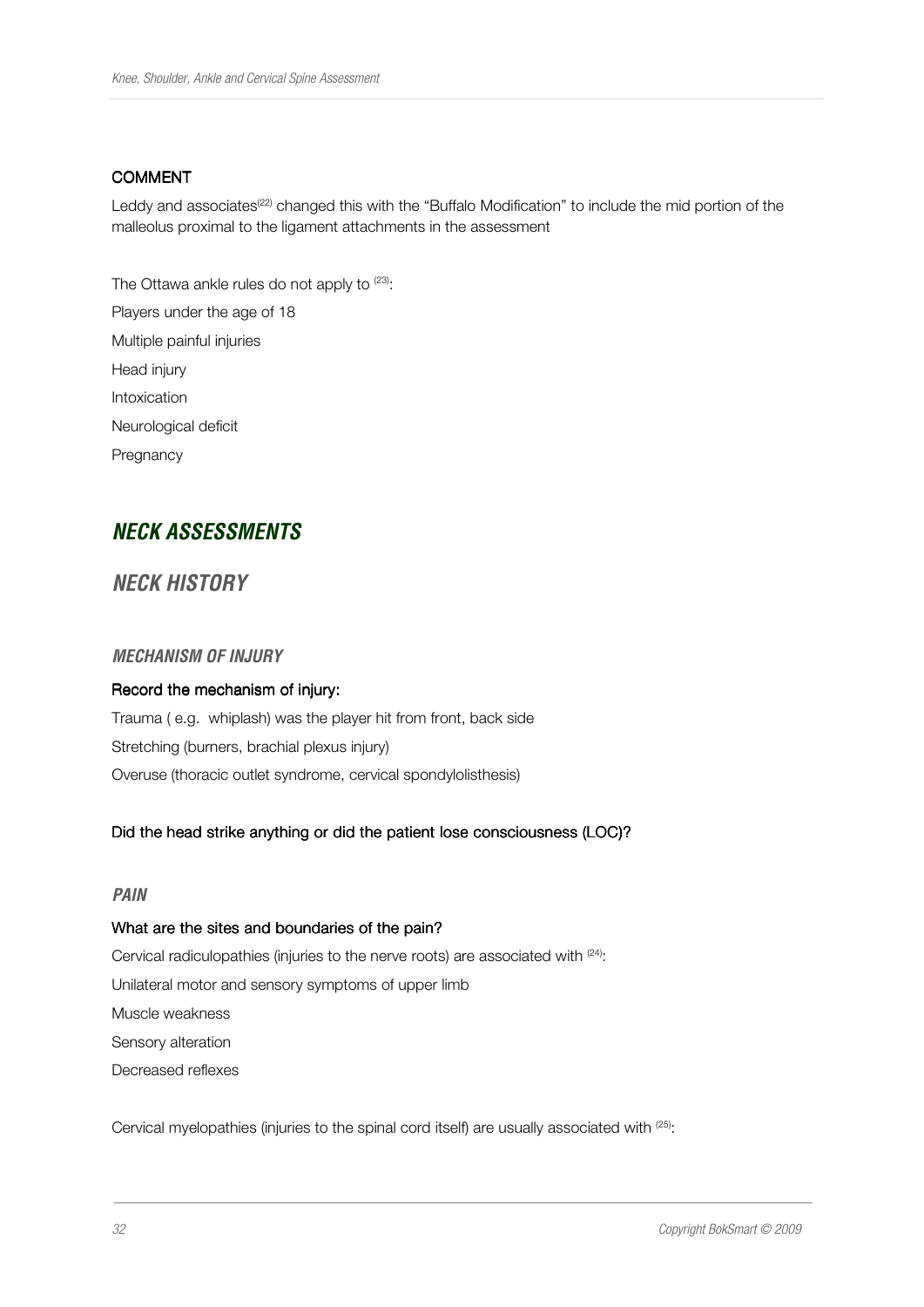**COMMENT**

Leddy and associates[22] changed this with the "Buffalo Modification" to include the mid portion of the malleolus proximal to the ligament attachments in the assessment

The Ottawa ankle rules do not apply to [23]:

Players under the age of 18

Multiple painful injuries

Head injury

Intoxication

Neurological deficit

Pregnancy

# *NECK ASSESSMENTS*

## *NECK HISTORY*

### *MECHANISM OF INJURY*

**Record the mechanism of injury:**

Trauma ( e.g. whiplash) was the player hit from front, back side

Stretching (burners, brachial plexus injury)

Overuse (thoracic outlet syndrome, cervical spondylolisthesis)

**Did the head strike anything or did the patient lose consciousness (LOC)?**

### *PAIN*

**What are the sites and boundaries of the pain?**

Cervical radiculopathies (injuries to the nerve roots) are associated with [24]:

Unilateral motor and sensory symptoms of upper limb

Muscle weakness

Sensory alteration

Decreased reflexes

Cervical myelopathies (injuries to the spinal cord itself) are usually associated with [25]: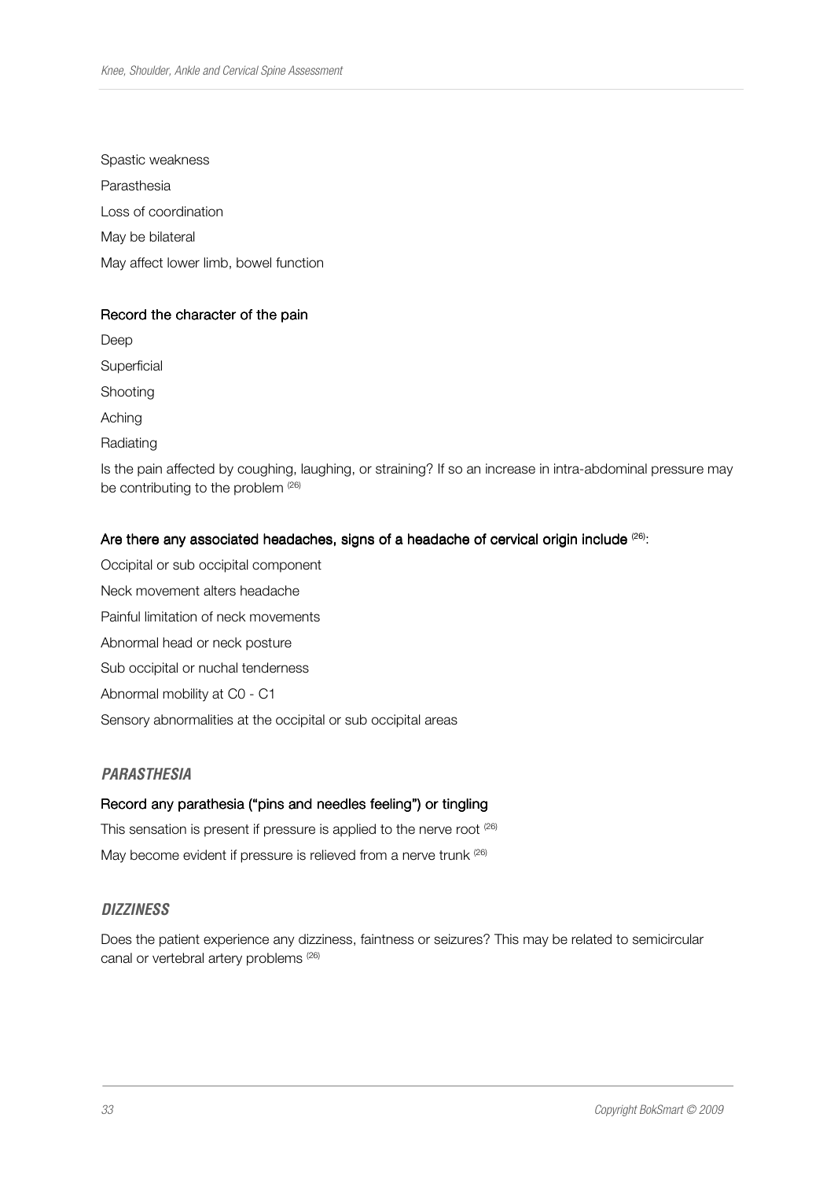Spastic weakness

Parasthesia

Loss of coordination

May be bilateral

May affect lower limb, bowel function

**Record the character of the pain**

Deep

Superficial

Shooting

Aching

Radiating

Is the pain affected by coughing, laughing, or straining? If so an increase in intra-abdominal pressure may be contributing to the problem [26]

**Are there any associated headaches, signs of a headache of cervical origin include [26]:**

Occipital or sub occipital component

Neck movement alters headache

Painful limitation of neck movements

Abnormal head or neck posture

Sub occipital or nuchal tenderness

Abnormal mobility at C0 - C1

Sensory abnormalities at the occipital or sub occipital areas

### *PARASTHESIA*

**Record any parathesia ("pins and needles feeling") or tingling**

This sensation is present if pressure is applied to the nerve root [26]

May become evident if pressure is relieved from a nerve trunk [26]

### *DIZZINESS*

Does the patient experience any dizziness, faintness or seizures? This may be related to semicircular canal or vertebral artery problems [26]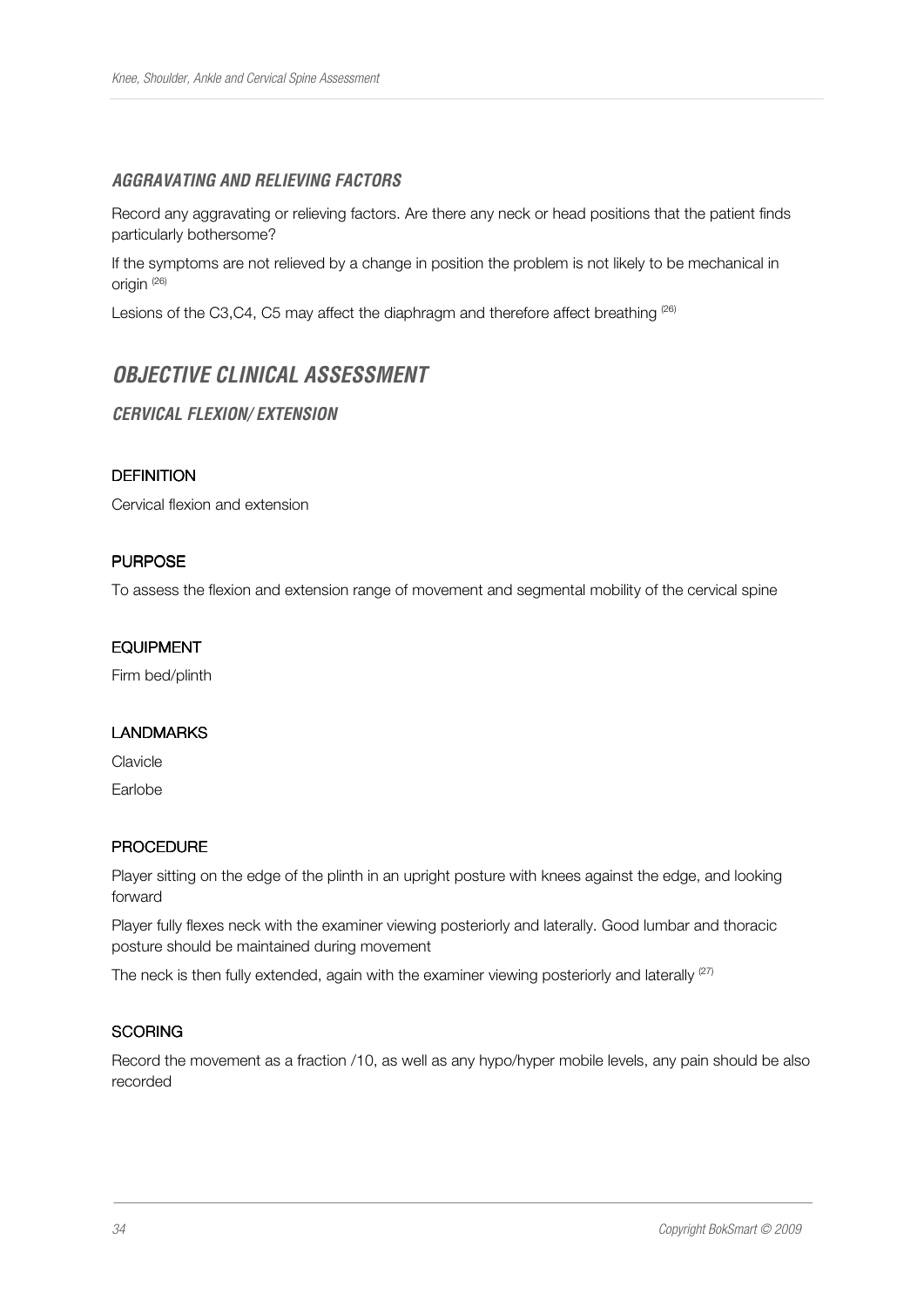### *AGGRAVATING AND RELIEVING FACTORS*

Record any aggravating or relieving factors. Are there any neck or head positions that the patient finds particularly bothersome?

If the symptoms are not relieved by a change in position the problem is not likely to be mechanical in origin [26]

Lesions of the C3,C4, C5 may affect the diaphragm and therefore affect breathing [26]

## *OBJECTIVE CLINICAL ASSESSMENT*

### *CERVICAL FLEXION/ EXTENSION*

#### DEFINITION

Cervical flexion and extension

#### PURPOSE

To assess the flexion and extension range of movement and segmental mobility of the cervical spine

#### EQUIPMENT

Firm bed/plinth

#### LANDMARKS

Clavicle

Earlobe

#### PROCEDURE

Player sitting on the edge of the plinth in an upright posture with knees against the edge, and looking forward

Player fully flexes neck with the examiner viewing posteriorly and laterally. Good lumbar and thoracic posture should be maintained during movement

The neck is then fully extended, again with the examiner viewing posteriorly and laterally [27]

#### SCORING

Record the movement as a fraction /10, as well as any hypo/hyper mobile levels, any pain should be also recorded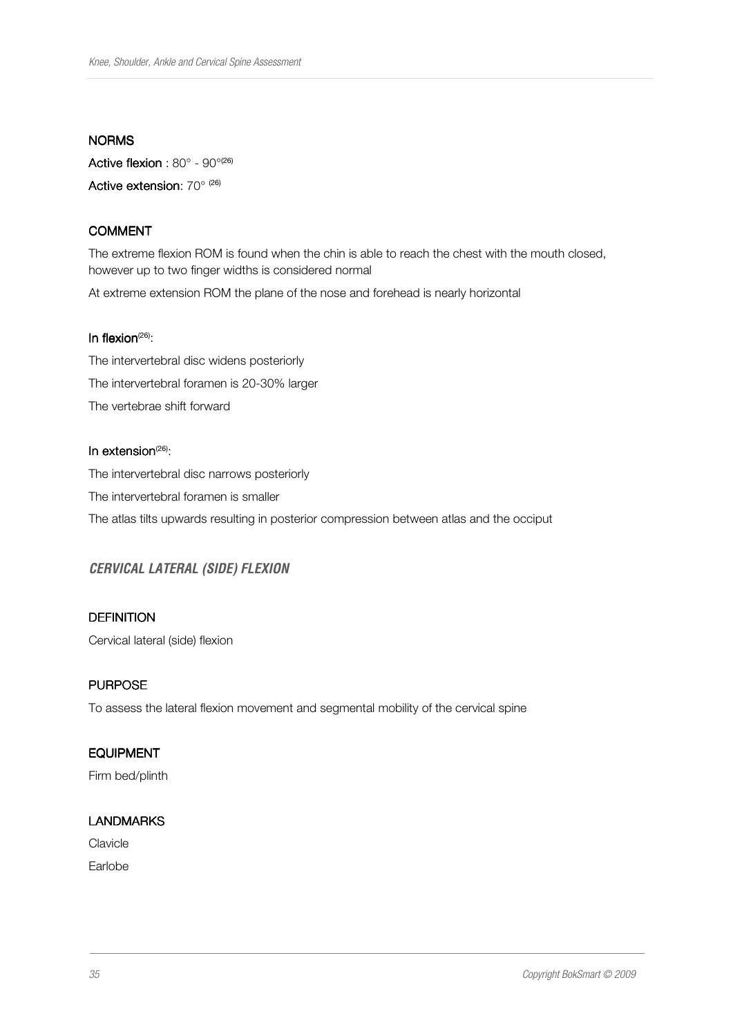#### NORMS

**Active flexion** : 80° - 90°[26]

**Active extension**: 70° [26]

#### COMMENT

The extreme flexion ROM is found when the chin is able to reach the chest with the mouth closed, however up to two finger widths is considered normal

At extreme extension ROM the plane of the nose and forehead is nearly horizontal

#### In flexion[26]:

The intervertebral disc widens posteriorly

The intervertebral foramen is 20-30% larger

The vertebrae shift forward

#### In extension[26]:

The intervertebral disc narrows posteriorly

The intervertebral foramen is smaller

The atlas tilts upwards resulting in posterior compression between atlas and the occiput

### *CERVICAL LATERAL (SIDE) FLEXION*

#### DEFINITION

Cervical lateral (side) flexion

#### PURPOSE

To assess the lateral flexion movement and segmental mobility of the cervical spine

#### EQUIPMENT

Firm bed/plinth

#### LANDMARKS

Clavicle

Earlobe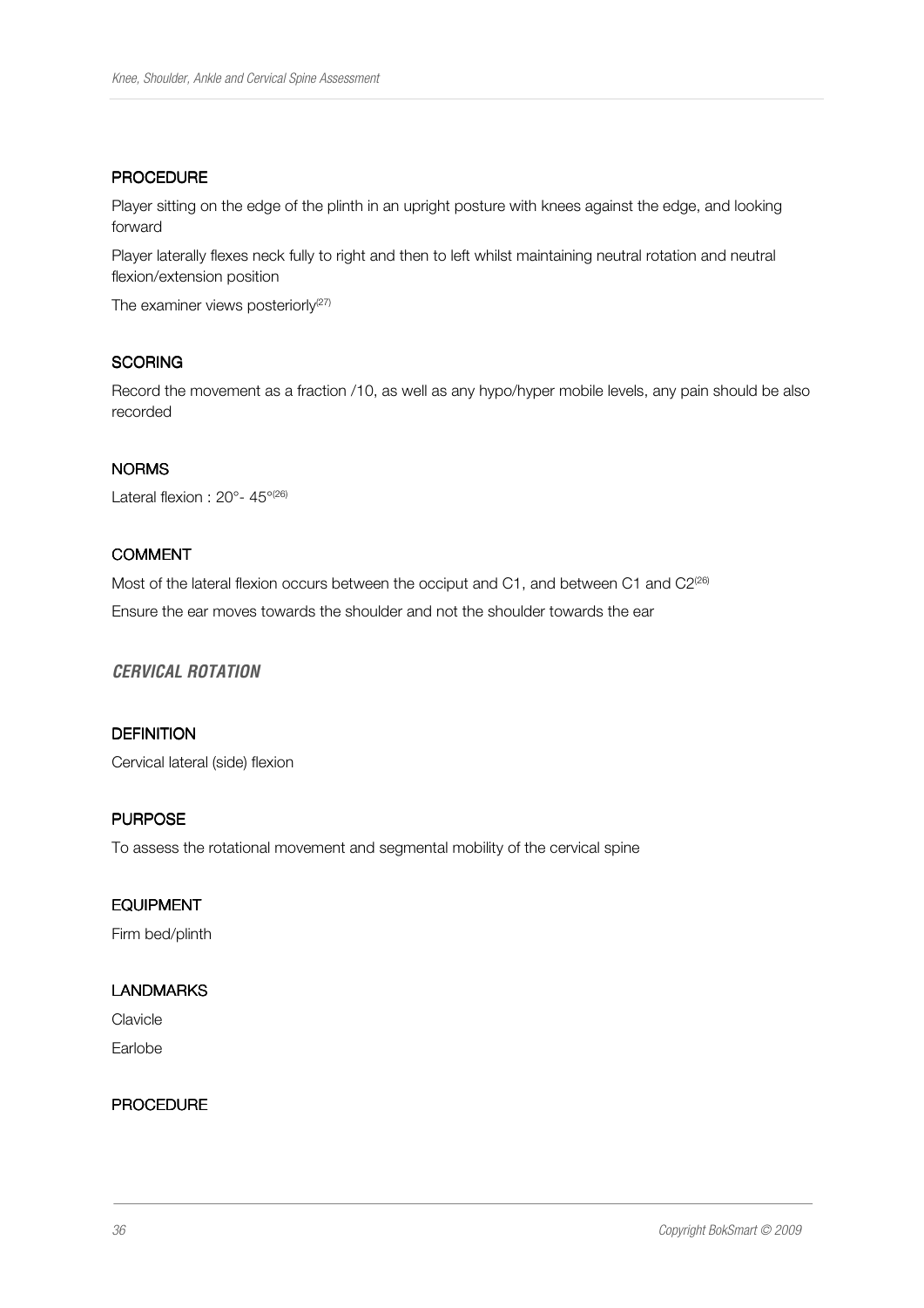#### PROCEDURE

Player sitting on the edge of the plinth in an upright posture with knees against the edge, and looking forward

Player laterally flexes neck fully to right and then to left whilst maintaining neutral rotation and neutral flexion/extension position

The examiner views posteriorly[27]

#### SCORING

Record the movement as a fraction /10, as well as any hypo/hyper mobile levels, any pain should be also recorded

#### NORMS

Lateral flexion : 20°- 45°[26]

#### COMMENT

Most of the lateral flexion occurs between the occiput and C1, and between C1 and C2[26]

Ensure the ear moves towards the shoulder and not the shoulder towards the ear

### *CERVICAL ROTATION*

#### DEFINITION

Cervical lateral (side) flexion

#### PURPOSE

To assess the rotational movement and segmental mobility of the cervical spine

#### EQUIPMENT

Firm bed/plinth

#### LANDMARKS

Clavicle

Earlobe

#### PROCEDURE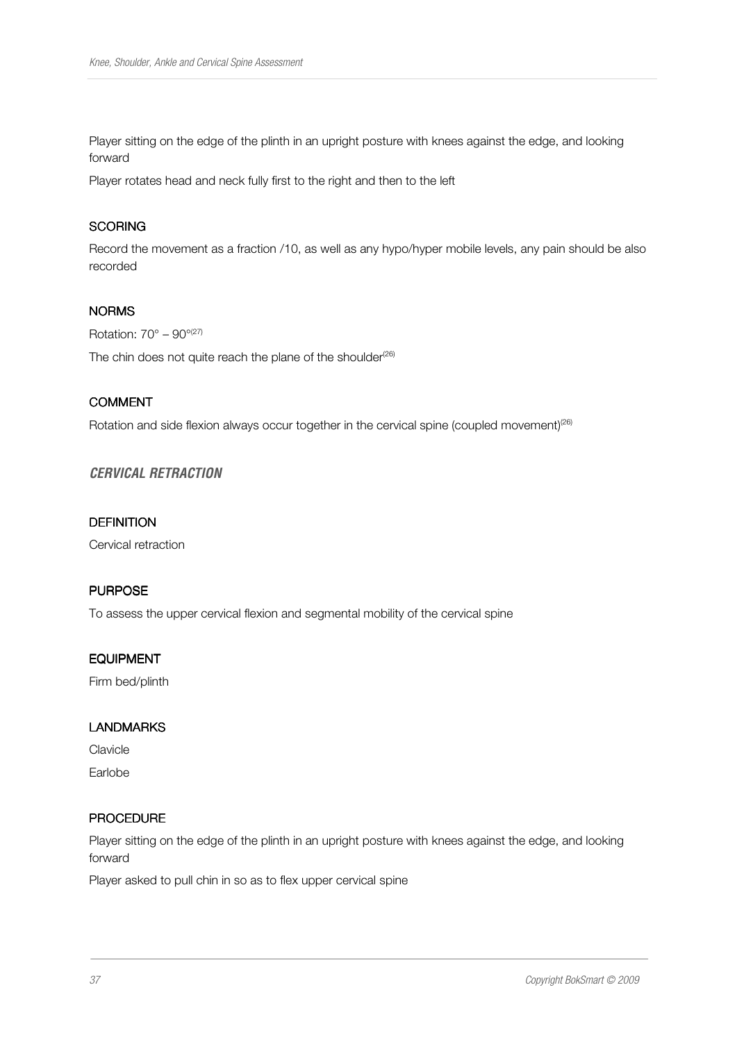Player sitting on the edge of the plinth in an upright posture with knees against the edge, and looking forward

Player rotates head and neck fully first to the right and then to the left

#### SCORING

Record the movement as a fraction /10, as well as any hypo/hyper mobile levels, any pain should be also recorded

#### NORMS

Rotation: 70° – 90°[27]

The chin does not quite reach the plane of the shoulder[26]

#### COMMENT

Rotation and side flexion always occur together in the cervical spine (coupled movement)[26]

### *CERVICAL RETRACTION*

#### DEFINITION

Cervical retraction

#### PURPOSE

To assess the upper cervical flexion and segmental mobility of the cervical spine

#### EQUIPMENT

Firm bed/plinth

#### LANDMARKS

Clavicle

Earlobe

#### PROCEDURE

Player sitting on the edge of the plinth in an upright posture with knees against the edge, and looking forward

Player asked to pull chin in so as to flex upper cervical spine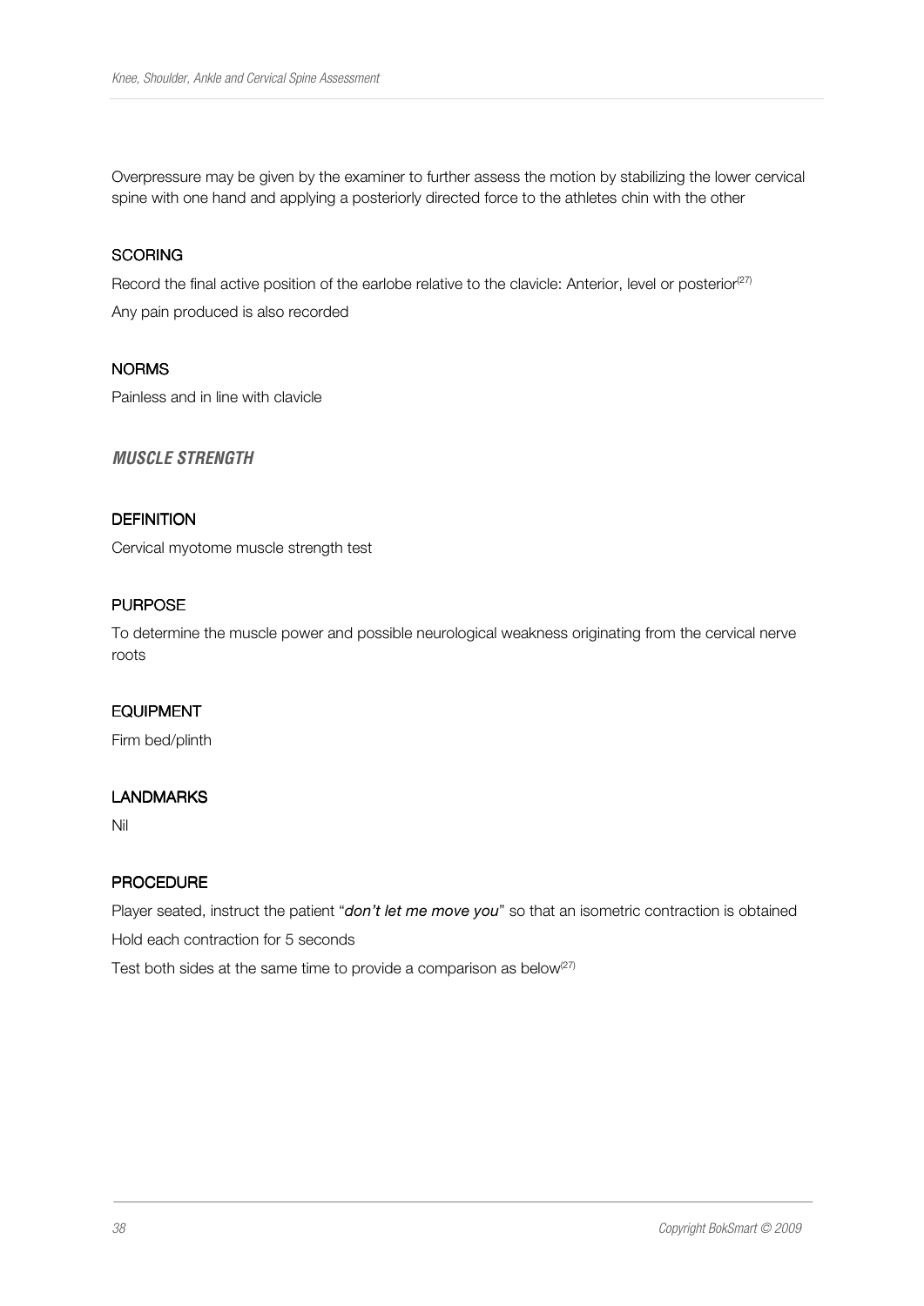Overpressure may be given by the examiner to further assess the motion by stabilizing the lower cervical spine with one hand and applying a posteriorly directed force to the athletes chin with the other

#### SCORING

Record the final active position of the earlobe relative to the clavicle: Anterior, level or posterior[27]

Any pain produced is also recorded

#### NORMS

Painless and in line with clavicle

### *MUSCLE STRENGTH*

#### DEFINITION

Cervical myotome muscle strength test

#### PURPOSE

To determine the muscle power and possible neurological weakness originating from the cervical nerve roots

#### EQUIPMENT

Firm bed/plinth

#### LANDMARKS

Nil

#### PROCEDURE

Player seated, instruct the patient "*don't let me move you*" so that an isometric contraction is obtained

Hold each contraction for 5 seconds

Test both sides at the same time to provide a comparison as below[27]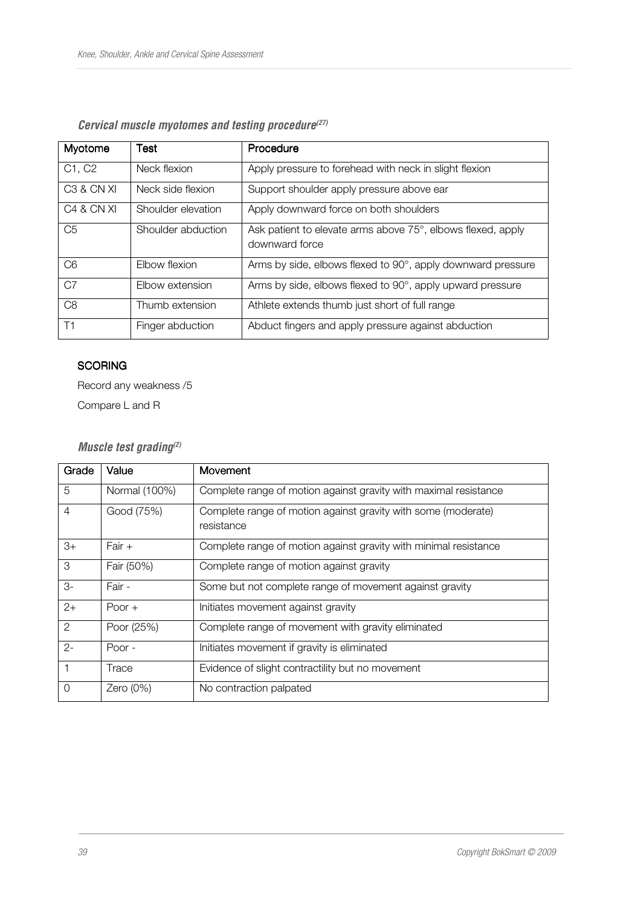### *Cervical muscle myotomes and testing procedure[27]*

| Myotome | Test | Procedure |
|---|---|---|
| C1, C2 | Neck flexion | Apply pressure to forehead with neck in slight flexion |
| C3 & CN XI | Neck side flexion | Support shoulder apply pressure above ear |
| C4 & CN XI | Shoulder elevation | Apply downward force on both shoulders |
| C5 | Shoulder abduction | Ask patient to elevate arms above 75°, elbows flexed, apply downward force |
| C6 | Elbow flexion | Arms by side, elbows flexed to 90°, apply downward pressure |
| C7 | Elbow extension | Arms by side, elbows flexed to 90°, apply upward pressure |
| C8 | Thumb extension | Athlete extends thumb just short of full range |
| T1 | Finger abduction | Abduct fingers and apply pressure against abduction |

**SCORING**

Record any weakness /5

Compare L and R

### *Muscle test grading[2]*

| Grade | Value | Movement |
|---|---|---|
| 5 | Normal (100%) | Complete range of motion against gravity with maximal resistance |
| 4 | Good (75%) | Complete range of motion against gravity with some (moderate) resistance |
| 3+ | Fair + | Complete range of motion against gravity with minimal resistance |
| 3 | Fair (50%) | Complete range of motion against gravity |
| 3- | Fair - | Some but not complete range of movement against gravity |
| 2+ | Poor + | Initiates movement against gravity |
| 2 | Poor (25%) | Complete range of movement with gravity eliminated |
| 2- | Poor - | Initiates movement if gravity is eliminated |
| 1 | Trace | Evidence of slight contractility but no movement |
| 0 | Zero (0%) | No contraction palpated |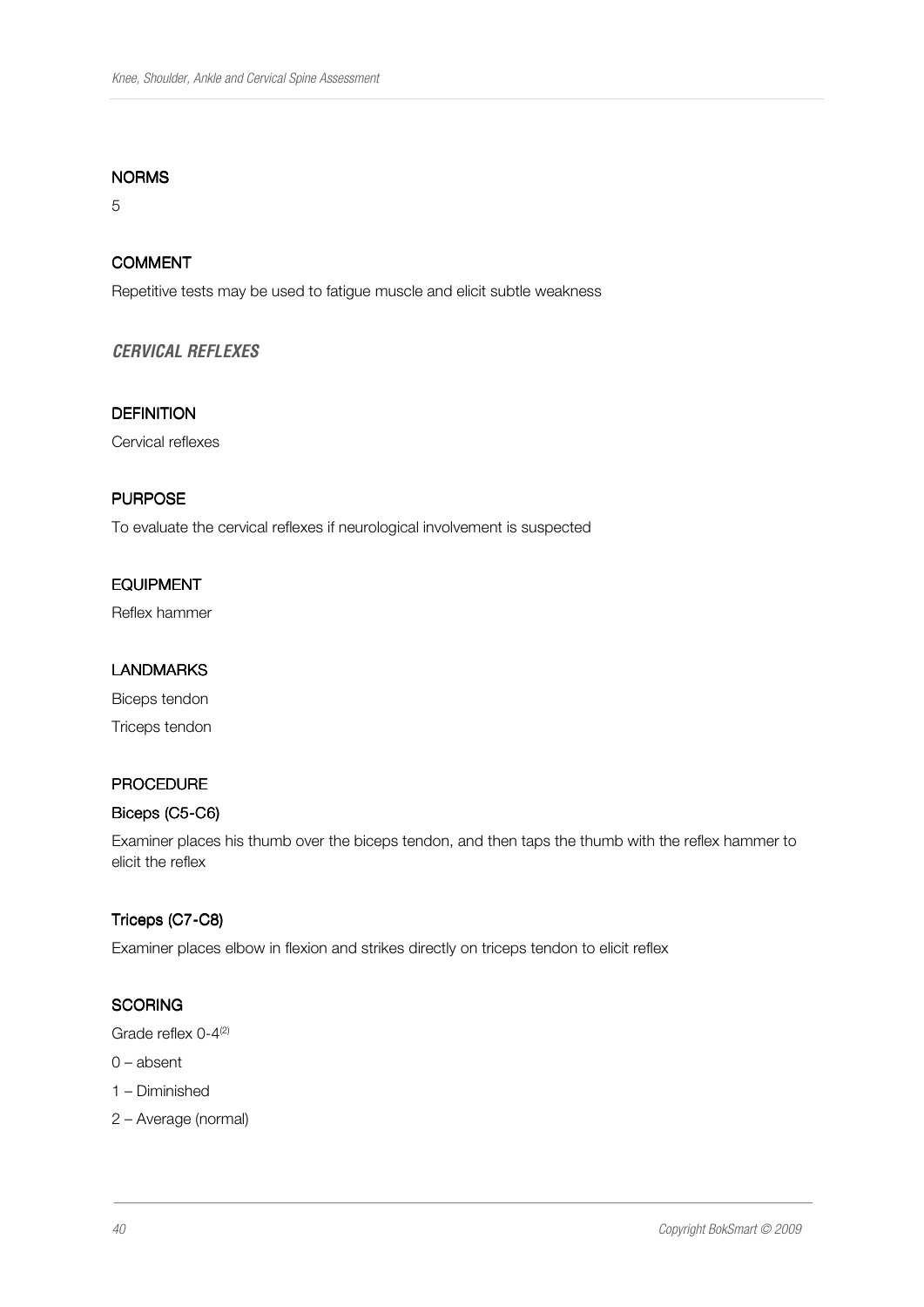#### NORMS

5

#### COMMENT

Repetitive tests may be used to fatigue muscle and elicit subtle weakness

### *CERVICAL REFLEXES*

#### DEFINITION

Cervical reflexes

#### PURPOSE

To evaluate the cervical reflexes if neurological involvement is suspected

#### EQUIPMENT

Reflex hammer

#### LANDMARKS

Biceps tendon

Triceps tendon

#### PROCEDURE

**Biceps (C5-C6)**

Examiner places his thumb over the biceps tendon, and then taps the thumb with the reflex hammer to elicit the reflex

**Triceps (C7-C8)**

Examiner places elbow in flexion and strikes directly on triceps tendon to elicit reflex

#### SCORING

Grade reflex 0-4[2]

0 – absent

1 – Diminished

2 – Average (normal)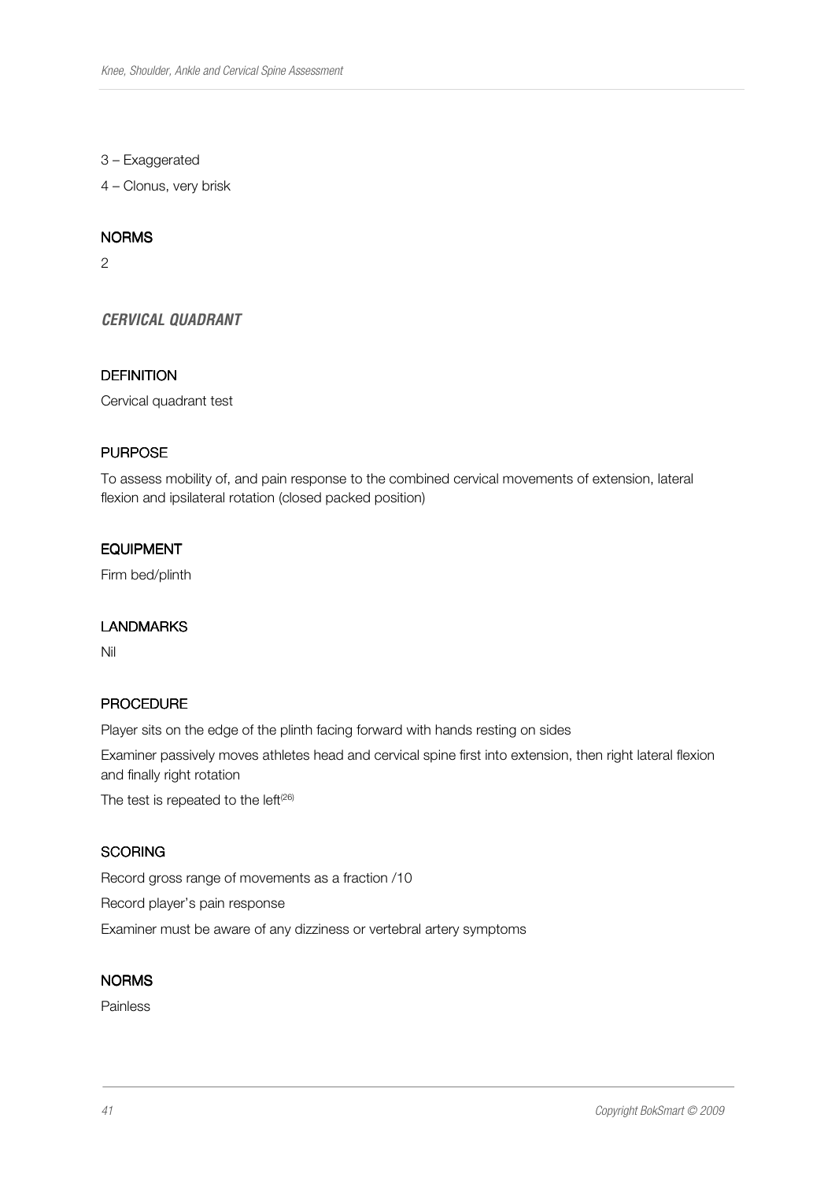3 – Exaggerated

4 – Clonus, very brisk

#### NORMS

2

### *CERVICAL QUADRANT*

#### DEFINITION

Cervical quadrant test

#### PURPOSE

To assess mobility of, and pain response to the combined cervical movements of extension, lateral flexion and ipsilateral rotation (closed packed position)

#### EQUIPMENT

Firm bed/plinth

#### LANDMARKS

Nil

#### PROCEDURE

Player sits on the edge of the plinth facing forward with hands resting on sides

Examiner passively moves athletes head and cervical spine first into extension, then right lateral flexion and finally right rotation

The test is repeated to the left[26]

#### SCORING

Record gross range of movements as a fraction /10

Record player's pain response

Examiner must be aware of any dizziness or vertebral artery symptoms

#### NORMS

Painless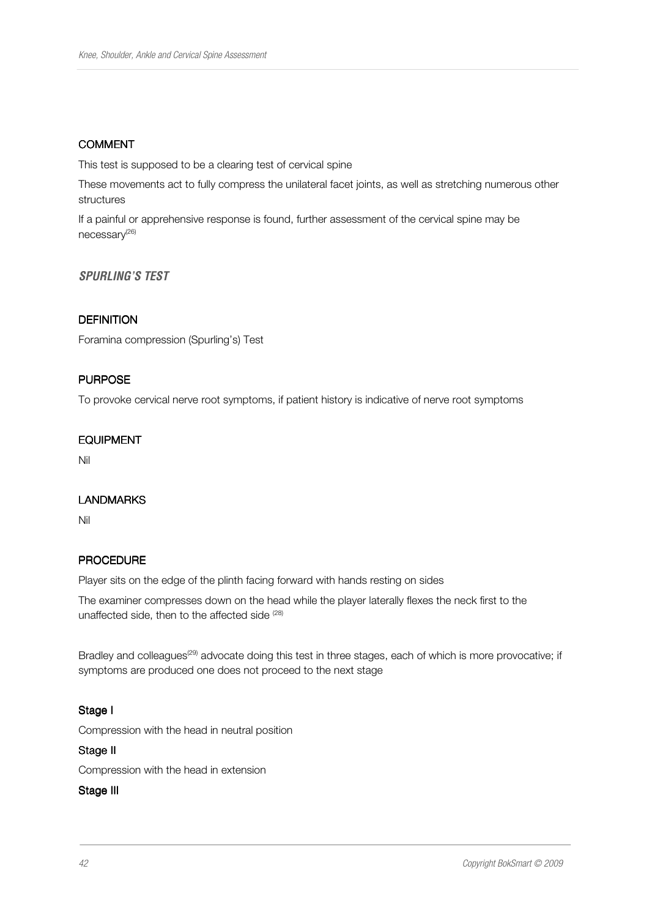#### COMMENT

This test is supposed to be a clearing test of cervical spine

These movements act to fully compress the unilateral facet joints, as well as stretching numerous other structures

If a painful or apprehensive response is found, further assessment of the cervical spine may be necessary[26]

### *SPURLING'S TEST*

#### DEFINITION

Foramina compression (Spurling's) Test

#### PURPOSE

To provoke cervical nerve root symptoms, if patient history is indicative of nerve root symptoms

#### EQUIPMENT

Nil

#### LANDMARKS

Nil

#### PROCEDURE

Player sits on the edge of the plinth facing forward with hands resting on sides

The examiner compresses down on the head while the player laterally flexes the neck first to the unaffected side, then to the affected side [28]

Bradley and colleagues[29] advocate doing this test in three stages, each of which is more provocative; if symptoms are produced one does not proceed to the next stage

**Stage I**

Compression with the head in neutral position

**Stage II**

Compression with the head in extension

**Stage III**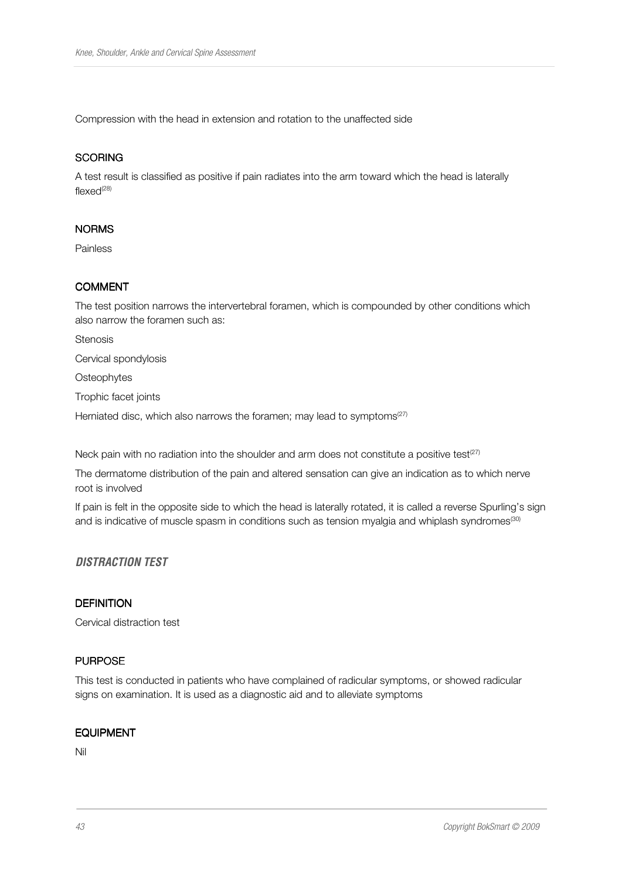Compression with the head in extension and rotation to the unaffected side

#### SCORING

A test result is classified as positive if pain radiates into the arm toward which the head is laterally flexed[28]

#### NORMS

Painless

#### COMMENT

The test position narrows the intervertebral foramen, which is compounded by other conditions which also narrow the foramen such as:

Stenosis

Cervical spondylosis

Osteophytes

Trophic facet joints

Herniated disc, which also narrows the foramen; may lead to symptoms[27]

Neck pain with no radiation into the shoulder and arm does not constitute a positive test[27]

The dermatome distribution of the pain and altered sensation can give an indication as to which nerve root is involved

If pain is felt in the opposite side to which the head is laterally rotated, it is called a reverse Spurling's sign and is indicative of muscle spasm in conditions such as tension myalgia and whiplash syndromes[30]

### *DISTRACTION TEST*

#### DEFINITION

Cervical distraction test

#### PURPOSE

This test is conducted in patients who have complained of radicular symptoms, or showed radicular signs on examination. It is used as a diagnostic aid and to alleviate symptoms

#### EQUIPMENT

Nil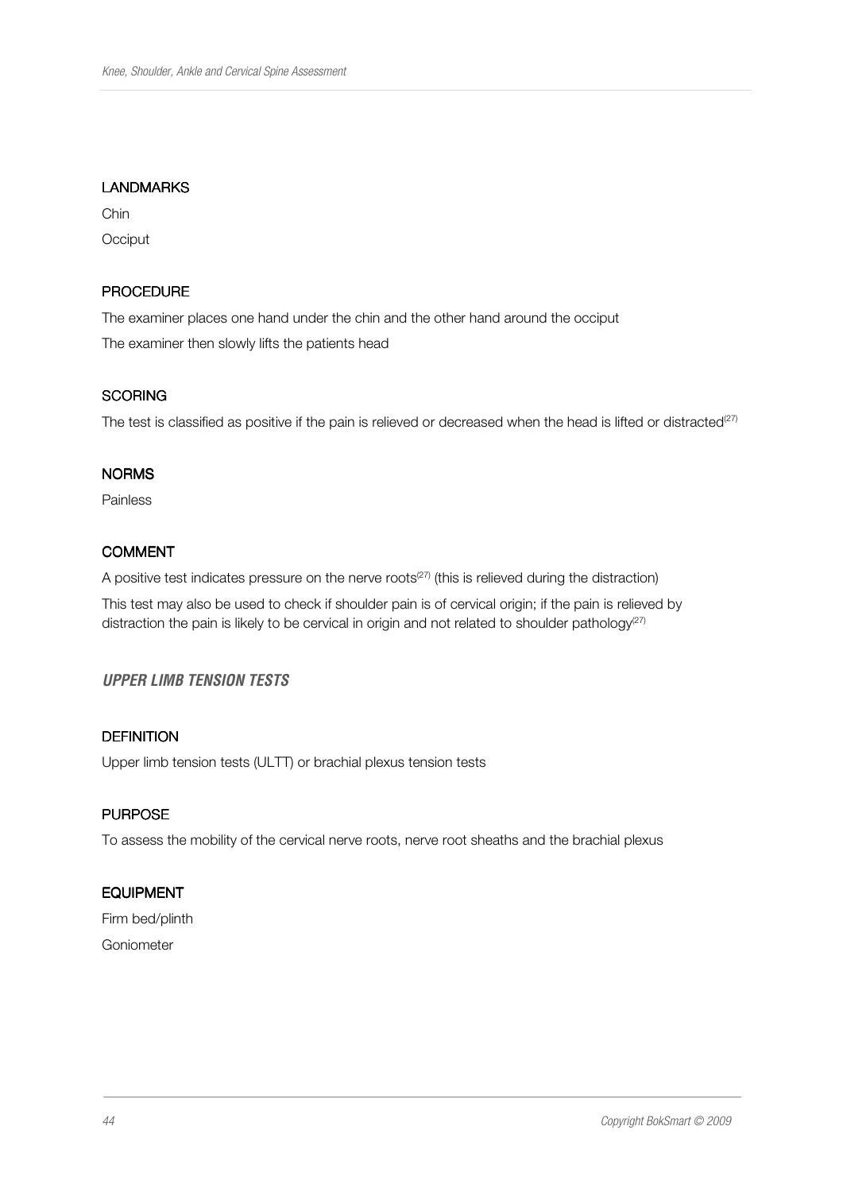#### LANDMARKS

Chin

Occiput

#### PROCEDURE

The examiner places one hand under the chin and the other hand around the occiput

The examiner then slowly lifts the patients head

#### SCORING

The test is classified as positive if the pain is relieved or decreased when the head is lifted or distracted[27]

#### NORMS

Painless

#### COMMENT

A positive test indicates pressure on the nerve roots[27] (this is relieved during the distraction)

This test may also be used to check if shoulder pain is of cervical origin; if the pain is relieved by distraction the pain is likely to be cervical in origin and not related to shoulder pathology[27]

### *UPPER LIMB TENSION TESTS*

#### DEFINITION

Upper limb tension tests (ULTT) or brachial plexus tension tests

#### PURPOSE

To assess the mobility of the cervical nerve roots, nerve root sheaths and the brachial plexus

#### EQUIPMENT

Firm bed/plinth

Goniometer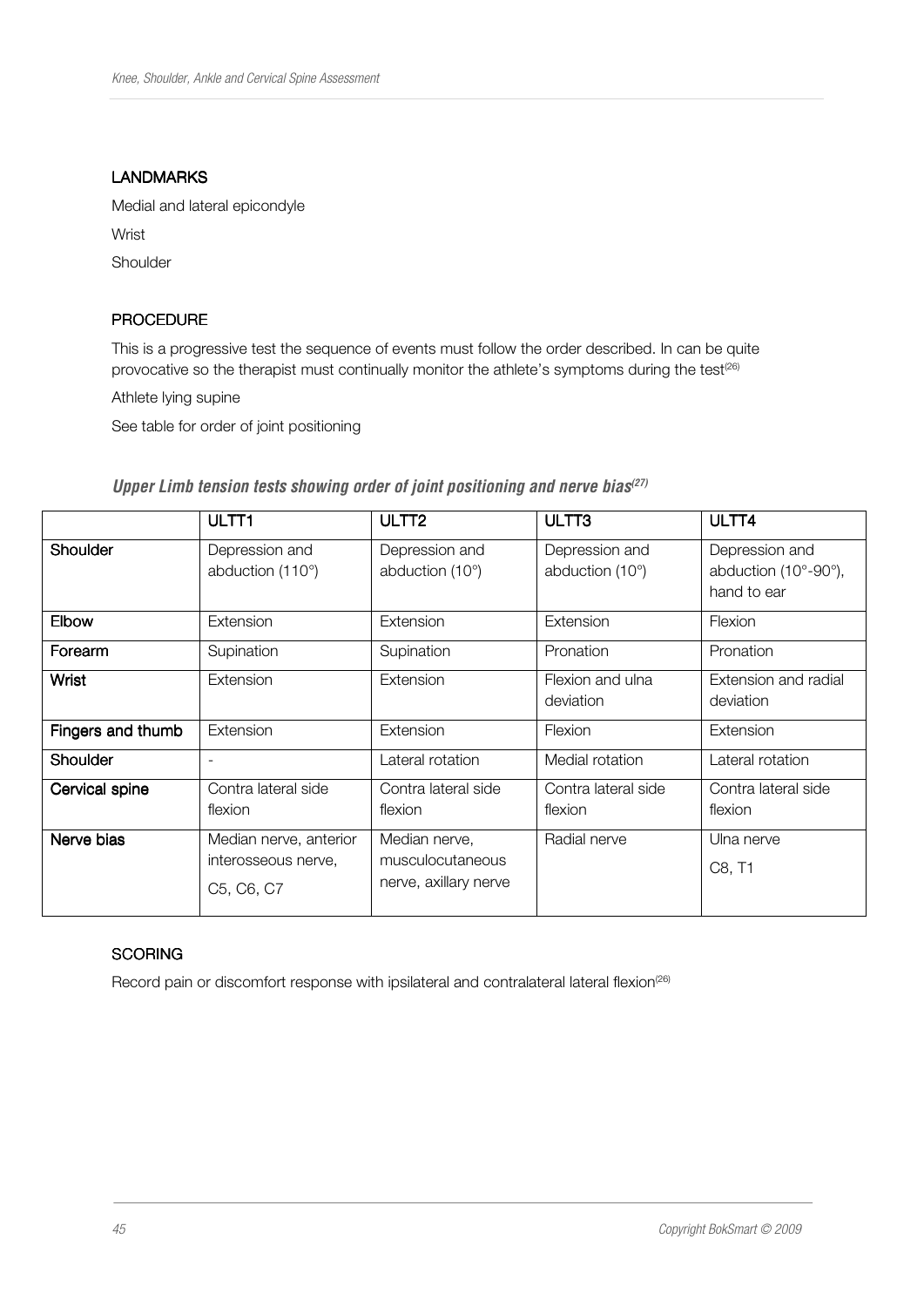## LANDMARKS

Medial and lateral epicondyle

Wrist

Shoulder

## PROCEDURE

This is a progressive test the sequence of events must follow the order described. In can be quite provocative so the therapist must continually monitor the athlete's symptoms during the test[26]

Athlete lying supine

See table for order of joint positioning

***Upper Limb tension tests showing order of joint positioning and nerve bias[27]***

| | ULTT1 | ULTT2 | ULTT3 | ULTT4 |
|---|---|---|---|---|
| **Shoulder** | Depression and abduction (110°) | Depression and abduction (10°) | Depression and abduction (10°) | Depression and abduction (10°-90°), hand to ear |
| **Elbow** | Extension | Extension | Extension | Flexion |
| **Forearm** | Supination | Supination | Pronation | Pronation |
| **Wrist** | Extension | Extension | Flexion and ulna deviation | Extension and radial deviation |
| **Fingers and thumb** | Extension | Extension | Flexion | Extension |
| **Shoulder** | - | Lateral rotation | Medial rotation | Lateral rotation |
| **Cervical spine** | Contra lateral side flexion | Contra lateral side flexion | Contra lateral side flexion | Contra lateral side flexion |
| **Nerve bias** | Median nerve, anterior interosseous nerve, C5, C6, C7 | Median nerve, musculocutaneous nerve, axillary nerve | Radial nerve | Ulna nerve C8, T1 |

## SCORING

Record pain or discomfort response with ipsilateral and contralateral lateral flexion[26]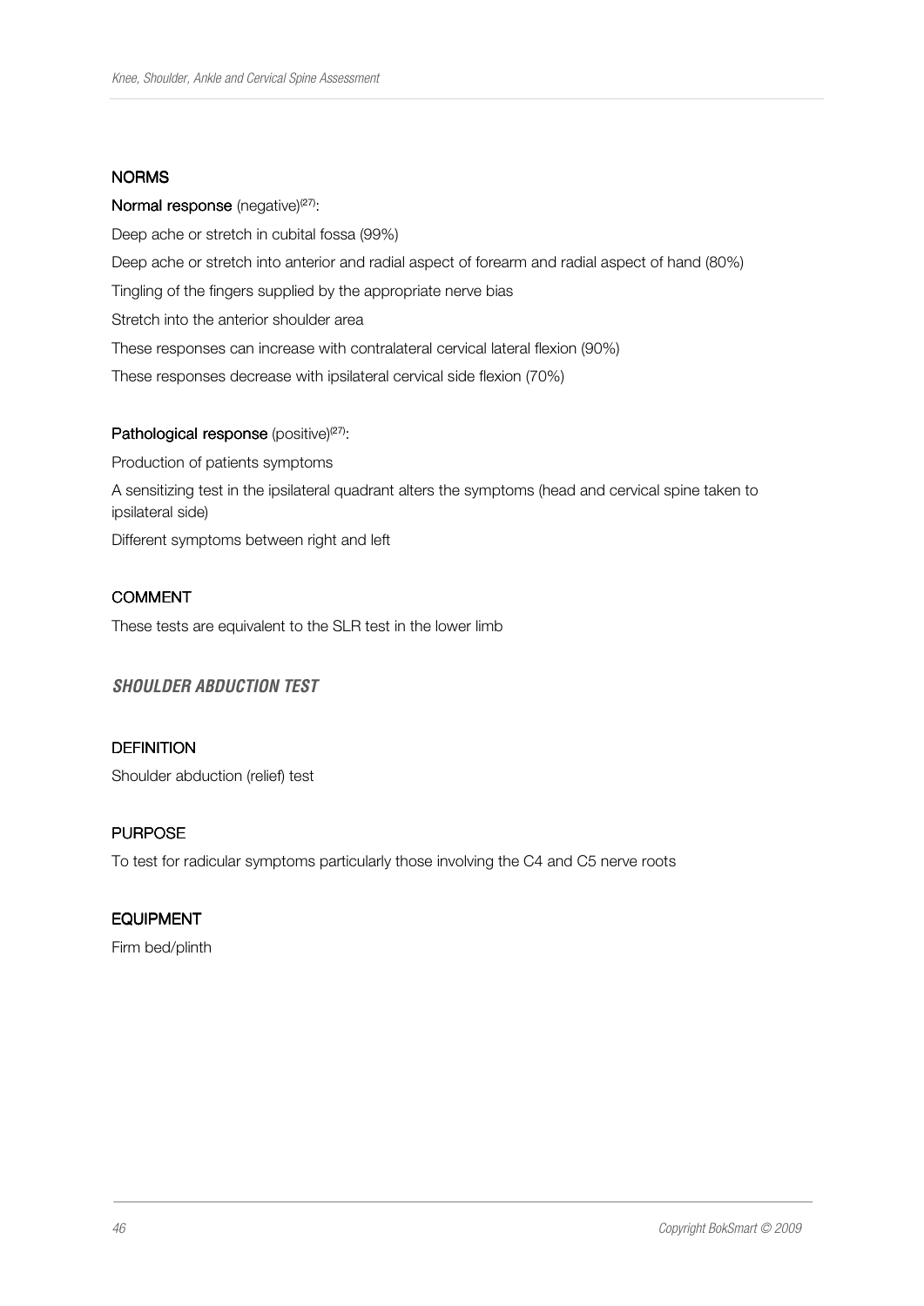#### NORMS

**Normal response** (negative)[27]:

Deep ache or stretch in cubital fossa (99%)

Deep ache or stretch into anterior and radial aspect of forearm and radial aspect of hand (80%)

Tingling of the fingers supplied by the appropriate nerve bias

Stretch into the anterior shoulder area

These responses can increase with contralateral cervical lateral flexion (90%)

These responses decrease with ipsilateral cervical side flexion (70%)

**Pathological response** (positive)[27]:

Production of patients symptoms

A sensitizing test in the ipsilateral quadrant alters the symptoms (head and cervical spine taken to ipsilateral side)

Different symptoms between right and left

#### COMMENT

These tests are equivalent to the SLR test in the lower limb

### *SHOULDER ABDUCTION TEST*

#### DEFINITION

Shoulder abduction (relief) test

#### PURPOSE

To test for radicular symptoms particularly those involving the C4 and C5 nerve roots

#### EQUIPMENT

Firm bed/plinth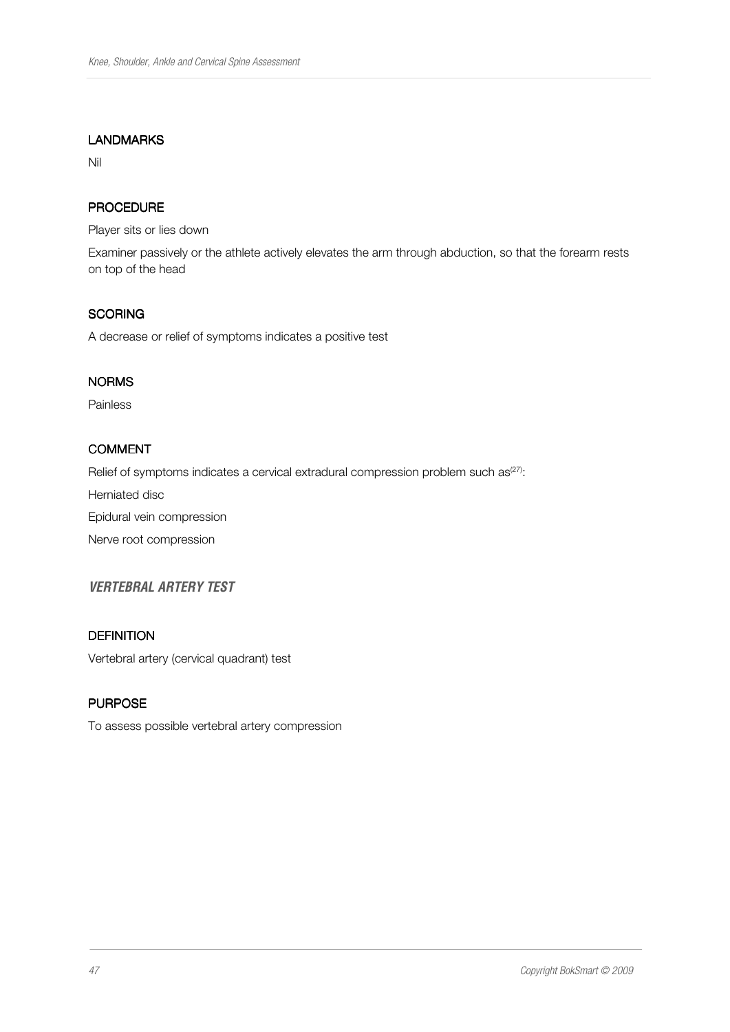#### LANDMARKS

Nil

#### PROCEDURE

Player sits or lies down

Examiner passively or the athlete actively elevates the arm through abduction, so that the forearm rests on top of the head

#### SCORING

A decrease or relief of symptoms indicates a positive test

#### NORMS

Painless

#### COMMENT

Relief of symptoms indicates a cervical extradural compression problem such as[27]:

Herniated disc

Epidural vein compression

Nerve root compression

### *VERTEBRAL ARTERY TEST*

#### DEFINITION

Vertebral artery (cervical quadrant) test

#### PURPOSE

To assess possible vertebral artery compression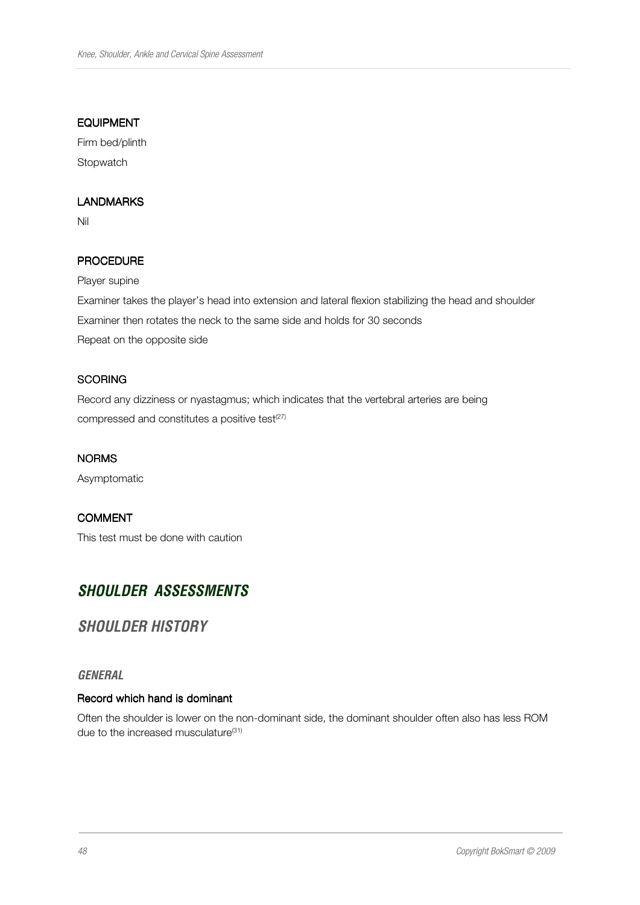#### EQUIPMENT

Firm bed/plinth

Stopwatch

#### LANDMARKS

Nil

#### PROCEDURE

Player supine

Examiner takes the player's head into extension and lateral flexion stabilizing the head and shoulder

Examiner then rotates the neck to the same side and holds for 30 seconds

Repeat on the opposite side

#### SCORING

Record any dizziness or nyastagmus; which indicates that the vertebral arteries are being compressed and constitutes a positive test[27]

#### NORMS

Asymptomatic

#### COMMENT

This test must be done with caution

# *SHOULDER ASSESSMENTS*

## *SHOULDER HISTORY*

### *GENERAL*

#### Record which hand is dominant

Often the shoulder is lower on the non-dominant side, the dominant shoulder often also has less ROM due to the increased musculature[31]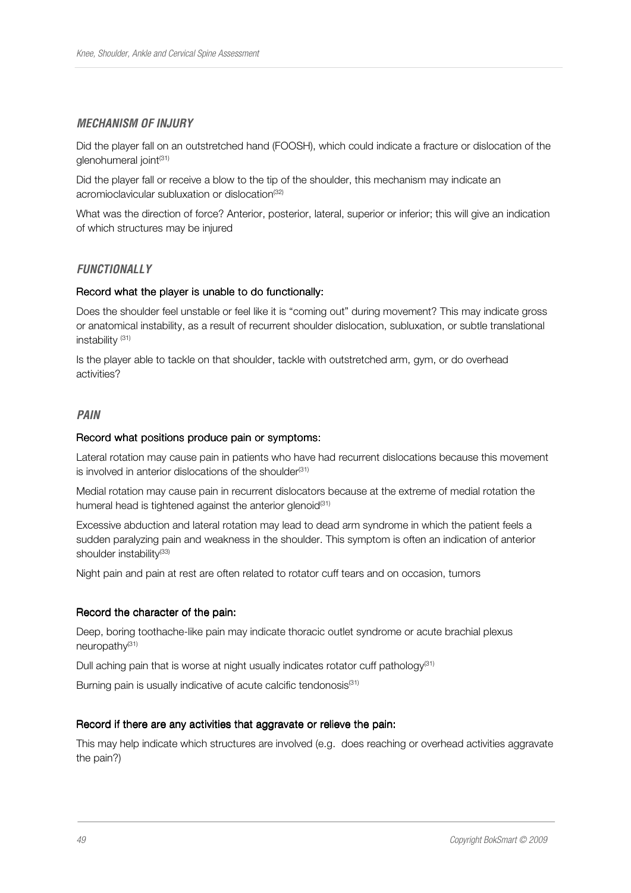### *MECHANISM OF INJURY*

Did the player fall on an outstretched hand (FOOSH), which could indicate a fracture or dislocation of the glenohumeral joint[31]

Did the player fall or receive a blow to the tip of the shoulder, this mechanism may indicate an acromioclavicular subluxation or dislocation[32]

What was the direction of force? Anterior, posterior, lateral, superior or inferior; this will give an indication of which structures may be injured

### *FUNCTIONALLY*

**Record what the player is unable to do functionally:**

Does the shoulder feel unstable or feel like it is "coming out" during movement? This may indicate gross or anatomical instability, as a result of recurrent shoulder dislocation, subluxation, or subtle translational instability [31]

Is the player able to tackle on that shoulder, tackle with outstretched arm, gym, or do overhead activities?

### *PAIN*

**Record what positions produce pain or symptoms:**

Lateral rotation may cause pain in patients who have had recurrent dislocations because this movement is involved in anterior dislocations of the shoulder[31]

Medial rotation may cause pain in recurrent dislocators because at the extreme of medial rotation the humeral head is tightened against the anterior glenoid[31]

Excessive abduction and lateral rotation may lead to dead arm syndrome in which the patient feels a sudden paralyzing pain and weakness in the shoulder. This symptom is often an indication of anterior shoulder instability[33]

Night pain and pain at rest are often related to rotator cuff tears and on occasion, tumors

**Record the character of the pain:**

Deep, boring toothache-like pain may indicate thoracic outlet syndrome or acute brachial plexus neuropathy[31]

Dull aching pain that is worse at night usually indicates rotator cuff pathology[31]

Burning pain is usually indicative of acute calcific tendonosis[31]

**Record if there are any activities that aggravate or relieve the pain:**

This may help indicate which structures are involved (e.g. does reaching or overhead activities aggravate the pain?)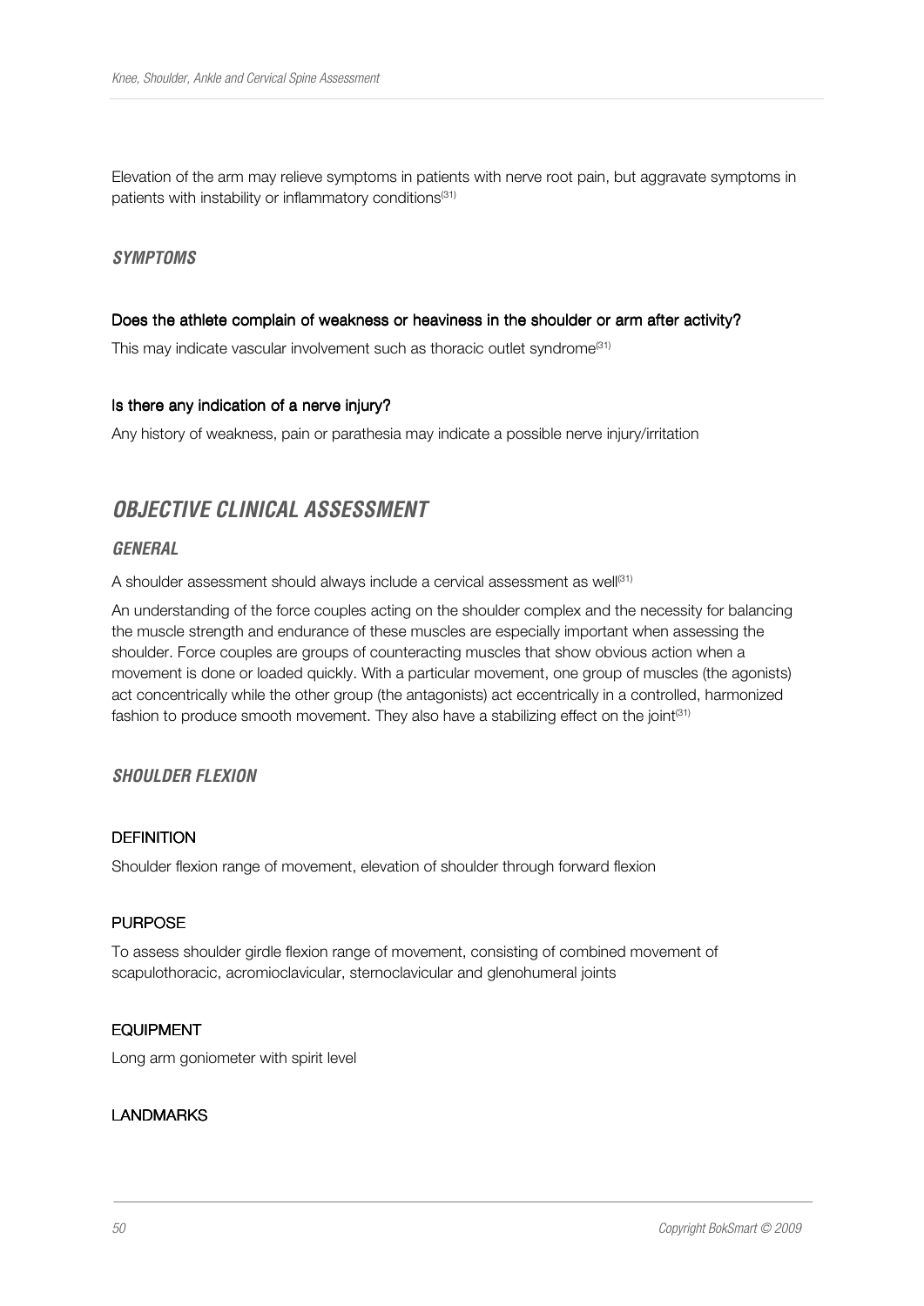Elevation of the arm may relieve symptoms in patients with nerve root pain, but aggravate symptoms in patients with instability or inflammatory conditions[31]

### *SYMPTOMS*

#### Does the athlete complain of weakness or heaviness in the shoulder or arm after activity?

This may indicate vascular involvement such as thoracic outlet syndrome[31]

#### Is there any indication of a nerve injury?

Any history of weakness, pain or parathesia may indicate a possible nerve injury/irritation

## *OBJECTIVE CLINICAL ASSESSMENT*

### *GENERAL*

A shoulder assessment should always include a cervical assessment as well[31]

An understanding of the force couples acting on the shoulder complex and the necessity for balancing the muscle strength and endurance of these muscles are especially important when assessing the shoulder. Force couples are groups of counteracting muscles that show obvious action when a movement is done or loaded quickly. With a particular movement, one group of muscles (the agonists) act concentrically while the other group (the antagonists) act eccentrically in a controlled, harmonized fashion to produce smooth movement. They also have a stabilizing effect on the joint[31]

### *SHOULDER FLEXION*

#### DEFINITION

Shoulder flexion range of movement, elevation of shoulder through forward flexion

#### PURPOSE

To assess shoulder girdle flexion range of movement, consisting of combined movement of scapulothoracic, acromioclavicular, sternoclavicular and glenohumeral joints

#### EQUIPMENT

Long arm goniometer with spirit level

#### LANDMARKS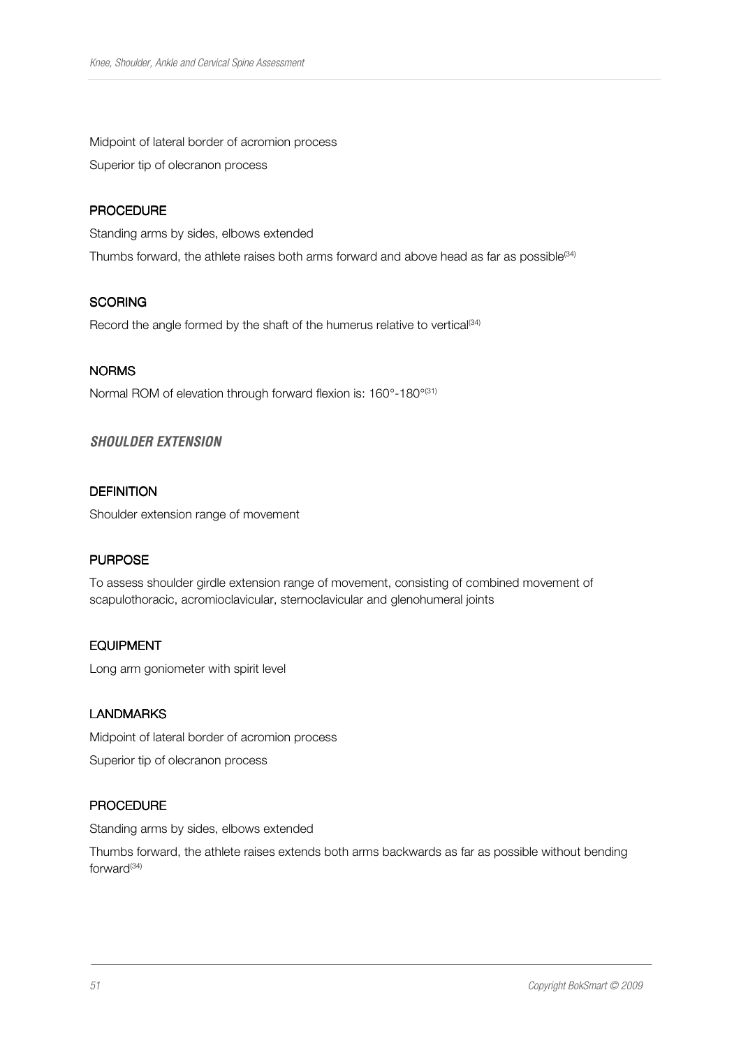Midpoint of lateral border of acromion process

Superior tip of olecranon process

#### PROCEDURE

Standing arms by sides, elbows extended

Thumbs forward, the athlete raises both arms forward and above head as far as possible[34]

#### SCORING

Record the angle formed by the shaft of the humerus relative to vertical[34]

#### NORMS

Normal ROM of elevation through forward flexion is: 160°-180°[31]

### *SHOULDER EXTENSION*

#### DEFINITION

Shoulder extension range of movement

#### PURPOSE

To assess shoulder girdle extension range of movement, consisting of combined movement of scapulothoracic, acromioclavicular, sternoclavicular and glenohumeral joints

#### EQUIPMENT

Long arm goniometer with spirit level

#### LANDMARKS

Midpoint of lateral border of acromion process

Superior tip of olecranon process

#### PROCEDURE

Standing arms by sides, elbows extended

Thumbs forward, the athlete raises extends both arms backwards as far as possible without bending forward[34]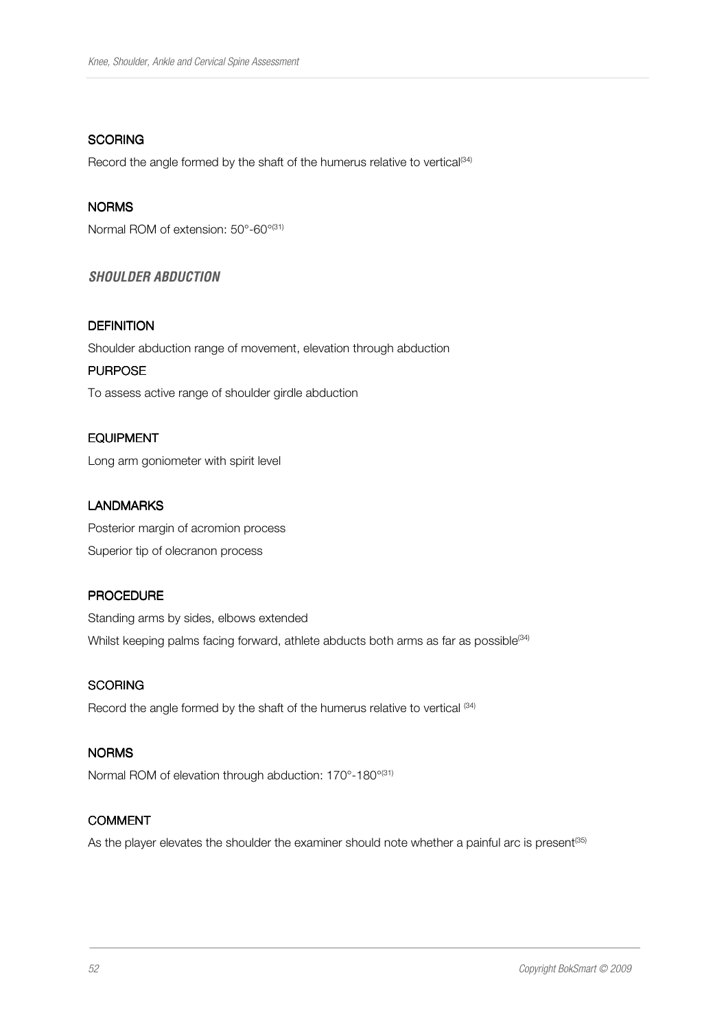#### SCORING

Record the angle formed by the shaft of the humerus relative to vertical[34]

#### NORMS

Normal ROM of extension: 50°-60°[31]

### *SHOULDER ABDUCTION*

#### DEFINITION

Shoulder abduction range of movement, elevation through abduction

#### PURPOSE

To assess active range of shoulder girdle abduction

#### EQUIPMENT

Long arm goniometer with spirit level

#### LANDMARKS

Posterior margin of acromion process

Superior tip of olecranon process

#### PROCEDURE

Standing arms by sides, elbows extended

Whilst keeping palms facing forward, athlete abducts both arms as far as possible[34]

#### SCORING

Record the angle formed by the shaft of the humerus relative to vertical [34]

#### NORMS

Normal ROM of elevation through abduction: 170°-180°[31]

#### COMMENT

As the player elevates the shoulder the examiner should note whether a painful arc is present[35]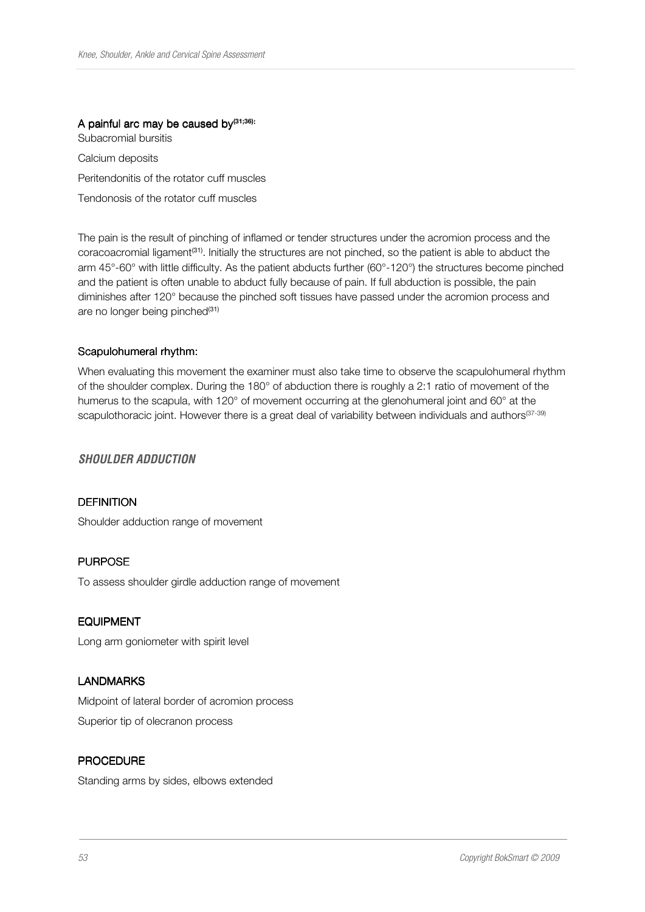**A painful arc may be caused by[31;36]:**

Subacromial bursitis

Calcium deposits

Peritendonitis of the rotator cuff muscles

Tendonosis of the rotator cuff muscles

The pain is the result of pinching of inflamed or tender structures under the acromion process and the coracoacromial ligament[31]. Initially the structures are not pinched, so the patient is able to abduct the arm 45°-60° with little difficulty. As the patient abducts further (60°-120°) the structures become pinched and the patient is often unable to abduct fully because of pain. If full abduction is possible, the pain diminishes after 120° because the pinched soft tissues have passed under the acromion process and are no longer being pinched[31]

**Scapulohumeral rhythm:**

When evaluating this movement the examiner must also take time to observe the scapulohumeral rhythm of the shoulder complex. During the 180° of abduction there is roughly a 2:1 ratio of movement of the humerus to the scapula, with 120° of movement occurring at the glenohumeral joint and 60° at the scapulothoracic joint. However there is a great deal of variability between individuals and authors[37-39]

### *SHOULDER ADDUCTION*

**DEFINITION**

Shoulder adduction range of movement

**PURPOSE**

To assess shoulder girdle adduction range of movement

**EQUIPMENT**

Long arm goniometer with spirit level

**LANDMARKS**

Midpoint of lateral border of acromion process

Superior tip of olecranon process

**PROCEDURE**

Standing arms by sides, elbows extended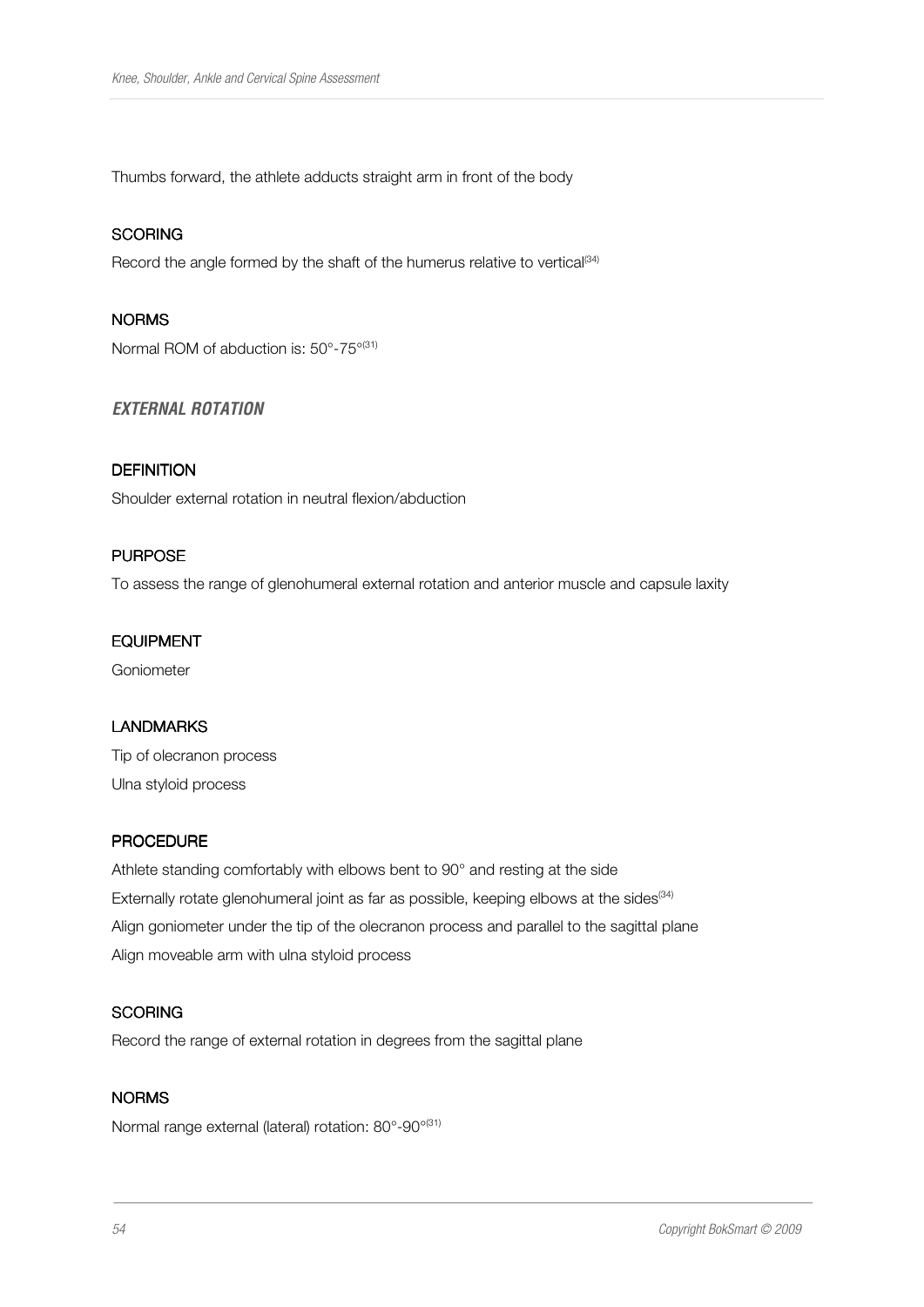Thumbs forward, the athlete adducts straight arm in front of the body

### SCORING

Record the angle formed by the shaft of the humerus relative to vertical[34]

### NORMS

Normal ROM of abduction is: 50°-75°[31]

## *EXTERNAL ROTATION*

### DEFINITION

Shoulder external rotation in neutral flexion/abduction

### PURPOSE

To assess the range of glenohumeral external rotation and anterior muscle and capsule laxity

### EQUIPMENT

Goniometer

### LANDMARKS

Tip of olecranon process

Ulna styloid process

### PROCEDURE

Athlete standing comfortably with elbows bent to 90° and resting at the side

Externally rotate glenohumeral joint as far as possible, keeping elbows at the sides[34]

Align goniometer under the tip of the olecranon process and parallel to the sagittal plane

Align moveable arm with ulna styloid process

### SCORING

Record the range of external rotation in degrees from the sagittal plane

### NORMS

Normal range external (lateral) rotation: 80°-90°[31]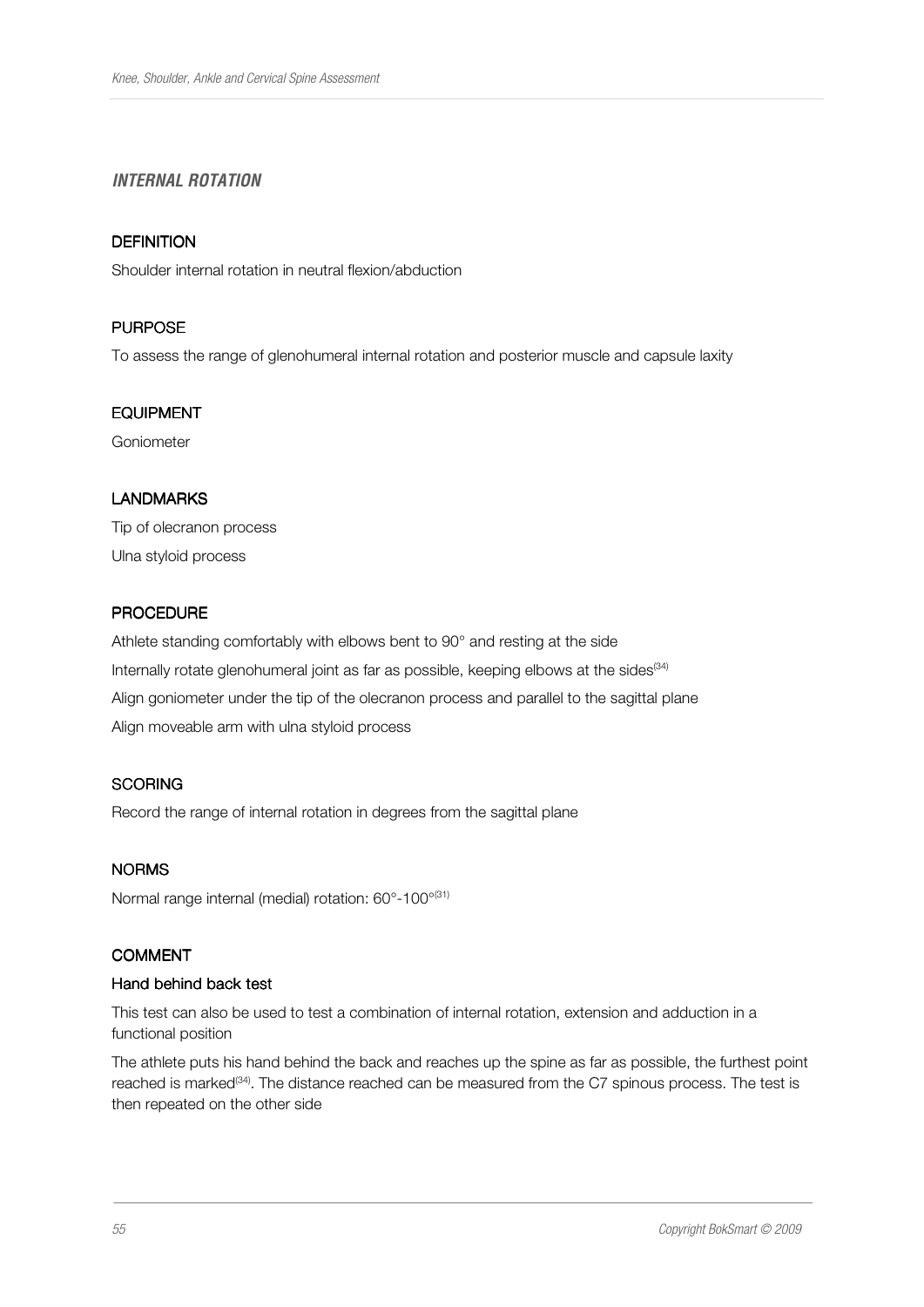### *INTERNAL ROTATION*

#### DEFINITION

Shoulder internal rotation in neutral flexion/abduction

#### PURPOSE

To assess the range of glenohumeral internal rotation and posterior muscle and capsule laxity

#### EQUIPMENT

Goniometer

#### LANDMARKS

Tip of olecranon process

Ulna styloid process

#### PROCEDURE

Athlete standing comfortably with elbows bent to 90° and resting at the side

Internally rotate glenohumeral joint as far as possible, keeping elbows at the sides[34]

Align goniometer under the tip of the olecranon process and parallel to the sagittal plane

Align moveable arm with ulna styloid process

#### SCORING

Record the range of internal rotation in degrees from the sagittal plane

#### NORMS

Normal range internal (medial) rotation: 60°-100°[31]

#### COMMENT

**Hand behind back test**

This test can also be used to test a combination of internal rotation, extension and adduction in a functional position

The athlete puts his hand behind the back and reaches up the spine as far as possible, the furthest point reached is marked[34]. The distance reached can be measured from the C7 spinous process. The test is then repeated on the other side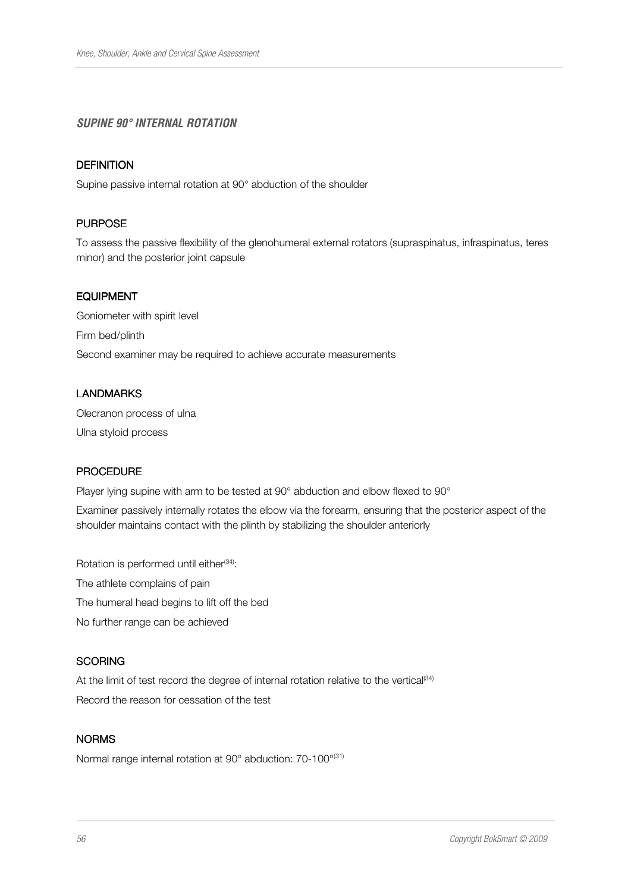### *SUPINE 90° INTERNAL ROTATION*

#### DEFINITION

Supine passive internal rotation at 90° abduction of the shoulder

#### PURPOSE

To assess the passive flexibility of the glenohumeral external rotators (supraspinatus, infraspinatus, teres minor) and the posterior joint capsule

#### EQUIPMENT

Goniometer with spirit level

Firm bed/plinth

Second examiner may be required to achieve accurate measurements

#### LANDMARKS

Olecranon process of ulna

Ulna styloid process

#### PROCEDURE

Player lying supine with arm to be tested at 90° abduction and elbow flexed to 90°

Examiner passively internally rotates the elbow via the forearm, ensuring that the posterior aspect of the shoulder maintains contact with the plinth by stabilizing the shoulder anteriorly

Rotation is performed until either[34]:

The athlete complains of pain

The humeral head begins to lift off the bed

No further range can be achieved

#### SCORING

At the limit of test record the degree of internal rotation relative to the vertical[34]

Record the reason for cessation of the test

#### NORMS

Normal range internal rotation at 90° abduction: 70-100°[31]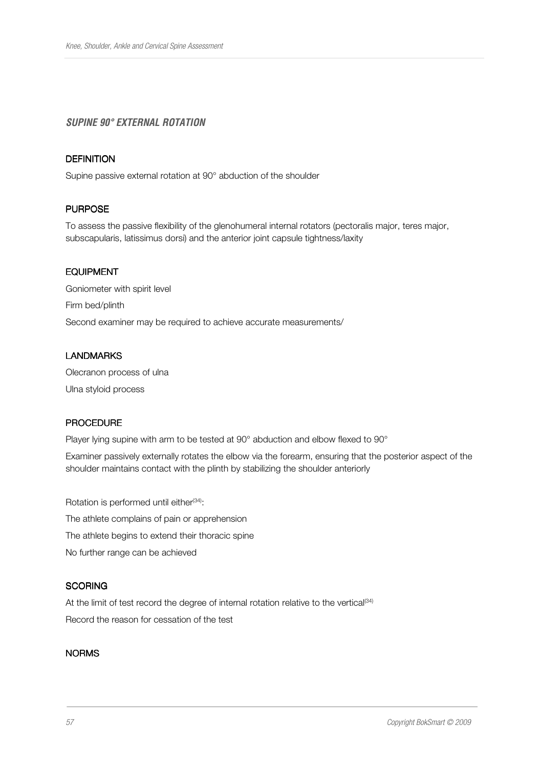### *SUPINE 90° EXTERNAL ROTATION*

#### DEFINITION

Supine passive external rotation at 90° abduction of the shoulder

#### PURPOSE

To assess the passive flexibility of the glenohumeral internal rotators (pectoralis major, teres major, subscapularis, latissimus dorsi) and the anterior joint capsule tightness/laxity

#### EQUIPMENT

Goniometer with spirit level

Firm bed/plinth

Second examiner may be required to achieve accurate measurements/

#### LANDMARKS

Olecranon process of ulna

Ulna styloid process

#### PROCEDURE

Player lying supine with arm to be tested at 90° abduction and elbow flexed to 90°

Examiner passively externally rotates the elbow via the forearm, ensuring that the posterior aspect of the shoulder maintains contact with the plinth by stabilizing the shoulder anteriorly

Rotation is performed until either[34]:

The athlete complains of pain or apprehension

The athlete begins to extend their thoracic spine

No further range can be achieved

#### SCORING

At the limit of test record the degree of internal rotation relative to the vertical[34]

Record the reason for cessation of the test

#### NORMS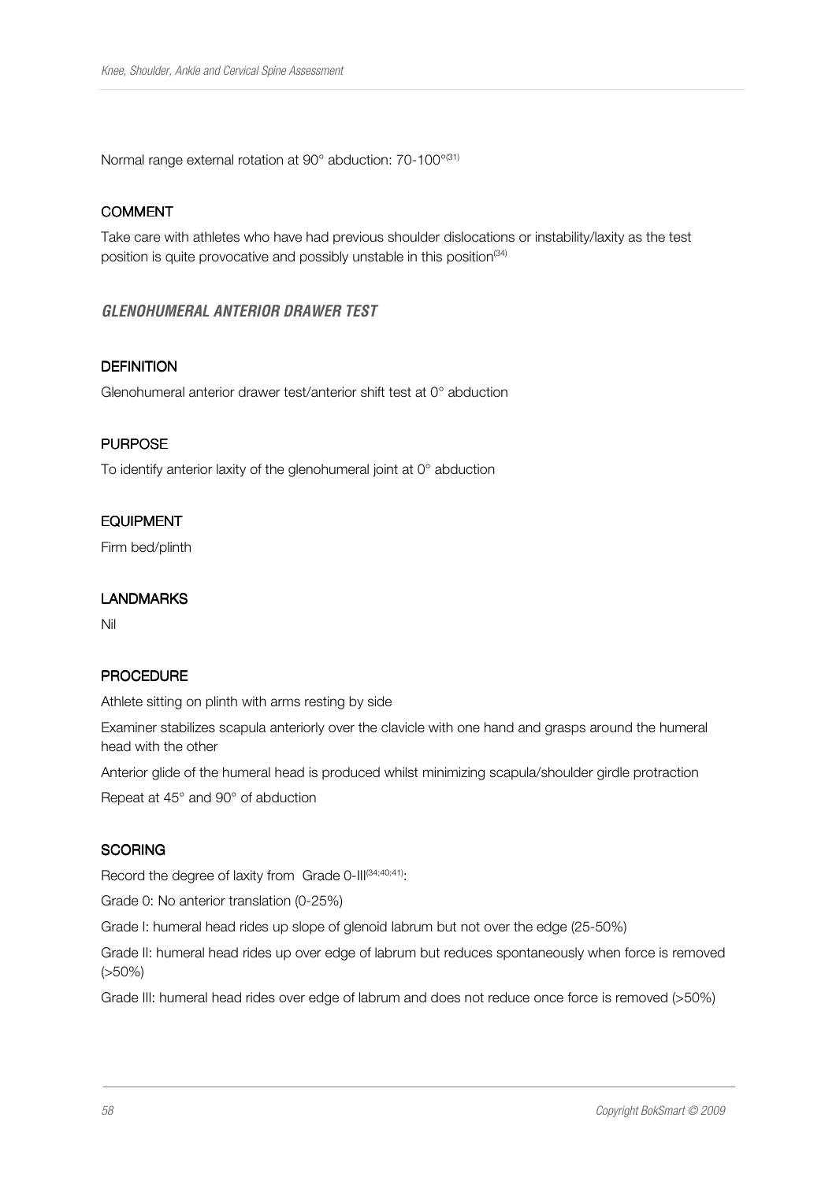Normal range external rotation at 90° abduction: 70-100°[31]

### COMMENT

Take care with athletes who have had previous shoulder dislocations or instability/laxity as the test position is quite provocative and possibly unstable in this position[34]

## *GLENOHUMERAL ANTERIOR DRAWER TEST*

### DEFINITION

Glenohumeral anterior drawer test/anterior shift test at 0° abduction

### PURPOSE

To identify anterior laxity of the glenohumeral joint at 0° abduction

### EQUIPMENT

Firm bed/plinth

### LANDMARKS

Nil

### PROCEDURE

Athlete sitting on plinth with arms resting by side

Examiner stabilizes scapula anteriorly over the clavicle with one hand and grasps around the humeral head with the other

Anterior glide of the humeral head is produced whilst minimizing scapula/shoulder girdle protraction

Repeat at 45° and 90° of abduction

### SCORING

Record the degree of laxity from Grade 0-III[34;40;41]:

Grade 0: No anterior translation (0-25%)

Grade I: humeral head rides up slope of glenoid labrum but not over the edge (25-50%)

Grade II: humeral head rides up over edge of labrum but reduces spontaneously when force is removed (>50%)

Grade III: humeral head rides over edge of labrum and does not reduce once force is removed (>50%)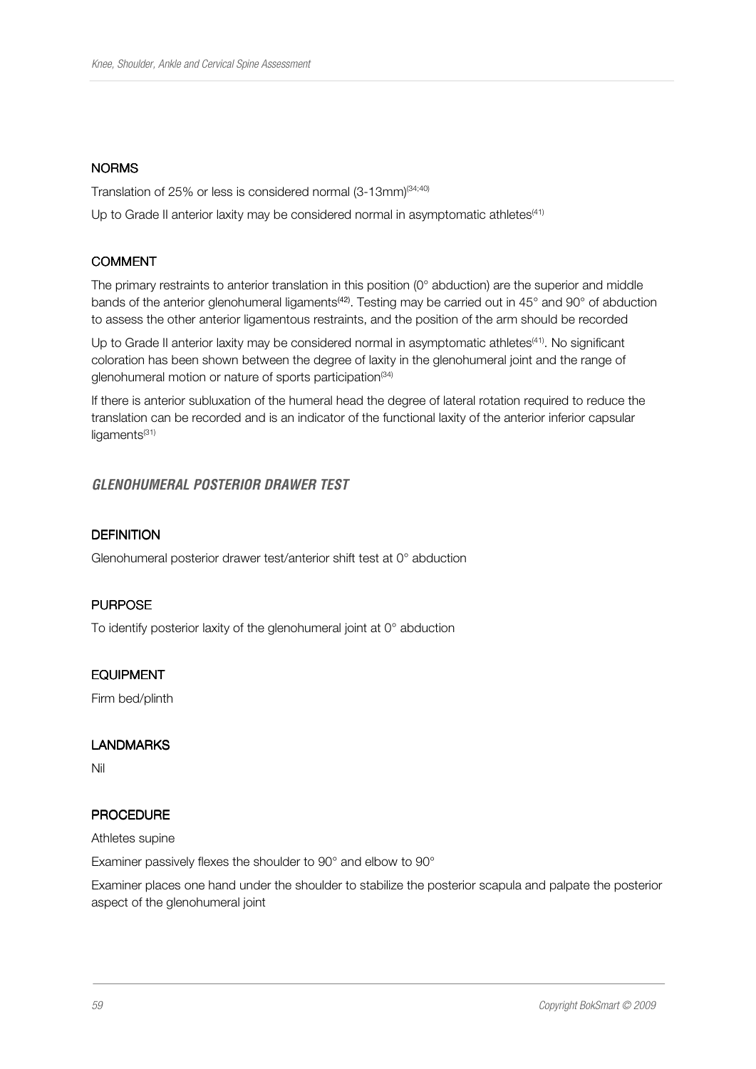### NORMS

Translation of 25% or less is considered normal (3-13mm)[34;40]

Up to Grade II anterior laxity may be considered normal in asymptomatic athletes[41]

### COMMENT

The primary restraints to anterior translation in this position (0° abduction) are the superior and middle bands of the anterior glenohumeral ligaments[42]. Testing may be carried out in 45° and 90° of abduction to assess the other anterior ligamentous restraints, and the position of the arm should be recorded

Up to Grade II anterior laxity may be considered normal in asymptomatic athletes[41]. No significant coloration has been shown between the degree of laxity in the glenohumeral joint and the range of glenohumeral motion or nature of sports participation[34]

If there is anterior subluxation of the humeral head the degree of lateral rotation required to reduce the translation can be recorded and is an indicator of the functional laxity of the anterior inferior capsular ligaments[31]

## *GLENOHUMERAL POSTERIOR DRAWER TEST*

### DEFINITION

Glenohumeral posterior drawer test/anterior shift test at 0° abduction

### PURPOSE

To identify posterior laxity of the glenohumeral joint at 0° abduction

### EQUIPMENT

Firm bed/plinth

### LANDMARKS

Nil

### PROCEDURE

Athletes supine

Examiner passively flexes the shoulder to 90° and elbow to 90°

Examiner places one hand under the shoulder to stabilize the posterior scapula and palpate the posterior aspect of the glenohumeral joint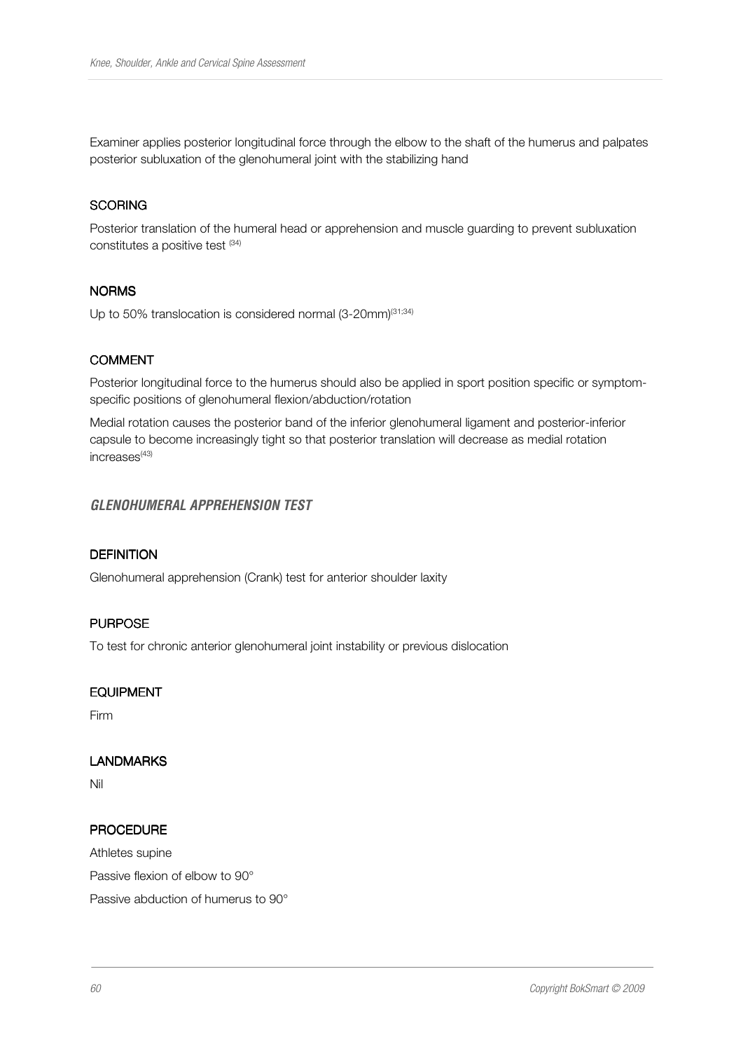Examiner applies posterior longitudinal force through the elbow to the shaft of the humerus and palpates posterior subluxation of the glenohumeral joint with the stabilizing hand

#### SCORING

Posterior translation of the humeral head or apprehension and muscle guarding to prevent subluxation constitutes a positive test [34]

#### NORMS

Up to 50% translocation is considered normal (3-20mm)[31;34]

#### COMMENT

Posterior longitudinal force to the humerus should also be applied in sport position specific or symptom-specific positions of glenohumeral flexion/abduction/rotation

Medial rotation causes the posterior band of the inferior glenohumeral ligament and posterior-inferior capsule to become increasingly tight so that posterior translation will decrease as medial rotation increases[43]

### *GLENOHUMERAL APPREHENSION TEST*

#### DEFINITION

Glenohumeral apprehension (Crank) test for anterior shoulder laxity

#### PURPOSE

To test for chronic anterior glenohumeral joint instability or previous dislocation

#### EQUIPMENT

Firm

#### LANDMARKS

Nil

#### PROCEDURE

Athletes supine

Passive flexion of elbow to 90°

Passive abduction of humerus to 90°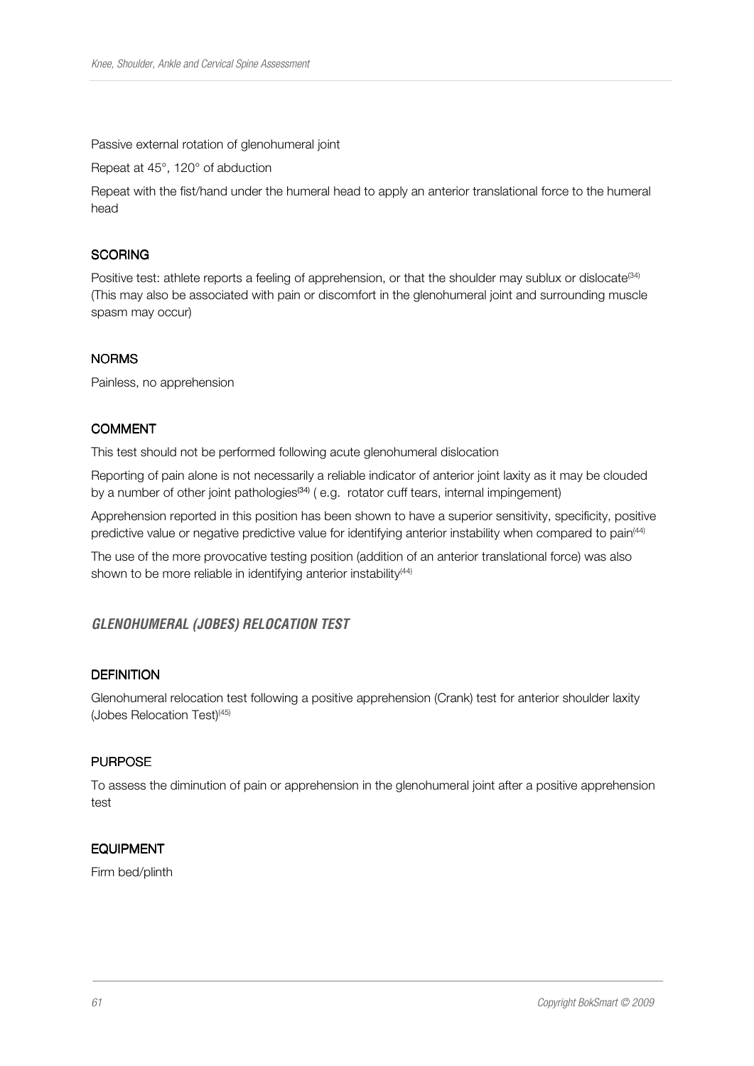Passive external rotation of glenohumeral joint

Repeat at 45°, 120° of abduction

Repeat with the fist/hand under the humeral head to apply an anterior translational force to the humeral head

#### SCORING

Positive test: athlete reports a feeling of apprehension, or that the shoulder may sublux or dislocate[34] (This may also be associated with pain or discomfort in the glenohumeral joint and surrounding muscle spasm may occur)

#### NORMS

Painless, no apprehension

#### COMMENT

This test should not be performed following acute glenohumeral dislocation

Reporting of pain alone is not necessarily a reliable indicator of anterior joint laxity as it may be clouded by a number of other joint pathologies[34] ( e.g. rotator cuff tears, internal impingement)

Apprehension reported in this position has been shown to have a superior sensitivity, specificity, positive predictive value or negative predictive value for identifying anterior instability when compared to pain[44]

The use of the more provocative testing position (addition of an anterior translational force) was also shown to be more reliable in identifying anterior instability[44]

### *GLENOHUMERAL (JOBES) RELOCATION TEST*

#### DEFINITION

Glenohumeral relocation test following a positive apprehension (Crank) test for anterior shoulder laxity (Jobes Relocation Test)[45]

#### PURPOSE

To assess the diminution of pain or apprehension in the glenohumeral joint after a positive apprehension test

#### EQUIPMENT

Firm bed/plinth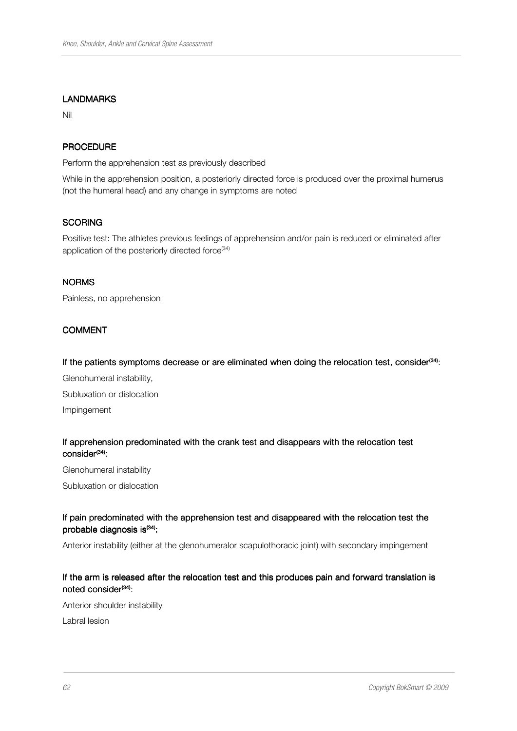### LANDMARKS

Nil

### PROCEDURE

Perform the apprehension test as previously described

While in the apprehension position, a posteriorly directed force is produced over the proximal humerus (not the humeral head) and any change in symptoms are noted

### SCORING

Positive test: The athletes previous feelings of apprehension and/or pain is reduced or eliminated after application of the posteriorly directed force[34]

### NORMS

Painless, no apprehension

### COMMENT

**If the patients symptoms decrease or are eliminated when doing the relocation test, consider[34]:**

Glenohumeral instability,

Subluxation or dislocation

Impingement

**If apprehension predominated with the crank test and disappears with the relocation test consider[34]:**

Glenohumeral instability

Subluxation or dislocation

**If pain predominated with the apprehension test and disappeared with the relocation test the probable diagnosis is[34]:**

Anterior instability (either at the glenohumeralor scapulothoracic joint) with secondary impingement

**If the arm is released after the relocation test and this produces pain and forward translation is noted consider[34]:**

Anterior shoulder instability

Labral lesion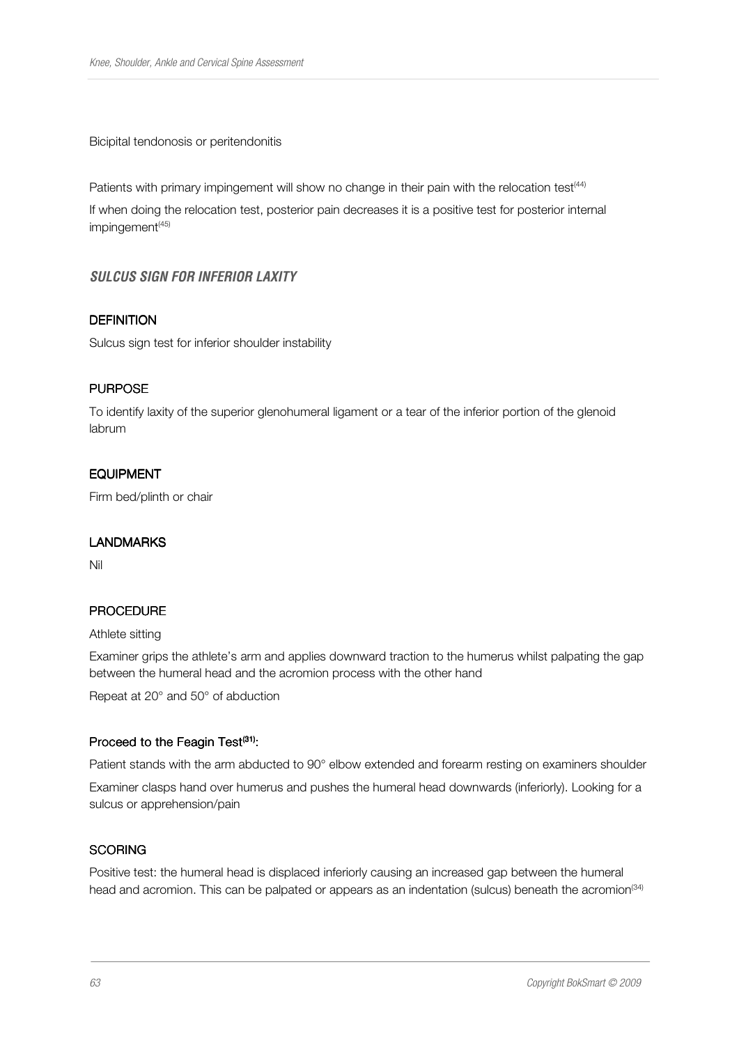Bicipital tendonosis or peritendonitis

Patients with primary impingement will show no change in their pain with the relocation test[44]

If when doing the relocation test, posterior pain decreases it is a positive test for posterior internal impingement[45]

### *SULCUS SIGN FOR INFERIOR LAXITY*

#### DEFINITION

Sulcus sign test for inferior shoulder instability

#### PURPOSE

To identify laxity of the superior glenohumeral ligament or a tear of the inferior portion of the glenoid labrum

#### EQUIPMENT

Firm bed/plinth or chair

#### LANDMARKS

Nil

#### PROCEDURE

Athlete sitting

Examiner grips the athlete's arm and applies downward traction to the humerus whilst palpating the gap between the humeral head and the acromion process with the other hand

Repeat at 20° and 50° of abduction

#### Proceed to the Feagin Test[31]:

Patient stands with the arm abducted to 90° elbow extended and forearm resting on examiners shoulder

Examiner clasps hand over humerus and pushes the humeral head downwards (inferiorly). Looking for a sulcus or apprehension/pain

#### SCORING

Positive test: the humeral head is displaced inferiorly causing an increased gap between the humeral head and acromion. This can be palpated or appears as an indentation (sulcus) beneath the acromion[34]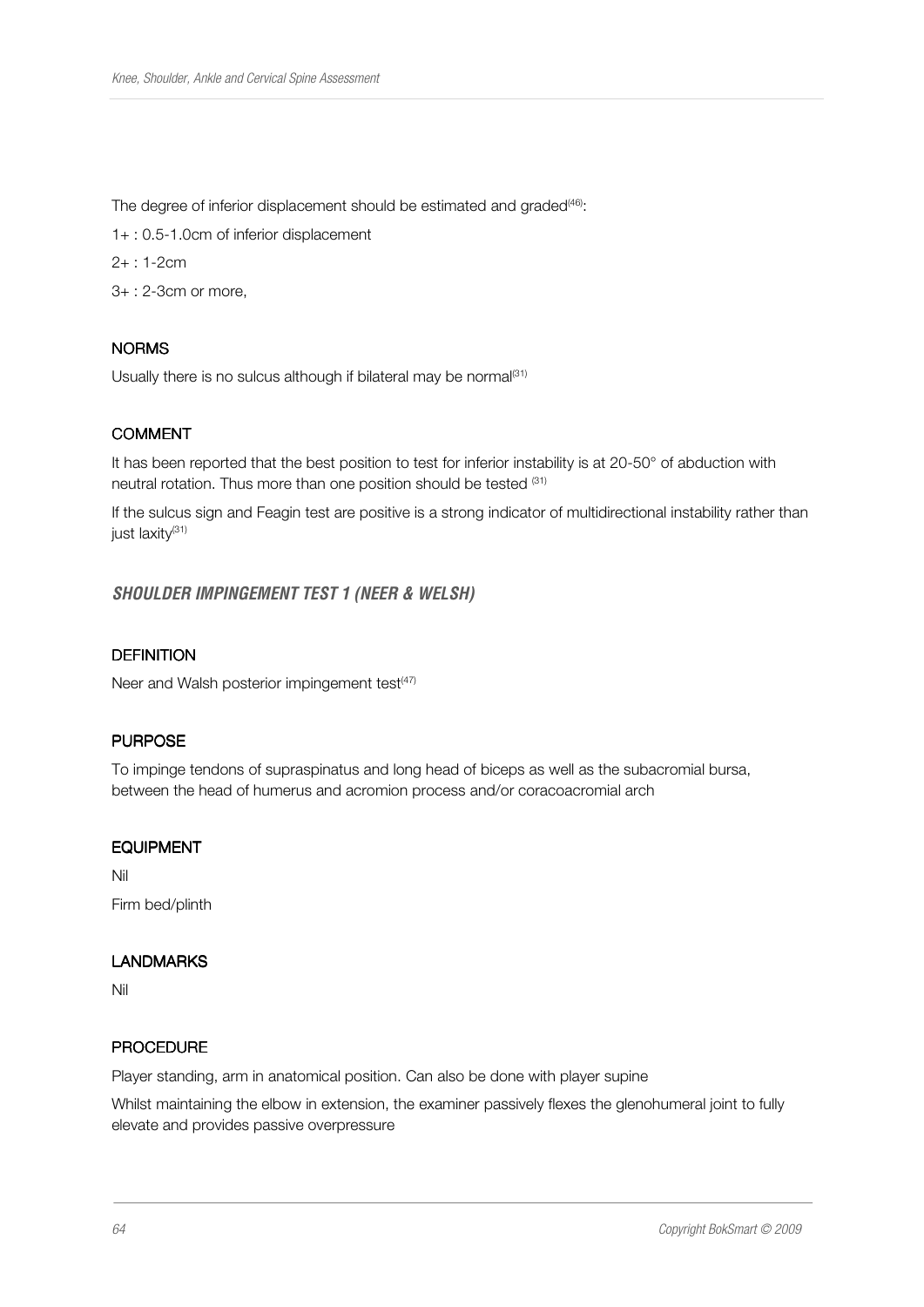The degree of inferior displacement should be estimated and graded[46]:

1+ : 0.5-1.0cm of inferior displacement

2+ : 1-2cm

3+ : 2-3cm or more,

#### NORMS

Usually there is no sulcus although if bilateral may be normal[31]

#### COMMENT

It has been reported that the best position to test for inferior instability is at 20-50° of abduction with neutral rotation. Thus more than one position should be tested [31]

If the sulcus sign and Feagin test are positive is a strong indicator of multidirectional instability rather than just laxity[31]

### *SHOULDER IMPINGEMENT TEST 1 (NEER & WELSH)*

#### DEFINITION

Neer and Walsh posterior impingement test[47]

#### PURPOSE

To impinge tendons of supraspinatus and long head of biceps as well as the subacromial bursa, between the head of humerus and acromion process and/or coracoacromial arch

#### EQUIPMENT

Nil

Firm bed/plinth

#### LANDMARKS

Nil

#### PROCEDURE

Player standing, arm in anatomical position. Can also be done with player supine

Whilst maintaining the elbow in extension, the examiner passively flexes the glenohumeral joint to fully elevate and provides passive overpressure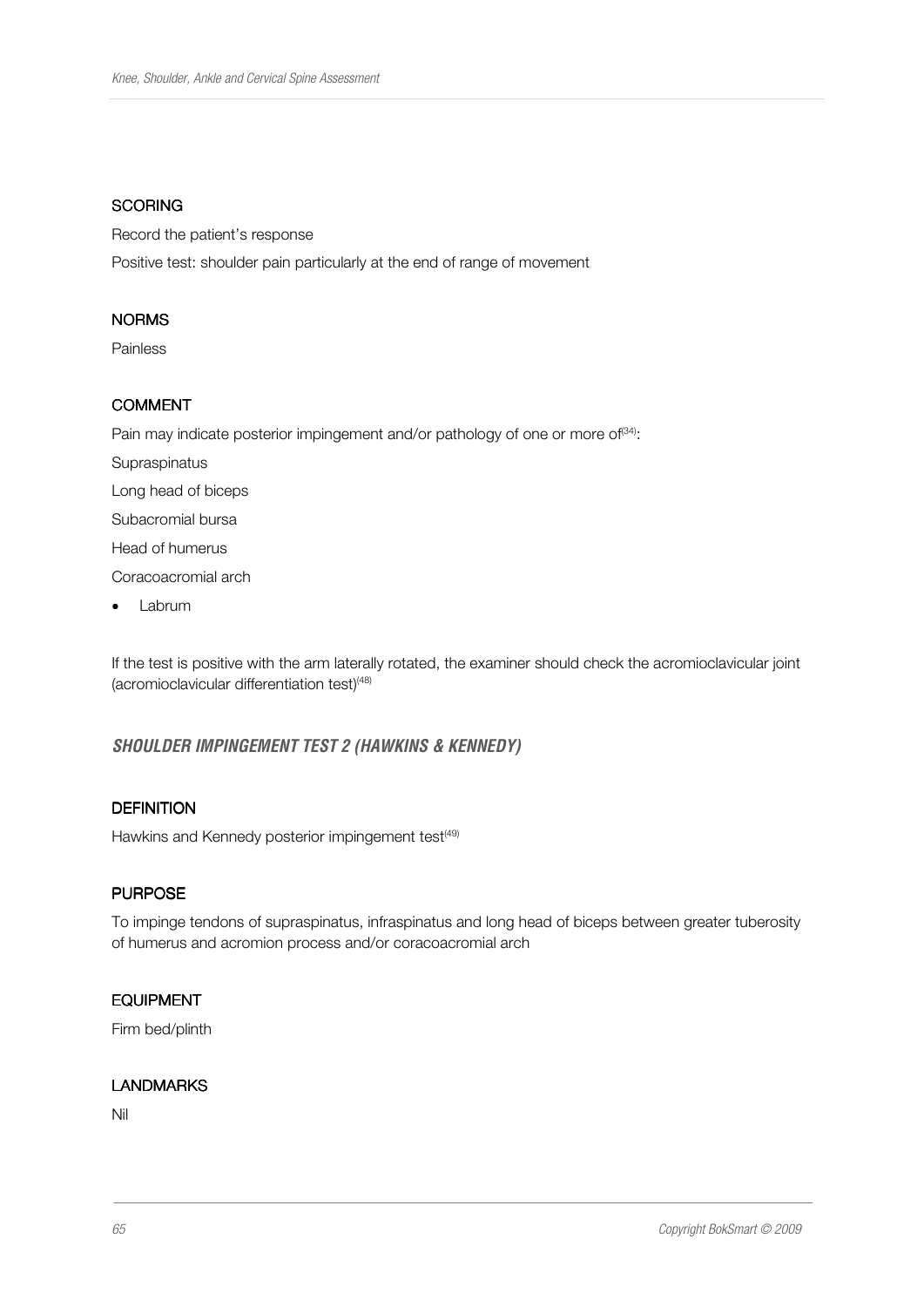### SCORING

Record the patient's response

Positive test: shoulder pain particularly at the end of range of movement

### NORMS

Painless

### COMMENT

Pain may indicate posterior impingement and/or pathology of one or more of[34]:

Supraspinatus

Long head of biceps

Subacromial bursa

Head of humerus

Coracoacromial arch

- Labrum

If the test is positive with the arm laterally rotated, the examiner should check the acromioclavicular joint (acromioclavicular differentiation test)[48]

## *SHOULDER IMPINGEMENT TEST 2 (HAWKINS & KENNEDY)*

### DEFINITION

Hawkins and Kennedy posterior impingement test[49]

### PURPOSE

To impinge tendons of supraspinatus, infraspinatus and long head of biceps between greater tuberosity of humerus and acromion process and/or coracoacromial arch

### EQUIPMENT

Firm bed/plinth

### LANDMARKS

Nil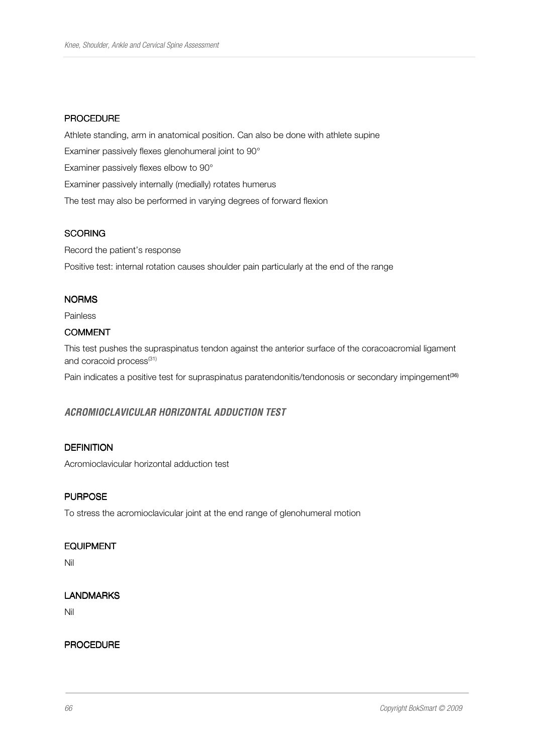#### PROCEDURE

Athlete standing, arm in anatomical position. Can also be done with athlete supine

Examiner passively flexes glenohumeral joint to 90°

Examiner passively flexes elbow to 90°

Examiner passively internally (medially) rotates humerus

The test may also be performed in varying degrees of forward flexion

#### SCORING

Record the patient's response

Positive test: internal rotation causes shoulder pain particularly at the end of the range

#### NORMS

Painless

#### COMMENT

This test pushes the supraspinatus tendon against the anterior surface of the coracoacromial ligament and coracoid process[31]

Pain indicates a positive test for supraspinatus paratendonitis/tendonosis or secondary impingement[36]

### *ACROMIOCLAVICULAR HORIZONTAL ADDUCTION TEST*

#### DEFINITION

Acromioclavicular horizontal adduction test

#### PURPOSE

To stress the acromioclavicular joint at the end range of glenohumeral motion

#### EQUIPMENT

Nil

#### LANDMARKS

Nil

#### PROCEDURE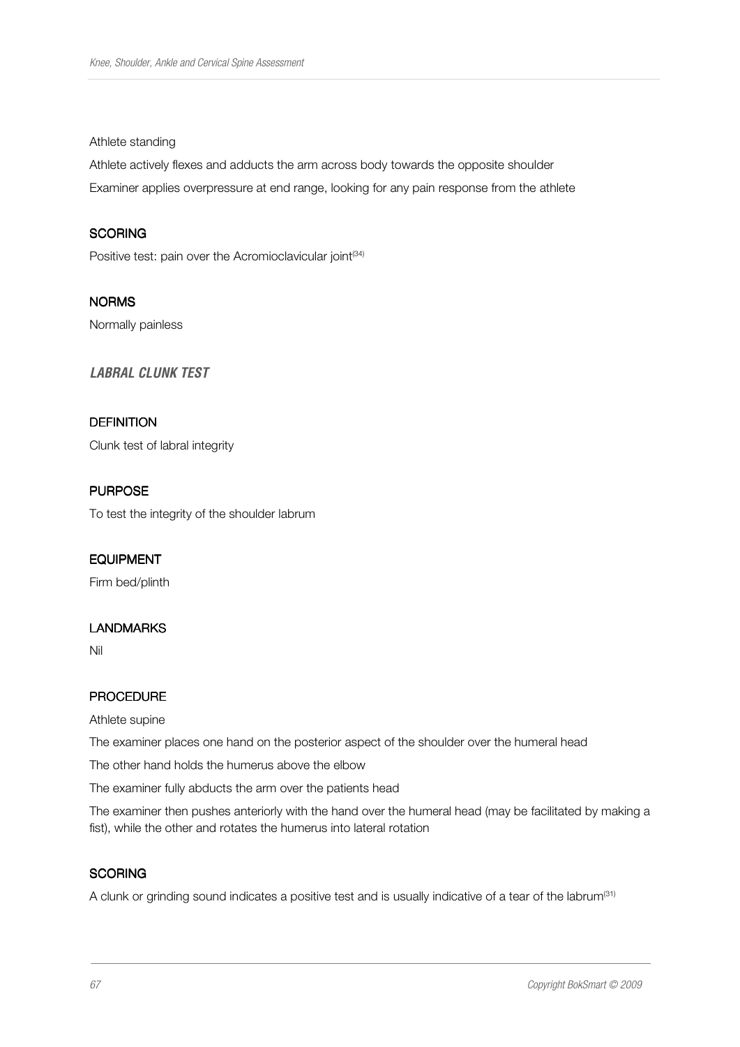Athlete standing

Athlete actively flexes and adducts the arm across body towards the opposite shoulder

Examiner applies overpressure at end range, looking for any pain response from the athlete

#### SCORING

Positive test: pain over the Acromioclavicular joint[34]

#### NORMS

Normally painless

### *LABRAL CLUNK TEST*

#### DEFINITION

Clunk test of labral integrity

#### PURPOSE

To test the integrity of the shoulder labrum

#### EQUIPMENT

Firm bed/plinth

#### LANDMARKS

Nil

#### PROCEDURE

Athlete supine

The examiner places one hand on the posterior aspect of the shoulder over the humeral head

The other hand holds the humerus above the elbow

The examiner fully abducts the arm over the patients head

The examiner then pushes anteriorly with the hand over the humeral head (may be facilitated by making a fist), while the other and rotates the humerus into lateral rotation

#### SCORING

A clunk or grinding sound indicates a positive test and is usually indicative of a tear of the labrum[31]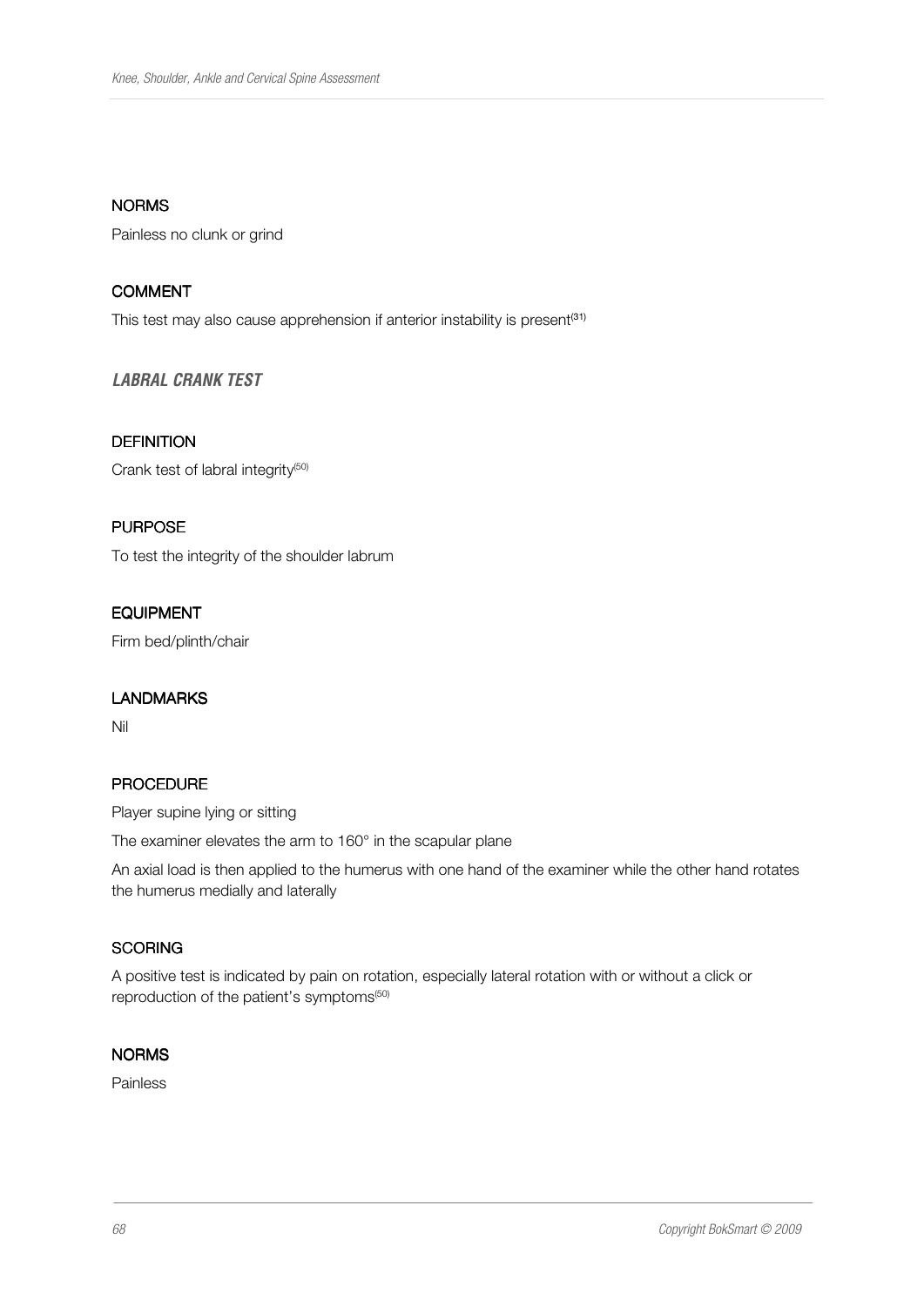#### NORMS

Painless no clunk or grind

#### COMMENT

This test may also cause apprehension if anterior instability is present[31]

### *LABRAL CRANK TEST*

#### DEFINITION

Crank test of labral integrity[50]

#### PURPOSE

To test the integrity of the shoulder labrum

#### EQUIPMENT

Firm bed/plinth/chair

#### LANDMARKS

Nil

#### PROCEDURE

Player supine lying or sitting

The examiner elevates the arm to 160° in the scapular plane

An axial load is then applied to the humerus with one hand of the examiner while the other hand rotates the humerus medially and laterally

#### SCORING

A positive test is indicated by pain on rotation, especially lateral rotation with or without a click or reproduction of the patient's symptoms[50]

#### NORMS

Painless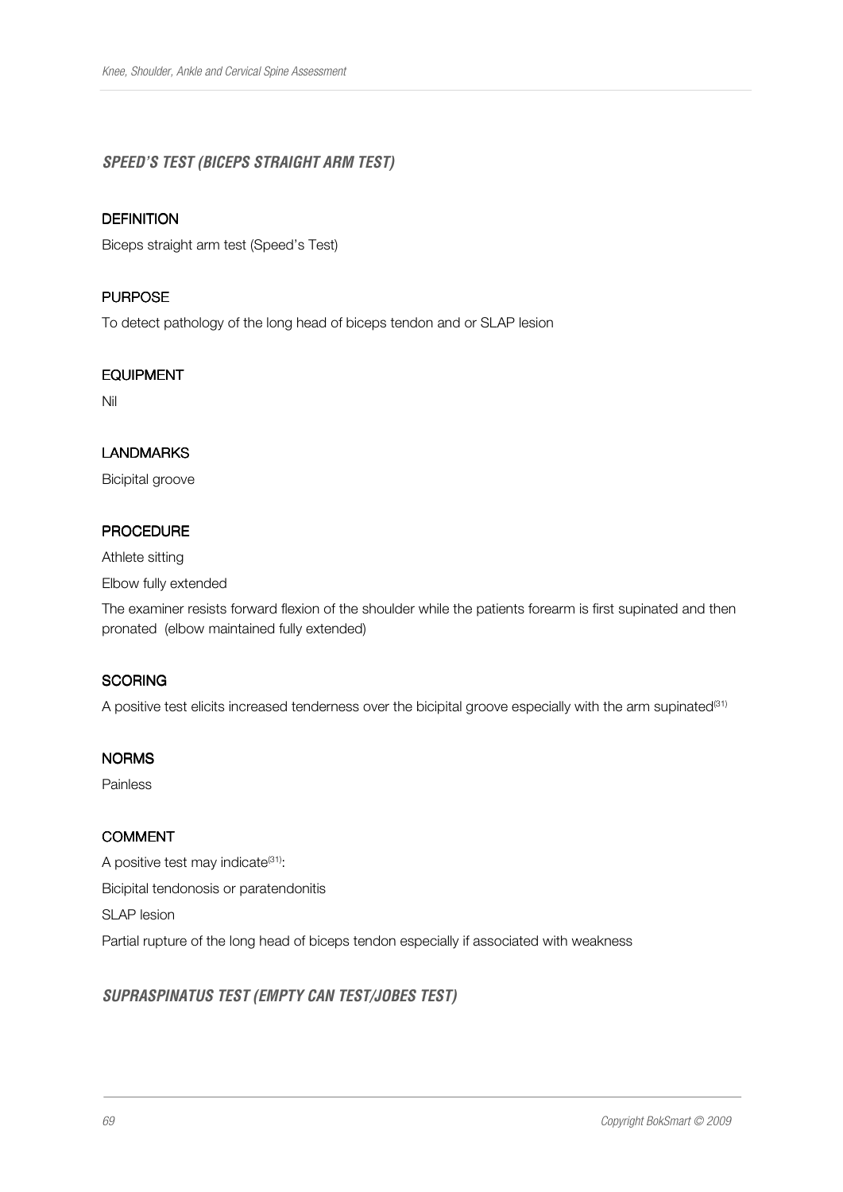### *SPEED'S TEST (BICEPS STRAIGHT ARM TEST)*

#### DEFINITION

Biceps straight arm test (Speed's Test)

#### PURPOSE

To detect pathology of the long head of biceps tendon and or SLAP lesion

#### EQUIPMENT

Nil

#### LANDMARKS

Bicipital groove

#### PROCEDURE

Athlete sitting

Elbow fully extended

The examiner resists forward flexion of the shoulder while the patients forearm is first supinated and then pronated (elbow maintained fully extended)

#### SCORING

A positive test elicits increased tenderness over the bicipital groove especially with the arm supinated[31]

#### NORMS

Painless

#### COMMENT

A positive test may indicate[31]:

Bicipital tendonosis or paratendonitis

SLAP lesion

Partial rupture of the long head of biceps tendon especially if associated with weakness

### *SUPRASPINATUS TEST (EMPTY CAN TEST/JOBES TEST)*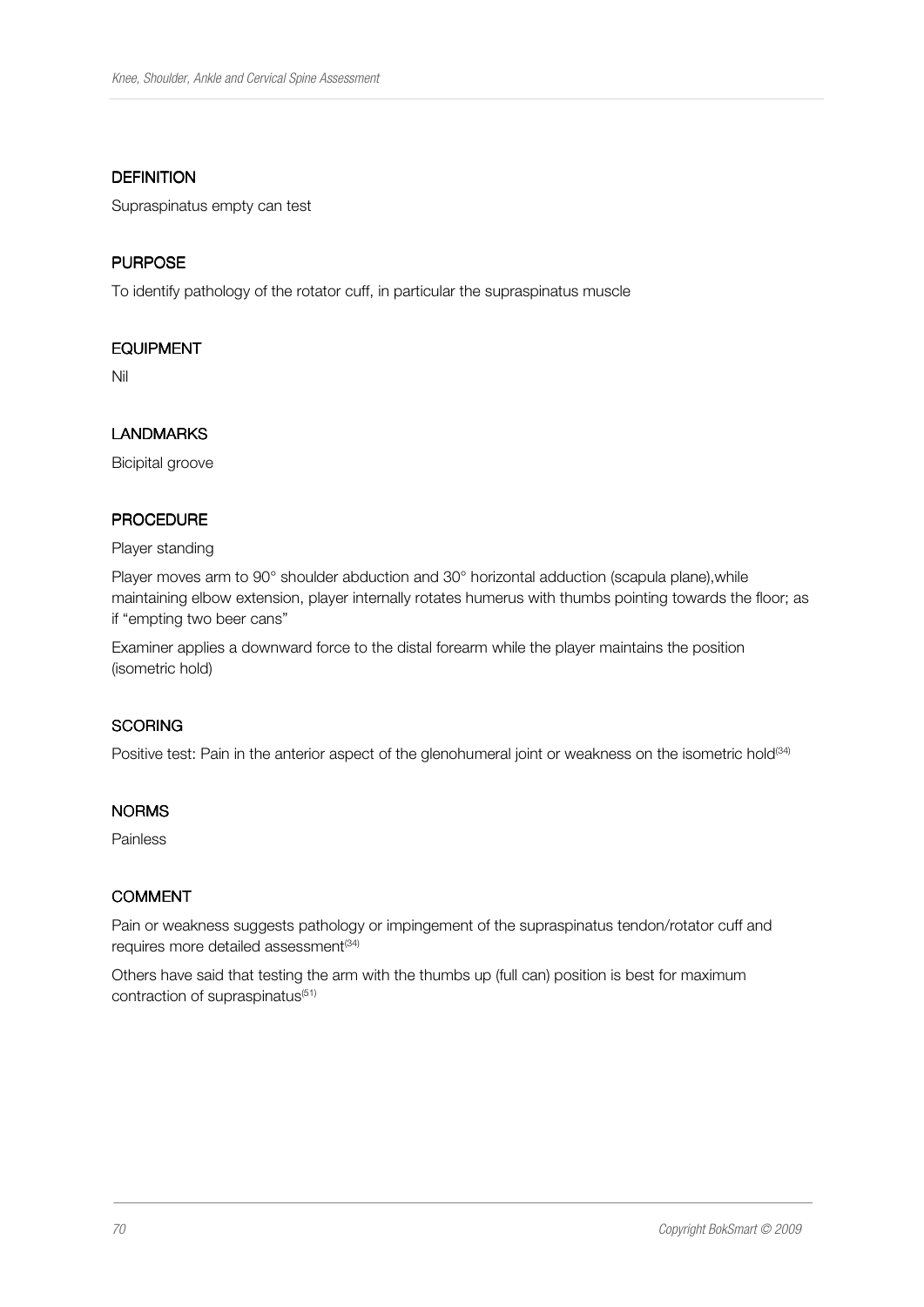## DEFINITION

Supraspinatus empty can test

## PURPOSE

To identify pathology of the rotator cuff, in particular the supraspinatus muscle

## EQUIPMENT

Nil

## LANDMARKS

Bicipital groove

## PROCEDURE

Player standing

Player moves arm to 90° shoulder abduction and 30° horizontal adduction (scapula plane),while maintaining elbow extension, player internally rotates humerus with thumbs pointing towards the floor; as if "empting two beer cans"

Examiner applies a downward force to the distal forearm while the player maintains the position (isometric hold)

## SCORING

Positive test: Pain in the anterior aspect of the glenohumeral joint or weakness on the isometric hold[34]

## NORMS

Painless

## COMMENT

Pain or weakness suggests pathology or impingement of the supraspinatus tendon/rotator cuff and requires more detailed assessment[34]

Others have said that testing the arm with the thumbs up (full can) position is best for maximum contraction of supraspinatus[51]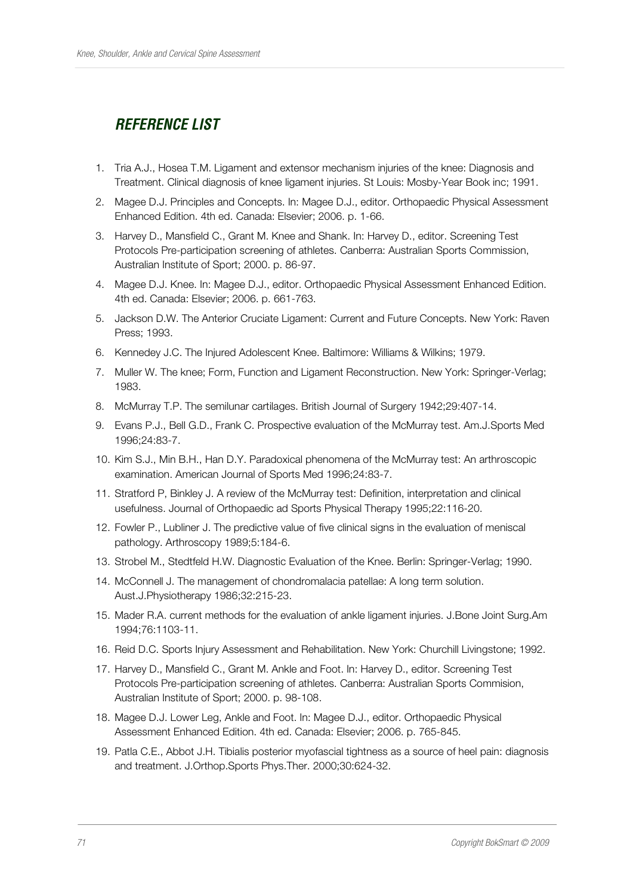## *REFERENCE LIST*

1. Tria A.J., Hosea T.M. Ligament and extensor mechanism injuries of the knee: Diagnosis and Treatment. Clinical diagnosis of knee ligament injuries. St Louis: Mosby-Year Book inc; 1991.
2. Magee D.J. Principles and Concepts. In: Magee D.J., editor. Orthopaedic Physical Assessment Enhanced Edition. 4th ed. Canada: Elsevier; 2006. p. 1-66.
3. Harvey D., Mansfield C., Grant M. Knee and Shank. In: Harvey D., editor. Screening Test Protocols Pre-participation screening of athletes. Canberra: Australian Sports Commission, Australian Institute of Sport; 2000. p. 86-97.
4. Magee D.J. Knee. In: Magee D.J., editor. Orthopaedic Physical Assessment Enhanced Edition. 4th ed. Canada: Elsevier; 2006. p. 661-763.
5. Jackson D.W. The Anterior Cruciate Ligament: Current and Future Concepts. New York: Raven Press; 1993.
6. Kennedey J.C. The Injured Adolescent Knee. Baltimore: Williams & Wilkins; 1979.
7. Muller W. The knee; Form, Function and Ligament Reconstruction. New York: Springer-Verlag; 1983.
8. McMurray T.P. The semilunar cartilages. British Journal of Surgery 1942;29:407-14.
9. Evans P.J., Bell G.D., Frank C. Prospective evaluation of the McMurray test. Am.J.Sports Med 1996;24:83-7.
10. Kim S.J., Min B.H., Han D.Y. Paradoxical phenomena of the McMurray test: An arthroscopic examination. American Journal of Sports Med 1996;24:83-7.
11. Stratford P, Binkley J. A review of the McMurray test: Definition, interpretation and clinical usefulness. Journal of Orthopaedic ad Sports Physical Therapy 1995;22:116-20.
12. Fowler P., Lubliner J. The predictive value of five clinical signs in the evaluation of meniscal pathology. Arthroscopy 1989;5:184-6.
13. Strobel M., Stedtfeld H.W. Diagnostic Evaluation of the Knee. Berlin: Springer-Verlag; 1990.
14. McConnell J. The management of chondromalacia patellae: A long term solution. Aust.J.Physiotherapy 1986;32:215-23.
15. Mader R.A. current methods for the evaluation of ankle ligament injuries. J.Bone Joint Surg.Am 1994;76:1103-11.
16. Reid D.C. Sports Injury Assessment and Rehabilitation. New York: Churchill Livingstone; 1992.
17. Harvey D., Mansfield C., Grant M. Ankle and Foot. In: Harvey D., editor. Screening Test Protocols Pre-participation screening of athletes. Canberra: Australian Sports Commision, Australian Institute of Sport; 2000. p. 98-108.
18. Magee D.J. Lower Leg, Ankle and Foot. In: Magee D.J., editor. Orthopaedic Physical Assessment Enhanced Edition. 4th ed. Canada: Elsevier; 2006. p. 765-845.
19. Patla C.E., Abbot J.H. Tibialis posterior myofascial tightness as a source of heel pain: diagnosis and treatment. J.Orthop.Sports Phys.Ther. 2000;30:624-32.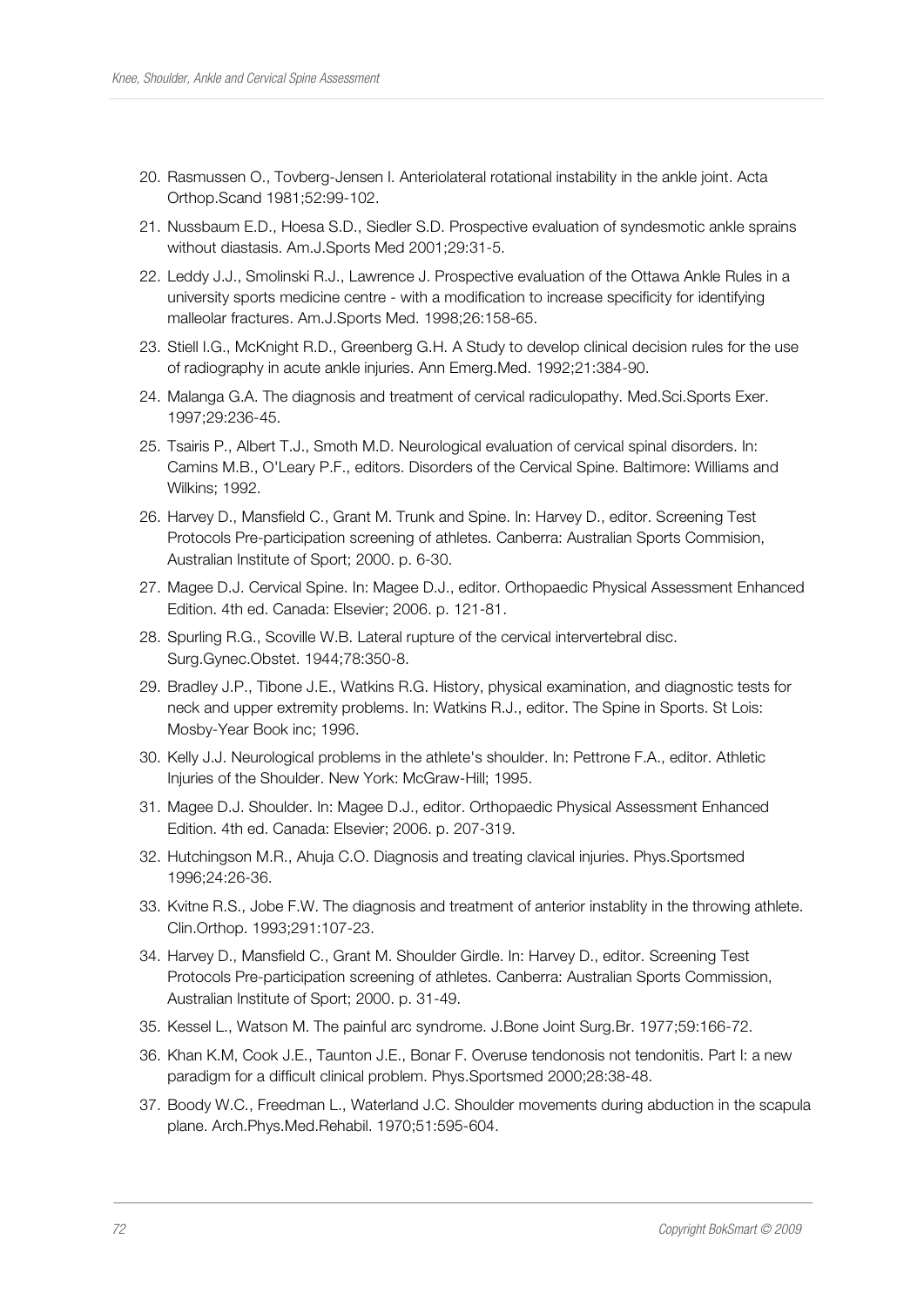20. Rasmussen O., Tovberg-Jensen I. Anteriolateral rotational instability in the ankle joint. Acta Orthop.Scand 1981;52:99-102.
21. Nussbaum E.D., Hoesa S.D., Siedler S.D. Prospective evaluation of syndesmotic ankle sprains without diastasis. Am.J.Sports Med 2001;29:31-5.
22. Leddy J.J., Smolinski R.J., Lawrence J. Prospective evaluation of the Ottawa Ankle Rules in a university sports medicine centre - with a modification to increase specificity for identifying malleolar fractures. Am.J.Sports Med. 1998;26:158-65.
23. Stiell I.G., McKnight R.D., Greenberg G.H. A Study to develop clinical decision rules for the use of radiography in acute ankle injuries. Ann Emerg.Med. 1992;21:384-90.
24. Malanga G.A. The diagnosis and treatment of cervical radiculopathy. Med.Sci.Sports Exer. 1997;29:236-45.
25. Tsairis P., Albert T.J., Smoth M.D. Neurological evaluation of cervical spinal disorders. In: Camins M.B., O'Leary P.F., editors. Disorders of the Cervical Spine. Baltimore: Williams and Wilkins; 1992.
26. Harvey D., Mansfield C., Grant M. Trunk and Spine. In: Harvey D., editor. Screening Test Protocols Pre-participation screening of athletes. Canberra: Australian Sports Commision, Australian Institute of Sport; 2000. p. 6-30.
27. Magee D.J. Cervical Spine. In: Magee D.J., editor. Orthopaedic Physical Assessment Enhanced Edition. 4th ed. Canada: Elsevier; 2006. p. 121-81.
28. Spurling R.G., Scoville W.B. Lateral rupture of the cervical intervertebral disc. Surg.Gynec.Obstet. 1944;78:350-8.
29. Bradley J.P., Tibone J.E., Watkins R.G. History, physical examination, and diagnostic tests for neck and upper extremity problems. In: Watkins R.J., editor. The Spine in Sports. St Lois: Mosby-Year Book inc; 1996.
30. Kelly J.J. Neurological problems in the athlete's shoulder. In: Pettrone F.A., editor. Athletic Injuries of the Shoulder. New York: McGraw-Hill; 1995.
31. Magee D.J. Shoulder. In: Magee D.J., editor. Orthopaedic Physical Assessment Enhanced Edition. 4th ed. Canada: Elsevier; 2006. p. 207-319.
32. Hutchingson M.R., Ahuja C.O. Diagnosis and treating clavical injuries. Phys.Sportsmed 1996;24:26-36.
33. Kvitne R.S., Jobe F.W. The diagnosis and treatment of anterior instablity in the throwing athlete. Clin.Orthop. 1993;291:107-23.
34. Harvey D., Mansfield C., Grant M. Shoulder Girdle. In: Harvey D., editor. Screening Test Protocols Pre-participation screening of athletes. Canberra: Australian Sports Commission, Australian Institute of Sport; 2000. p. 31-49.
35. Kessel L., Watson M. The painful arc syndrome. J.Bone Joint Surg.Br. 1977;59:166-72.
36. Khan K.M, Cook J.E., Taunton J.E., Bonar F. Overuse tendonosis not tendonitis. Part I: a new paradigm for a difficult clinical problem. Phys.Sportsmed 2000;28:38-48.
37. Boody W.C., Freedman L., Waterland J.C. Shoulder movements during abduction in the scapula plane. Arch.Phys.Med.Rehabil. 1970;51:595-604.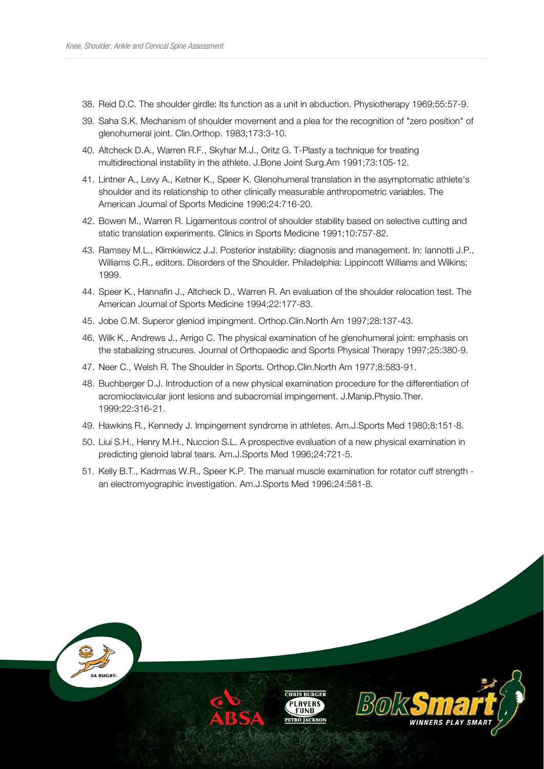38. Reid D.C. The shoulder girdle: Its function as a unit in abduction. Physiotherapy 1969;55:57-9.
39. Saha S.K. Mechanism of shoulder movement and a plea for the recognition of "zero position" of glenohumeral joint. Clin.Orthop. 1983;173:3-10.
40. Altcheck D.A., Warren R.F., Skyhar M.J., Oritz G. T-Plasty a technique for treating multidirectional instability in the athlete. J.Bone Joint Surg.Am 1991;73:105-12.
41. Lintner A., Levy A., Ketner K., Speer K. Glenohumeral translation in the asymptomatic athlete's shoulder and its relationship to other clinically measurable anthropometric variables. The American Journal of Sports Medicine 1996;24:716-20.
42. Bowen M., Warren R. Ligamentous control of shoulder stability based on selective cutting and static translation experiments. Clinics in Sports Medicine 1991;10:757-82.
43. Ramsey M.L., Klimkiewicz J.J. Posterior instability: diagnosis and management. In: Iannotti J.P., Williams C.R., editors. Disorders of the Shoulder. Philadelphia: Lippincott Williams and Wilkins; 1999.
44. Speer K., Hannafin J., Altcheck D., Warren R. An evaluation of the shoulder relocation test. The American Journal of Sports Medicine 1994;22:177-83.
45. Jobe C.M. Superor gleniod impingment. Orthop.Clin.North Am 1997;28:137-43.
46. Wilk K., Andrews J., Arrigo C. The physical examination of he glenohumeral joint: emphasis on the stabalizing strucures. Journal of Orthopaedic and Sports Physical Therapy 1997;25:380-9.
47. Neer C., Welsh R. The Shoulder in Sports. Orthop.Clin.North Am 1977;8:583-91.
48. Buchberger D.J. Introduction of a new physical examination procedure for the differentiation of acromioclavicular jiont lesions and subacromial impingement. J.Manip.Physio.Ther. 1999;22:316-21.
49. Hawkins R., Kennedy J. Impingement syndrome in athletes. Am.J.Sports Med 1980;8:151-8.
50. Liui S.H., Henry M.H., Nuccion S.L. A prospective evaluation of a new physical examination in predicting glenoid labral tears. Am.J.Sports Med 1996;24:721-5.
51. Kelly B.T., Kadrmas W.R., Speer K.P. The manual muscle examination for rotator cuff strength - an electromyographic investigation. Am.J.Sports Med 1996;24:581-8.